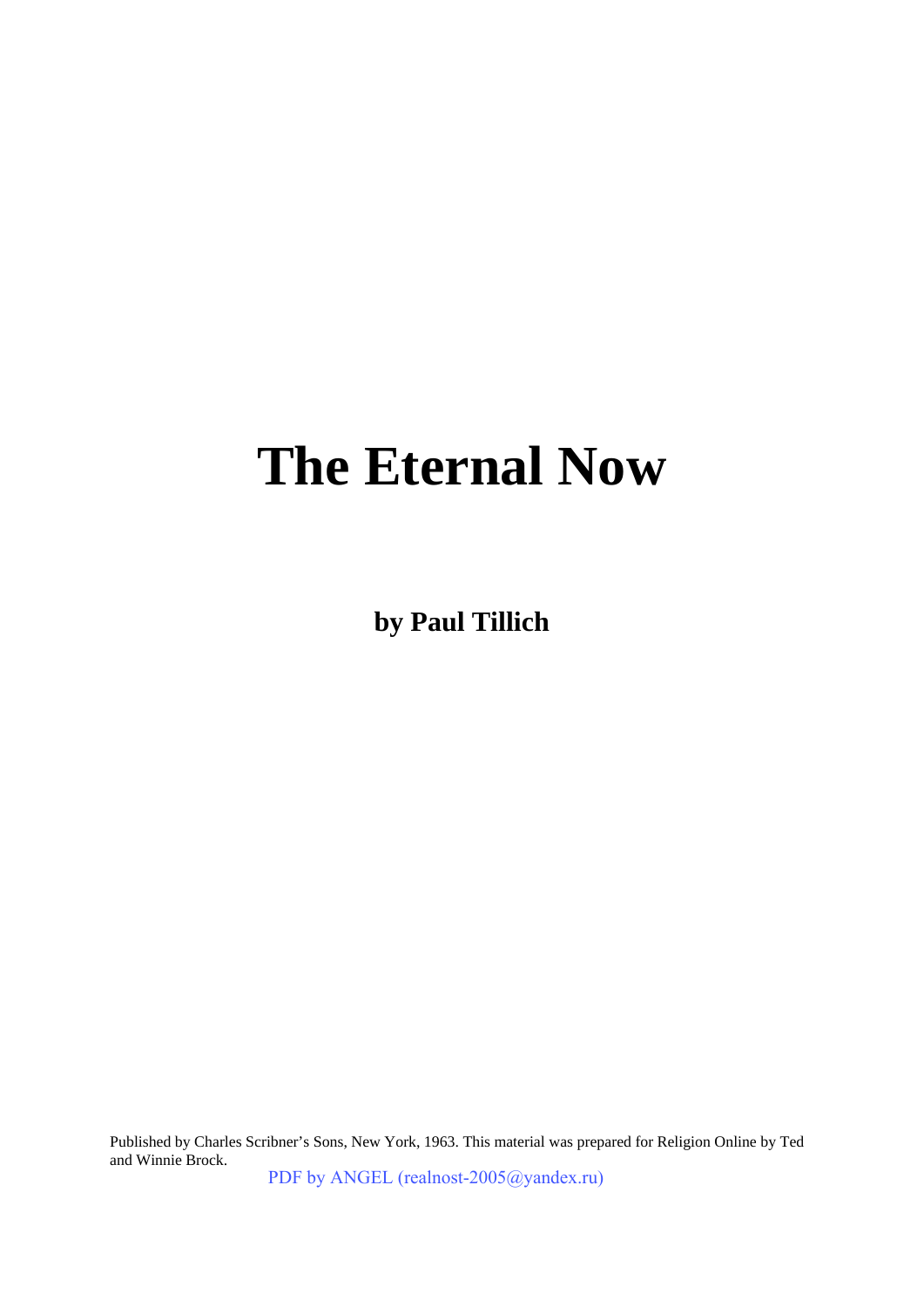# The Eternal Now

**by Paul Tillich**

Published by Charles Scribner's Sons, New York, 1963. This material was prepared for Religion Online by Ted and Winnie Brock.

PDF by ANGEL (realnost-2005@yandex.ru)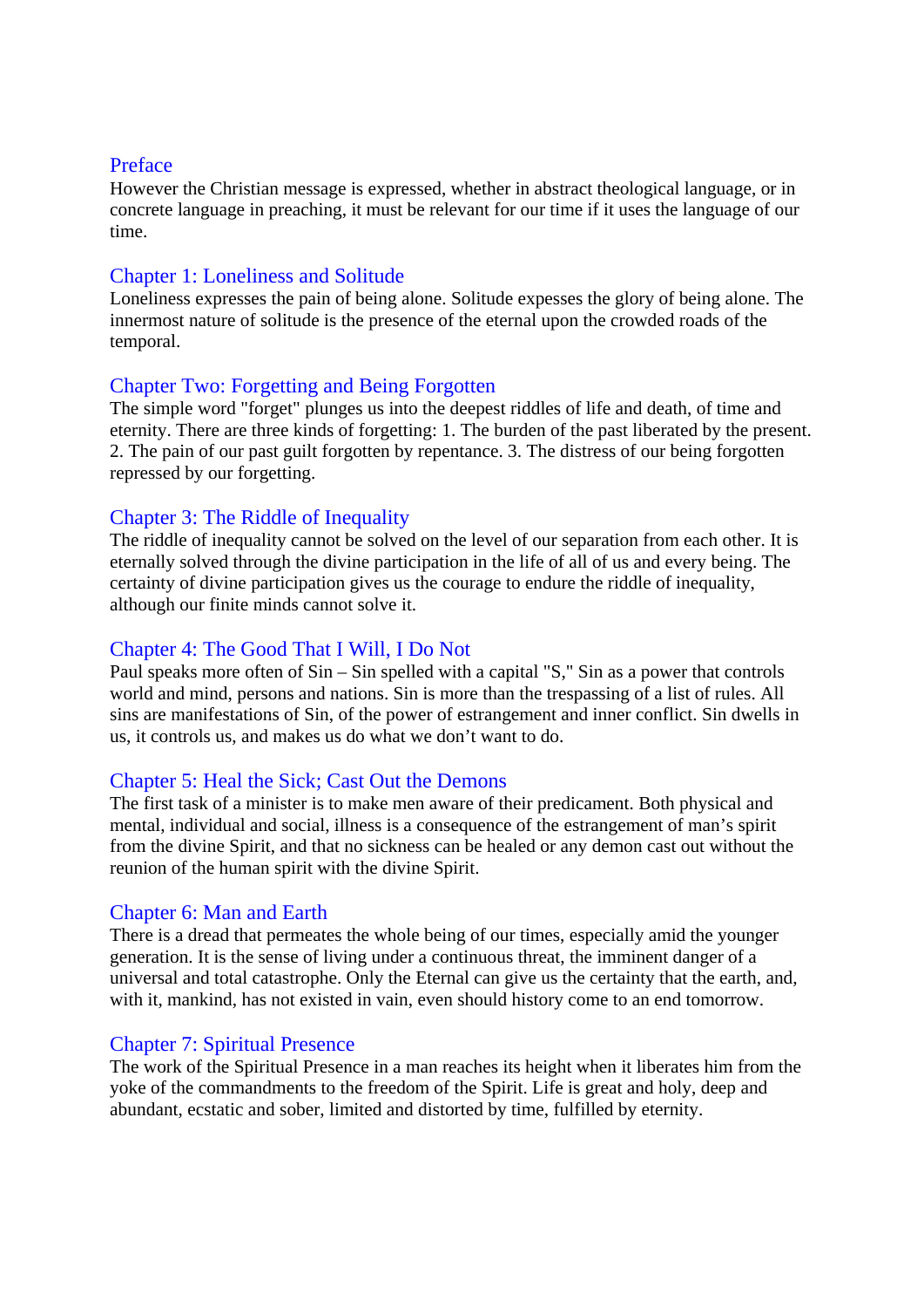## Preface

However the Christian message is expressed, whether in abstract theological language, or in concrete language in preaching, it must be relevant for our time if it uses the language of our time.

## Chapter 1: Loneliness and Solitude

Loneliness expresses the pain of being alone. Solitude expesses the glory of being alone. The innermost nature of solitude is the presence of the eternal upon the crowded roads of the temporal.

## Chapter Two: Forgetting and Being Forgotten

The simple word "forget" plunges us into the deepest riddles of life and death, of time and eternity. There are three kinds of forgetting: 1. The burden of the past liberated by the present. 2. The pain of our past guilt forgotten by repentance. 3. The distress of our being forgotten repressed by our forgetting.

## Chapter 3: The Riddle of Inequality

The riddle of inequality cannot be solved on the level of our separation from each other. It is eternally solved through the divine participation in the life of all of us and every being. The certainty of divine participation gives us the courage to endure the riddle of inequality, although our finite minds cannot solve it.

## Chapter 4: The Good That I Will, I Do Not

Paul speaks more often of Sin – Sin spelled with a capital "S," Sin as a power that controls world and mind, persons and nations. Sin is more than the trespassing of a list of rules. All sins are manifestations of Sin, of the power of estrangement and inner conflict. Sin dwells in us, it controls us, and makes us do what we don't want to do.

## Chapter 5: Heal the Sick; Cast Out the Demons

The first task of a minister is to make men aware of their predicament. Both physical and mental, individual and social, illness is a consequence of the estrangement of man's spirit from the divine Spirit, and that no sickness can be healed or any demon cast out without the reunion of the human spirit with the divine Spirit.

## Chapter 6: Man and Earth

There is a dread that permeates the whole being of our times, especially amid the younger generation. It is the sense of living under a continuous threat, the imminent danger of a universal and total catastrophe. Only the Eternal can give us the certainty that the earth, and, with it, mankind, has not existed in vain, even should history come to an end tomorrow.

## Chapter 7: Spiritual Presence

The work of the Spiritual Presence in a man reaches its height when it liberates him from the yoke of the commandments to the freedom of the Spirit. Life is great and holy, deep and abundant, ecstatic and sober, limited and distorted by time, fulfilled by eternity.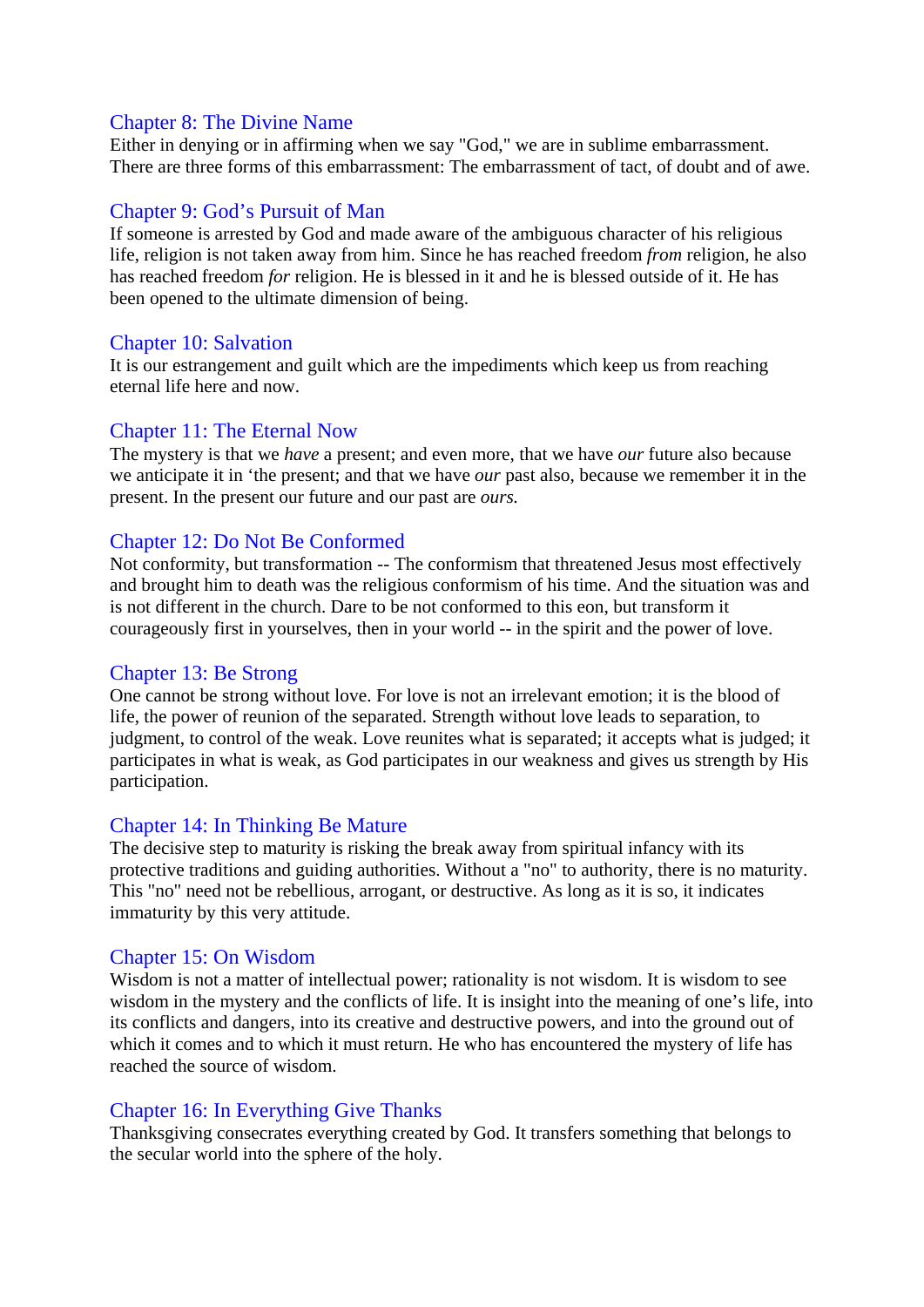## Chapter 8: The Divine Name

Either in denying or in affirming when we say "God," we are in sublime embarrassment. There are three forms of this embarrassment: The embarrassment of tact, of doubt and of awe.

## Chapter 9: God's Pursuit of Man

If someone is arrested by God and made aware of the ambiguous character of his religious life, religion is not taken away from him. Since he has reached freedom *from* religion, he also has reached freedom *for* religion. He is blessed in it and he is blessed outside of it. He has been opened to the ultimate dimension of being.

## Chapter 10: Salvation

It is our estrangement and guilt which are the impediments which keep us from reaching eternal life here and now.

## Chapter 11: The Eternal Now

The mystery is that we *have* a present; and even more, that we have *our* future also because we anticipate it in 'the present; and that we have *our* past also, because we remember it in the present. In the present our future and our past are *ours.*

## Chapter 12: Do Not Be Conformed

Not conformity, but transformation -- The conformism that threatened Jesus most effectively and brought him to death was the religious conformism of his time. And the situation was and is not different in the church. Dare to be not conformed to this eon, but transform it courageously first in yourselves, then in your world -- in the spirit and the power of love.

## Chapter 13: Be Strong

One cannot be strong without love. For love is not an irrelevant emotion; it is the blood of life, the power of reunion of the separated. Strength without love leads to separation, to judgment, to control of the weak. Love reunites what is separated; it accepts what is judged; it participates in what is weak, as God participates in our weakness and gives us strength by His participation.

## Chapter 14: In Thinking Be Mature

The decisive step to maturity is risking the break away from spiritual infancy with its protective traditions and guiding authorities. Without a "no" to authority, there is no maturity. This "no" need not be rebellious, arrogant, or destructive. As long as it is so, it indicates immaturity by this very attitude.

## Chapter 15: On Wisdom

Wisdom is not a matter of intellectual power; rationality is not wisdom. It is wisdom to see wisdom in the mystery and the conflicts of life. It is insight into the meaning of one's life, into its conflicts and dangers, into its creative and destructive powers, and into the ground out of which it comes and to which it must return. He who has encountered the mystery of life has reached the source of wisdom.

## Chapter 16: In Everything Give Thanks

Thanksgiving consecrates everything created by God. It transfers something that belongs to the secular world into the sphere of the holy.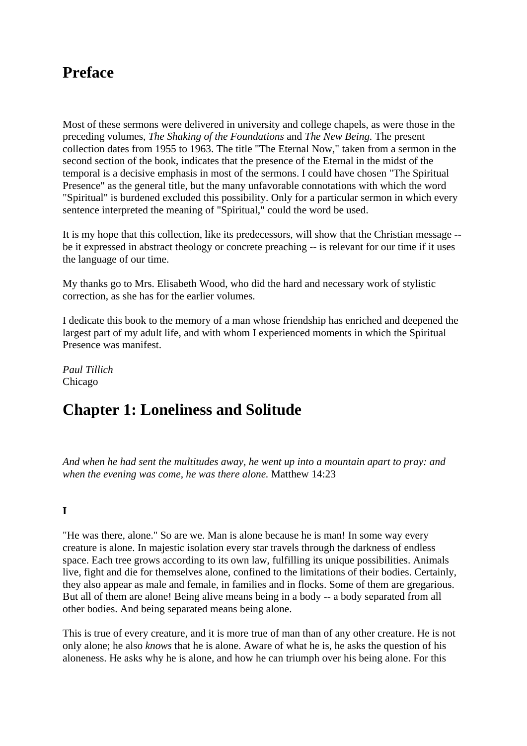## Preface

Most of these sermons were delivered in university and college chapels, as were those in the preceding volumes, *The Shaking of the Foundations* and *The New Being*. The present collection dates from 1955 to 1963. The title "The Eternal Now," taken from a sermon in the second section of the book, indicates that the presence of the Eternal in the midst of the temporal is a decisive emphasis in most of the sermons. I could have chosen "The Spiritual Presence" as the general title, but the many unfavorable connotations with which the word "Spiritual" is burdened excluded this possibility. Only for a particular sermon in which every sentence interpreted the meaning of "Spiritual," could the word be used.

It is my hope that this collection, like its predecessors, will show that the Christian message -- be it expressed in abstract theology or concrete preaching -- is relevant for our time if it uses the language of our time.

My thanks go to Mrs. Elisabeth Wood, who did the hard and necessary work of stylistic correction, as she has for the earlier volumes.

I dedicate this book to the memory of a man whose friendship has enriched and deepened the largest part of my adult life, and with whom I experienced moments in which the Spiritual Presence was manifest.

*Paul Tillich*
Chicago

## Chapter 1: Loneliness and Solitude

*And when he had sent the multitudes away, he went up into a mountain apart to pray: and when the evening was come, he was there alone.* Matthew 14:23

**I**

"He was there, alone." So are we. Man is alone because he is man! In some way every creature is alone. In majestic isolation every star travels through the darkness of endless space. Each tree grows according to its own law, fulfilling its unique possibilities. Animals live, fight and die for themselves alone, confined to the limitations of their bodies. Certainly, they also appear as male and female, in families and in flocks. Some of them are gregarious. But all of them are alone! Being alive means being in a body -- a body separated from all other bodies. And being separated means being alone.

This is true of every creature, and it is more true of man than of any other creature. He is not only alone; he also *knows* that he is alone. Aware of what he is, he asks the question of his aloneness. He asks why he is alone, and how he can triumph over his being alone. For this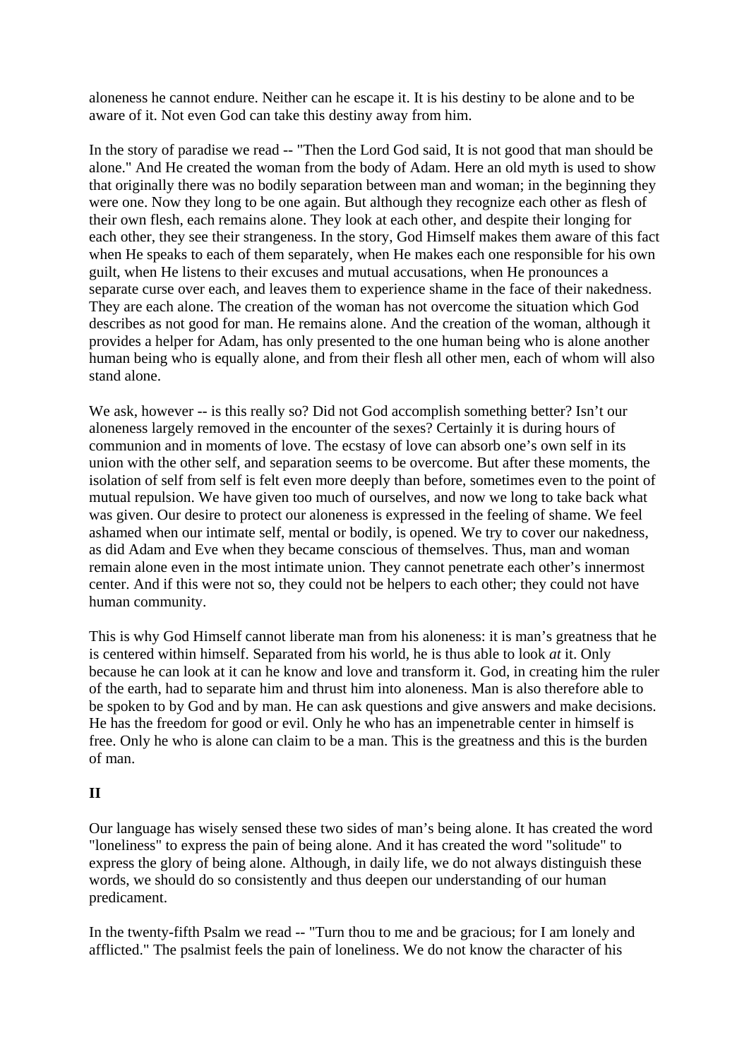aloneness he cannot endure. Neither can he escape it. It is his destiny to be alone and to be aware of it. Not even God can take this destiny away from him.

In the story of paradise we read -- "Then the Lord God said, It is not good that man should be alone." And He created the woman from the body of Adam. Here an old myth is used to show that originally there was no bodily separation between man and woman; in the beginning they were one. Now they long to be one again. But although they recognize each other as flesh of their own flesh, each remains alone. They look at each other, and despite their longing for each other, they see their strangeness. In the story, God Himself makes them aware of this fact when He speaks to each of them separately, when He makes each one responsible for his own guilt, when He listens to their excuses and mutual accusations, when He pronounces a separate curse over each, and leaves them to experience shame in the face of their nakedness. They are each alone. The creation of the woman has not overcome the situation which God describes as not good for man. He remains alone. And the creation of the woman, although it provides a helper for Adam, has only presented to the one human being who is alone another human being who is equally alone, and from their flesh all other men, each of whom will also stand alone.

We ask, however -- is this really so? Did not God accomplish something better? Isn't our aloneness largely removed in the encounter of the sexes? Certainly it is during hours of communion and in moments of love. The ecstasy of love can absorb one's own self in its union with the other self, and separation seems to be overcome. But after these moments, the isolation of self from self is felt even more deeply than before, sometimes even to the point of mutual repulsion. We have given too much of ourselves, and now we long to take back what was given. Our desire to protect our aloneness is expressed in the feeling of shame. We feel ashamed when our intimate self, mental or bodily, is opened. We try to cover our nakedness, as did Adam and Eve when they became conscious of themselves. Thus, man and woman remain alone even in the most intimate union. They cannot penetrate each other's innermost center. And if this were not so, they could not be helpers to each other; they could not have human community.

This is why God Himself cannot liberate man from his aloneness: it is man's greatness that he is centered within himself. Separated from his world, he is thus able to look *at* it. Only because he can look at it can he know and love and transform it. God, in creating him the ruler of the earth, had to separate him and thrust him into aloneness. Man is also therefore able to be spoken to by God and by man. He can ask questions and give answers and make decisions. He has the freedom for good or evil. Only he who has an impenetrable center in himself is free. Only he who is alone can claim to be a man. This is the greatness and this is the burden of man.

## II

Our language has wisely sensed these two sides of man's being alone. It has created the word "loneliness" to express the pain of being alone. And it has created the word "solitude" to express the glory of being alone. Although, in daily life, we do not always distinguish these words, we should do so consistently and thus deepen our understanding of our human predicament.

In the twenty-fifth Psalm we read -- "Turn thou to me and be gracious; for I am lonely and afflicted." The psalmist feels the pain of loneliness. We do not know the character of his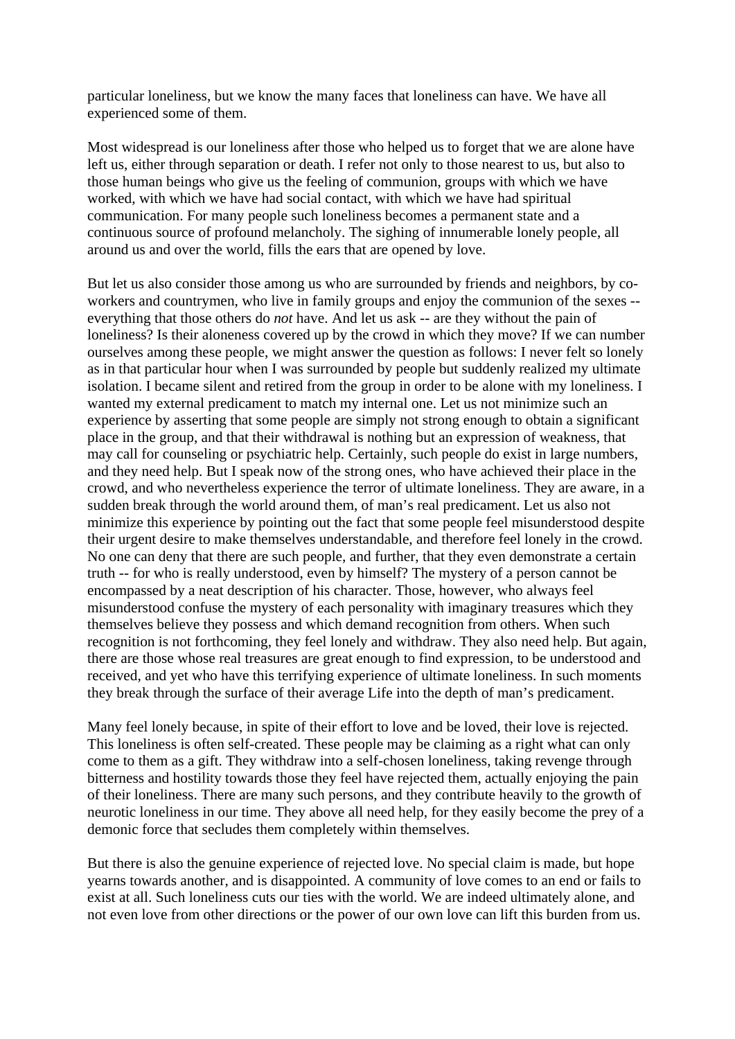particular loneliness, but we know the many faces that loneliness can have. We have all experienced some of them.

Most widespread is our loneliness after those who helped us to forget that we are alone have left us, either through separation or death. I refer not only to those nearest to us, but also to those human beings who give us the feeling of communion, groups with which we have worked, with which we have had social contact, with which we have had spiritual communication. For many people such loneliness becomes a permanent state and a continuous source of profound melancholy. The sighing of innumerable lonely people, all around us and over the world, fills the ears that are opened by love.

But let us also consider those among us who are surrounded by friends and neighbors, by co-workers and countrymen, who live in family groups and enjoy the communion of the sexes -- everything that those others do *not* have. And let us ask -- are they without the pain of loneliness? Is their aloneness covered up by the crowd in which they move? If we can number ourselves among these people, we might answer the question as follows: I never felt so lonely as in that particular hour when I was surrounded by people but suddenly realized my ultimate isolation. I became silent and retired from the group in order to be alone with my loneliness. I wanted my external predicament to match my internal one. Let us not minimize such an experience by asserting that some people are simply not strong enough to obtain a significant place in the group, and that their withdrawal is nothing but an expression of weakness, that may call for counseling or psychiatric help. Certainly, such people do exist in large numbers, and they need help. But I speak now of the strong ones, who have achieved their place in the crowd, and who nevertheless experience the terror of ultimate loneliness. They are aware, in a sudden break through the world around them, of man's real predicament. Let us also not minimize this experience by pointing out the fact that some people feel misunderstood despite their urgent desire to make themselves understandable, and therefore feel lonely in the crowd. No one can deny that there are such people, and further, that they even demonstrate a certain truth -- for who is really understood, even by himself? The mystery of a person cannot be encompassed by a neat description of his character. Those, however, who always feel misunderstood confuse the mystery of each personality with imaginary treasures which they themselves believe they possess and which demand recognition from others. When such recognition is not forthcoming, they feel lonely and withdraw. They also need help. But again, there are those whose real treasures are great enough to find expression, to be understood and received, and yet who have this terrifying experience of ultimate loneliness. In such moments they break through the surface of their average Life into the depth of man's predicament.

Many feel lonely because, in spite of their effort to love and be loved, their love is rejected. This loneliness is often self-created. These people may be claiming as a right what can only come to them as a gift. They withdraw into a self-chosen loneliness, taking revenge through bitterness and hostility towards those they feel have rejected them, actually enjoying the pain of their loneliness. There are many such persons, and they contribute heavily to the growth of neurotic loneliness in our time. They above all need help, for they easily become the prey of a demonic force that secludes them completely within themselves.

But there is also the genuine experience of rejected love. No special claim is made, but hope yearns towards another, and is disappointed. A community of love comes to an end or fails to exist at all. Such loneliness cuts our ties with the world. We are indeed ultimately alone, and not even love from other directions or the power of our own love can lift this burden from us.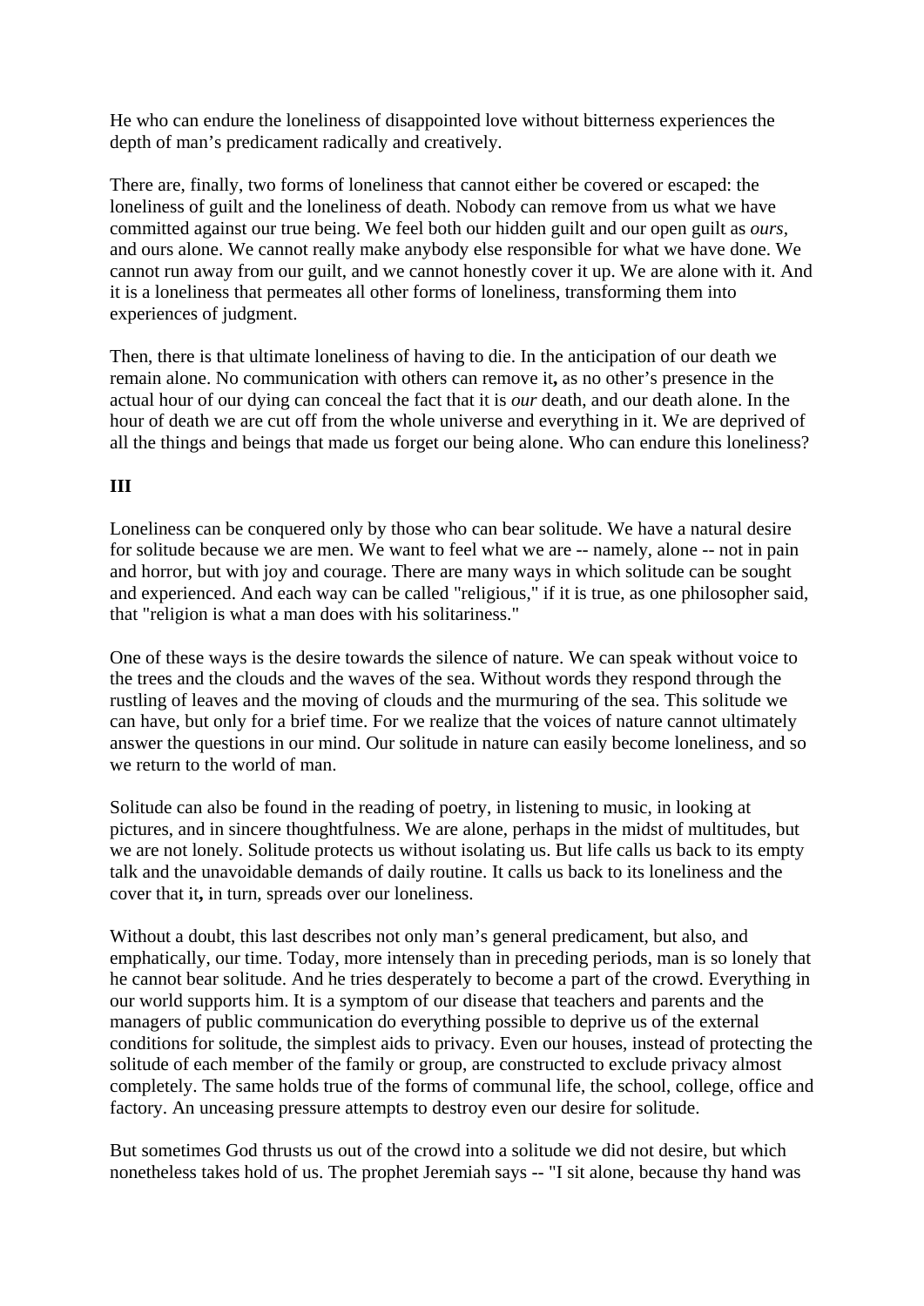He who can endure the loneliness of disappointed love without bitterness experiences the depth of man's predicament radically and creatively.

There are, finally, two forms of loneliness that cannot either be covered or escaped: the loneliness of guilt and the loneliness of death. Nobody can remove from us what we have committed against our true being. We feel both our hidden guilt and our open guilt as *ours*, and ours alone. We cannot really make anybody else responsible for what we have done. We cannot run away from our guilt, and we cannot honestly cover it up. We are alone with it. And it is a loneliness that permeates all other forms of loneliness, transforming them into experiences of judgment.

Then, there is that ultimate loneliness of having to die. In the anticipation of our death we remain alone. No communication with others can remove it**,** as no other's presence in the actual hour of our dying can conceal the fact that it is *our* death, and our death alone. In the hour of death we are cut off from the whole universe and everything in it. We are deprived of all the things and beings that made us forget our being alone. Who can endure this loneliness?

**III**

Loneliness can be conquered only by those who can bear solitude. We have a natural desire for solitude because we are men. We want to feel what we are -- namely, alone -- not in pain and horror, but with joy and courage. There are many ways in which solitude can be sought and experienced. And each way can be called "religious," if it is true, as one philosopher said, that "religion is what a man does with his solitariness."

One of these ways is the desire towards the silence of nature. We can speak without voice to the trees and the clouds and the waves of the sea. Without words they respond through the rustling of leaves and the moving of clouds and the murmuring of the sea. This solitude we can have, but only for a brief time. For we realize that the voices of nature cannot ultimately answer the questions in our mind. Our solitude in nature can easily become loneliness, and so we return to the world of man.

Solitude can also be found in the reading of poetry, in listening to music, in looking at pictures, and in sincere thoughtfulness. We are alone, perhaps in the midst of multitudes, but we are not lonely. Solitude protects us without isolating us. But life calls us back to its empty talk and the unavoidable demands of daily routine. It calls us back to its loneliness and the cover that it**,** in turn, spreads over our loneliness.

Without a doubt, this last describes not only man's general predicament, but also, and emphatically, our time. Today, more intensely than in preceding periods, man is so lonely that he cannot bear solitude. And he tries desperately to become a part of the crowd. Everything in our world supports him. It is a symptom of our disease that teachers and parents and the managers of public communication do everything possible to deprive us of the external conditions for solitude, the simplest aids to privacy. Even our houses, instead of protecting the solitude of each member of the family or group, are constructed to exclude privacy almost completely. The same holds true of the forms of communal life, the school, college, office and factory. An unceasing pressure attempts to destroy even our desire for solitude.

But sometimes God thrusts us out of the crowd into a solitude we did not desire, but which nonetheless takes hold of us. The prophet Jeremiah says -- "I sit alone, because thy hand was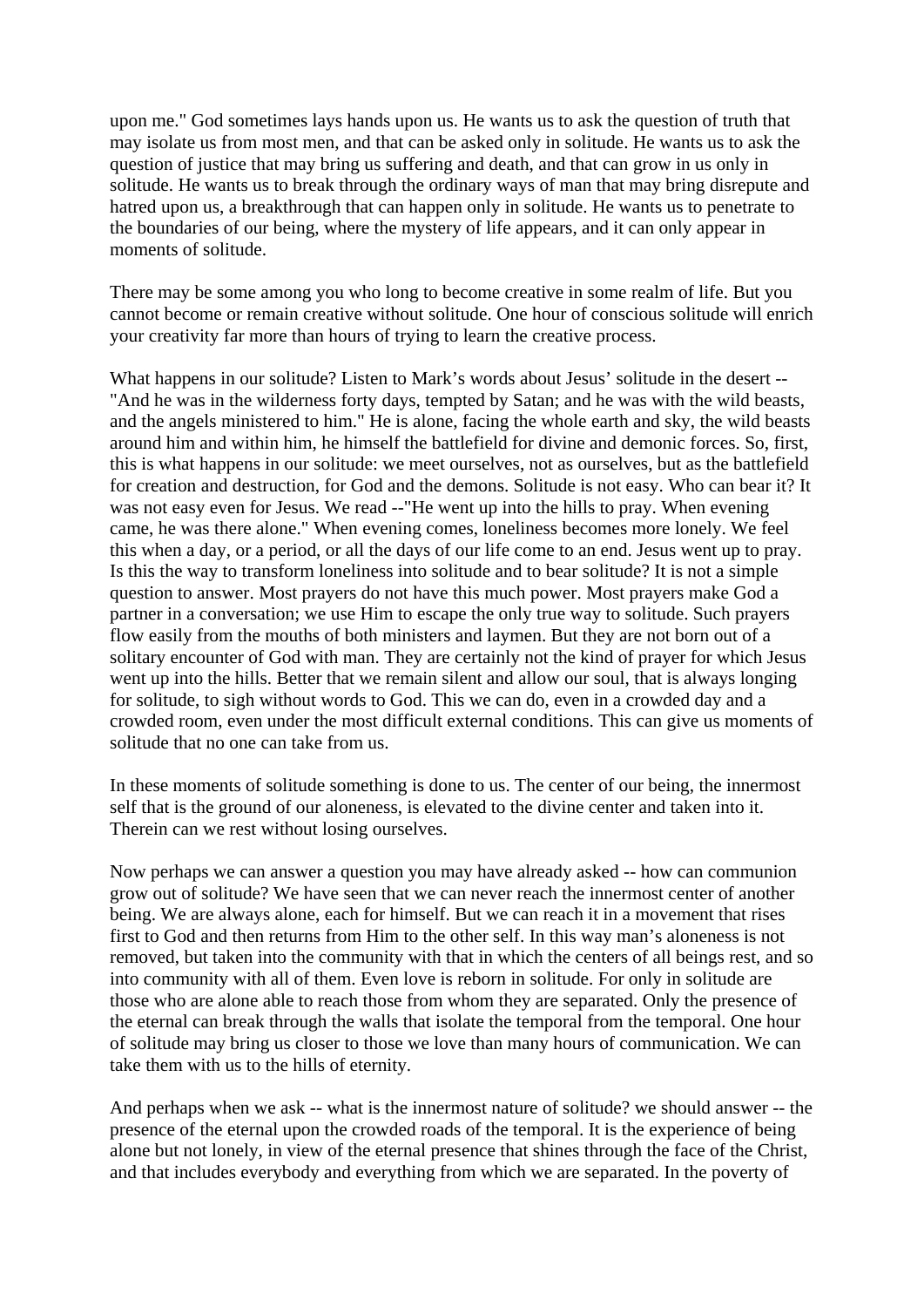upon me." God sometimes lays hands upon us. He wants us to ask the question of truth that may isolate us from most men, and that can be asked only in solitude. He wants us to ask the question of justice that may bring us suffering and death, and that can grow in us only in solitude. He wants us to break through the ordinary ways of man that may bring disrepute and hatred upon us, a breakthrough that can happen only in solitude. He wants us to penetrate to the boundaries of our being, where the mystery of life appears, and it can only appear in moments of solitude.

There may be some among you who long to become creative in some realm of life. But you cannot become or remain creative without solitude. One hour of conscious solitude will enrich your creativity far more than hours of trying to learn the creative process.

What happens in our solitude? Listen to Mark's words about Jesus' solitude in the desert -- "And he was in the wilderness forty days, tempted by Satan; and he was with the wild beasts, and the angels ministered to him." He is alone, facing the whole earth and sky, the wild beasts around him and within him, he himself the battlefield for divine and demonic forces. So, first, this is what happens in our solitude: we meet ourselves, not as ourselves, but as the battlefield for creation and destruction, for God and the demons. Solitude is not easy. Who can bear it? It was not easy even for Jesus. We read --"He went up into the hills to pray. When evening came, he was there alone." When evening comes, loneliness becomes more lonely. We feel this when a day, or a period, or all the days of our life come to an end. Jesus went up to pray. Is this the way to transform loneliness into solitude and to bear solitude? It is not a simple question to answer. Most prayers do not have this much power. Most prayers make God a partner in a conversation; we use Him to escape the only true way to solitude. Such prayers flow easily from the mouths of both ministers and laymen. But they are not born out of a solitary encounter of God with man. They are certainly not the kind of prayer for which Jesus went up into the hills. Better that we remain silent and allow our soul, that is always longing for solitude, to sigh without words to God. This we can do, even in a crowded day and a crowded room, even under the most difficult external conditions. This can give us moments of solitude that no one can take from us.

In these moments of solitude something is done to us. The center of our being, the innermost self that is the ground of our aloneness, is elevated to the divine center and taken into it. Therein can we rest without losing ourselves.

Now perhaps we can answer a question you may have already asked -- how can communion grow out of solitude? We have seen that we can never reach the innermost center of another being. We are always alone, each for himself. But we can reach it in a movement that rises first to God and then returns from Him to the other self. In this way man's aloneness is not removed, but taken into the community with that in which the centers of all beings rest, and so into community with all of them. Even love is reborn in solitude. For only in solitude are those who are alone able to reach those from whom they are separated. Only the presence of the eternal can break through the walls that isolate the temporal from the temporal. One hour of solitude may bring us closer to those we love than many hours of communication. We can take them with us to the hills of eternity.

And perhaps when we ask -- what is the innermost nature of solitude? we should answer -- the presence of the eternal upon the crowded roads of the temporal. It is the experience of being alone but not lonely, in view of the eternal presence that shines through the face of the Christ, and that includes everybody and everything from which we are separated. In the poverty of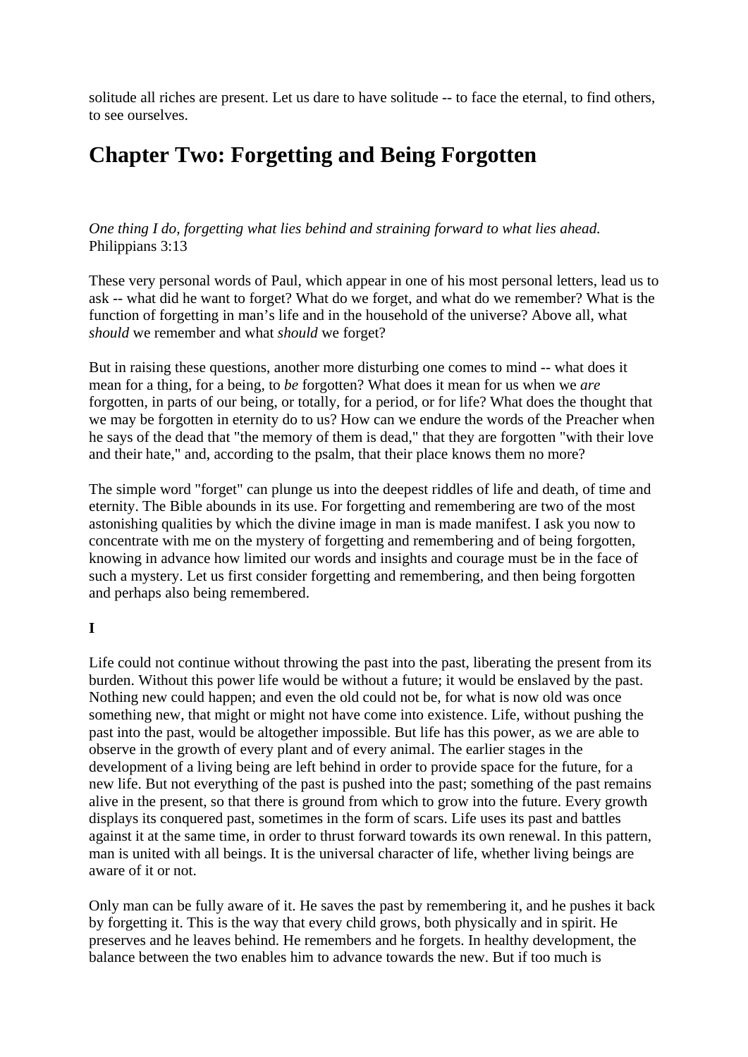solitude all riches are present. Let us dare to have solitude -- to face the eternal, to find others, to see ourselves.

## Chapter Two: Forgetting and Being Forgotten

*One thing I do, forgetting what lies behind and straining forward to what lies ahead.* Philippians 3:13

These very personal words of Paul, which appear in one of his most personal letters, lead us to ask -- what did he want to forget? What do we forget, and what do we remember? What is the function of forgetting in man's life and in the household of the universe? Above all, what *should* we remember and what *should* we forget?

But in raising these questions, another more disturbing one comes to mind -- what does it mean for a thing, for a being, to *be* forgotten? What does it mean for us when we *are* forgotten, in parts of our being, or totally, for a period, or for life? What does the thought that we may be forgotten in eternity do to us? How can we endure the words of the Preacher when he says of the dead that "the memory of them is dead," that they are forgotten "with their love and their hate," and, according to the psalm, that their place knows them no more?

The simple word "forget" can plunge us into the deepest riddles of life and death, of time and eternity. The Bible abounds in its use. For forgetting and remembering are two of the most astonishing qualities by which the divine image in man is made manifest. I ask you now to concentrate with me on the mystery of forgetting and remembering and of being forgotten, knowing in advance how limited our words and insights and courage must be in the face of such a mystery. Let us first consider forgetting and remembering, and then being forgotten and perhaps also being remembered.

**I**

Life could not continue without throwing the past into the past, liberating the present from its burden. Without this power life would be without a future; it would be enslaved by the past. Nothing new could happen; and even the old could not be, for what is now old was once something new, that might or might not have come into existence. Life, without pushing the past into the past, would be altogether impossible. But life has this power, as we are able to observe in the growth of every plant and of every animal. The earlier stages in the development of a living being are left behind in order to provide space for the future, for a new life. But not everything of the past is pushed into the past; something of the past remains alive in the present, so that there is ground from which to grow into the future. Every growth displays its conquered past, sometimes in the form of scars. Life uses its past and battles against it at the same time, in order to thrust forward towards its own renewal. In this pattern, man is united with all beings. It is the universal character of life, whether living beings are aware of it or not.

Only man can be fully aware of it. He saves the past by remembering it, and he pushes it back by forgetting it. This is the way that every child grows, both physically and in spirit. He preserves and he leaves behind. He remembers and he forgets. In healthy development, the balance between the two enables him to advance towards the new. But if too much is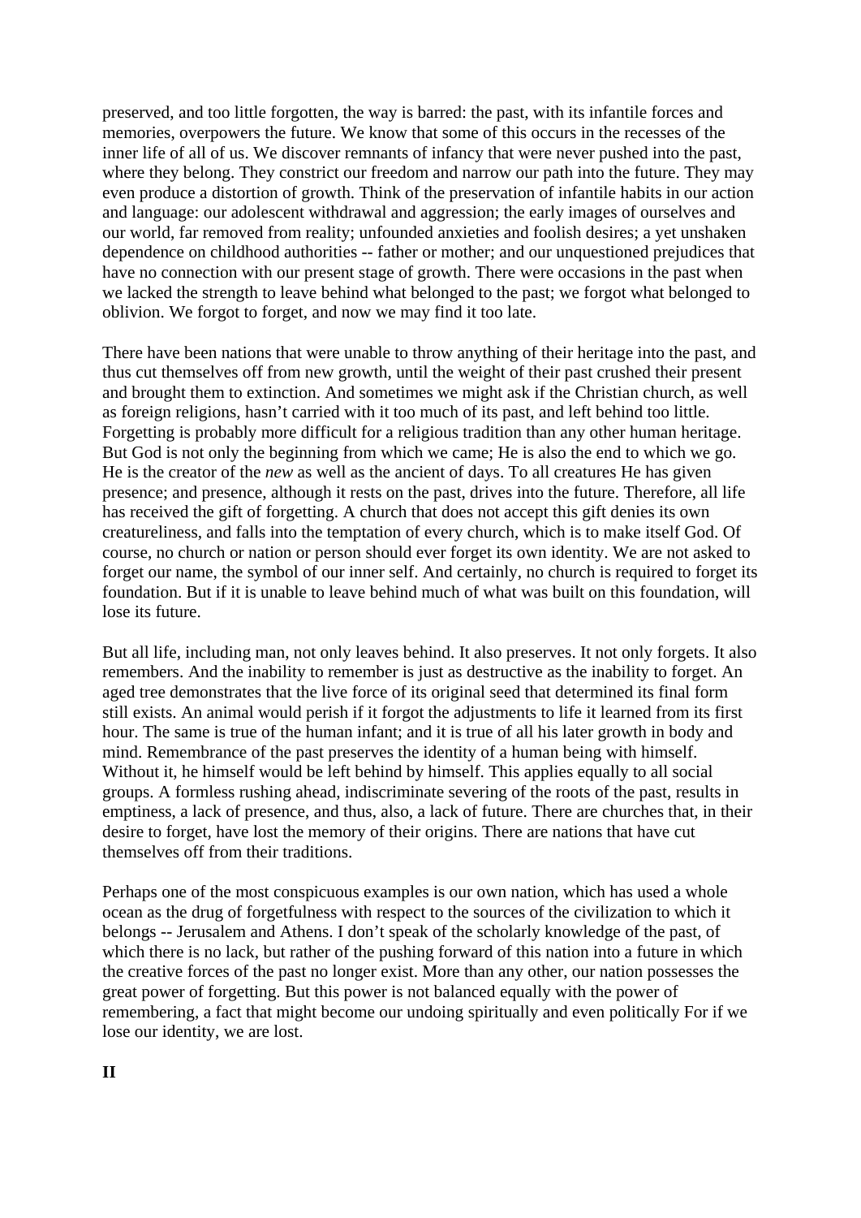preserved, and too little forgotten, the way is barred: the past, with its infantile forces and memories, overpowers the future. We know that some of this occurs in the recesses of the inner life of all of us. We discover remnants of infancy that were never pushed into the past, where they belong. They constrict our freedom and narrow our path into the future. They may even produce a distortion of growth. Think of the preservation of infantile habits in our action and language: our adolescent withdrawal and aggression; the early images of ourselves and our world, far removed from reality; unfounded anxieties and foolish desires; a yet unshaken dependence on childhood authorities -- father or mother; and our unquestioned prejudices that have no connection with our present stage of growth. There were occasions in the past when we lacked the strength to leave behind what belonged to the past; we forgot what belonged to oblivion. We forgot to forget, and now we may find it too late.

There have been nations that were unable to throw anything of their heritage into the past, and thus cut themselves off from new growth, until the weight of their past crushed their present and brought them to extinction. And sometimes we might ask if the Christian church, as well as foreign religions, hasn't carried with it too much of its past, and left behind too little. Forgetting is probably more difficult for a religious tradition than any other human heritage. But God is not only the beginning from which we came; He is also the end to which we go. He is the creator of the *new* as well as the ancient of days. To all creatures He has given presence; and presence, although it rests on the past, drives into the future. Therefore, all life has received the gift of forgetting. A church that does not accept this gift denies its own creatureliness, and falls into the temptation of every church, which is to make itself God. Of course, no church or nation or person should ever forget its own identity. We are not asked to forget our name, the symbol of our inner self. And certainly, no church is required to forget its foundation. But if it is unable to leave behind much of what was built on this foundation, will lose its future.

But all life, including man, not only leaves behind. It also preserves. It not only forgets. It also remembers. And the inability to remember is just as destructive as the inability to forget. An aged tree demonstrates that the live force of its original seed that determined its final form still exists. An animal would perish if it forgot the adjustments to life it learned from its first hour. The same is true of the human infant; and it is true of all his later growth in body and mind. Remembrance of the past preserves the identity of a human being with himself. Without it, he himself would be left behind by himself. This applies equally to all social groups. A formless rushing ahead, indiscriminate severing of the roots of the past, results in emptiness, a lack of presence, and thus, also, a lack of future. There are churches that, in their desire to forget, have lost the memory of their origins. There are nations that have cut themselves off from their traditions.

Perhaps one of the most conspicuous examples is our own nation, which has used a whole ocean as the drug of forgetfulness with respect to the sources of the civilization to which it belongs -- Jerusalem and Athens. I don't speak of the scholarly knowledge of the past, of which there is no lack, but rather of the pushing forward of this nation into a future in which the creative forces of the past no longer exist. More than any other, our nation possesses the great power of forgetting. But this power is not balanced equally with the power of remembering, a fact that might become our undoing spiritually and even politically For if we lose our identity, we are lost.

## II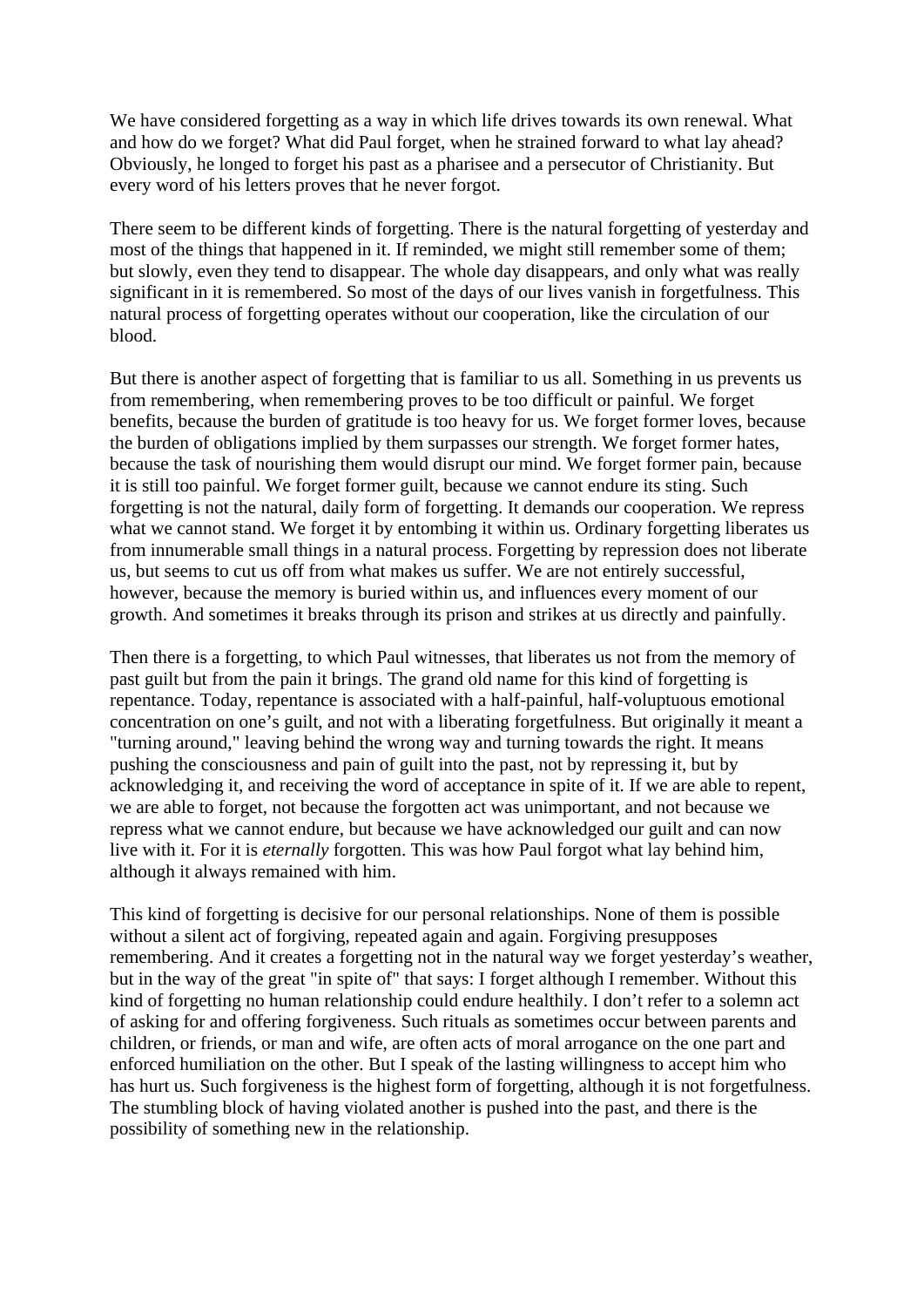We have considered forgetting as a way in which life drives towards its own renewal. What and how do we forget? What did Paul forget, when he strained forward to what lay ahead? Obviously, he longed to forget his past as a pharisee and a persecutor of Christianity. But every word of his letters proves that he never forgot.

There seem to be different kinds of forgetting. There is the natural forgetting of yesterday and most of the things that happened in it. If reminded, we might still remember some of them; but slowly, even they tend to disappear. The whole day disappears, and only what was really significant in it is remembered. So most of the days of our lives vanish in forgetfulness. This natural process of forgetting operates without our cooperation, like the circulation of our blood.

But there is another aspect of forgetting that is familiar to us all. Something in us prevents us from remembering, when remembering proves to be too difficult or painful. We forget benefits, because the burden of gratitude is too heavy for us. We forget former loves, because the burden of obligations implied by them surpasses our strength. We forget former hates, because the task of nourishing them would disrupt our mind. We forget former pain, because it is still too painful. We forget former guilt, because we cannot endure its sting. Such forgetting is not the natural, daily form of forgetting. It demands our cooperation. We repress what we cannot stand. We forget it by entombing it within us. Ordinary forgetting liberates us from innumerable small things in a natural process. Forgetting by repression does not liberate us, but seems to cut us off from what makes us suffer. We are not entirely successful, however, because the memory is buried within us, and influences every moment of our growth. And sometimes it breaks through its prison and strikes at us directly and painfully.

Then there is a forgetting, to which Paul witnesses, that liberates us not from the memory of past guilt but from the pain it brings. The grand old name for this kind of forgetting is repentance. Today, repentance is associated with a half-painful, half-voluptuous emotional concentration on one's guilt, and not with a liberating forgetfulness. But originally it meant a "turning around," leaving behind the wrong way and turning towards the right. It means pushing the consciousness and pain of guilt into the past, not by repressing it, but by acknowledging it, and receiving the word of acceptance in spite of it. If we are able to repent, we are able to forget, not because the forgotten act was unimportant, and not because we repress what we cannot endure, but because we have acknowledged our guilt and can now live with it. For it is *eternally* forgotten. This was how Paul forgot what lay behind him, although it always remained with him.

This kind of forgetting is decisive for our personal relationships. None of them is possible without a silent act of forgiving, repeated again and again. Forgiving presupposes remembering. And it creates a forgetting not in the natural way we forget yesterday's weather, but in the way of the great "in spite of" that says: I forget although I remember. Without this kind of forgetting no human relationship could endure healthily. I don't refer to a solemn act of asking for and offering forgiveness. Such rituals as sometimes occur between parents and children, or friends, or man and wife, are often acts of moral arrogance on the one part and enforced humiliation on the other. But I speak of the lasting willingness to accept him who has hurt us. Such forgiveness is the highest form of forgetting, although it is not forgetfulness. The stumbling block of having violated another is pushed into the past, and there is the possibility of something new in the relationship.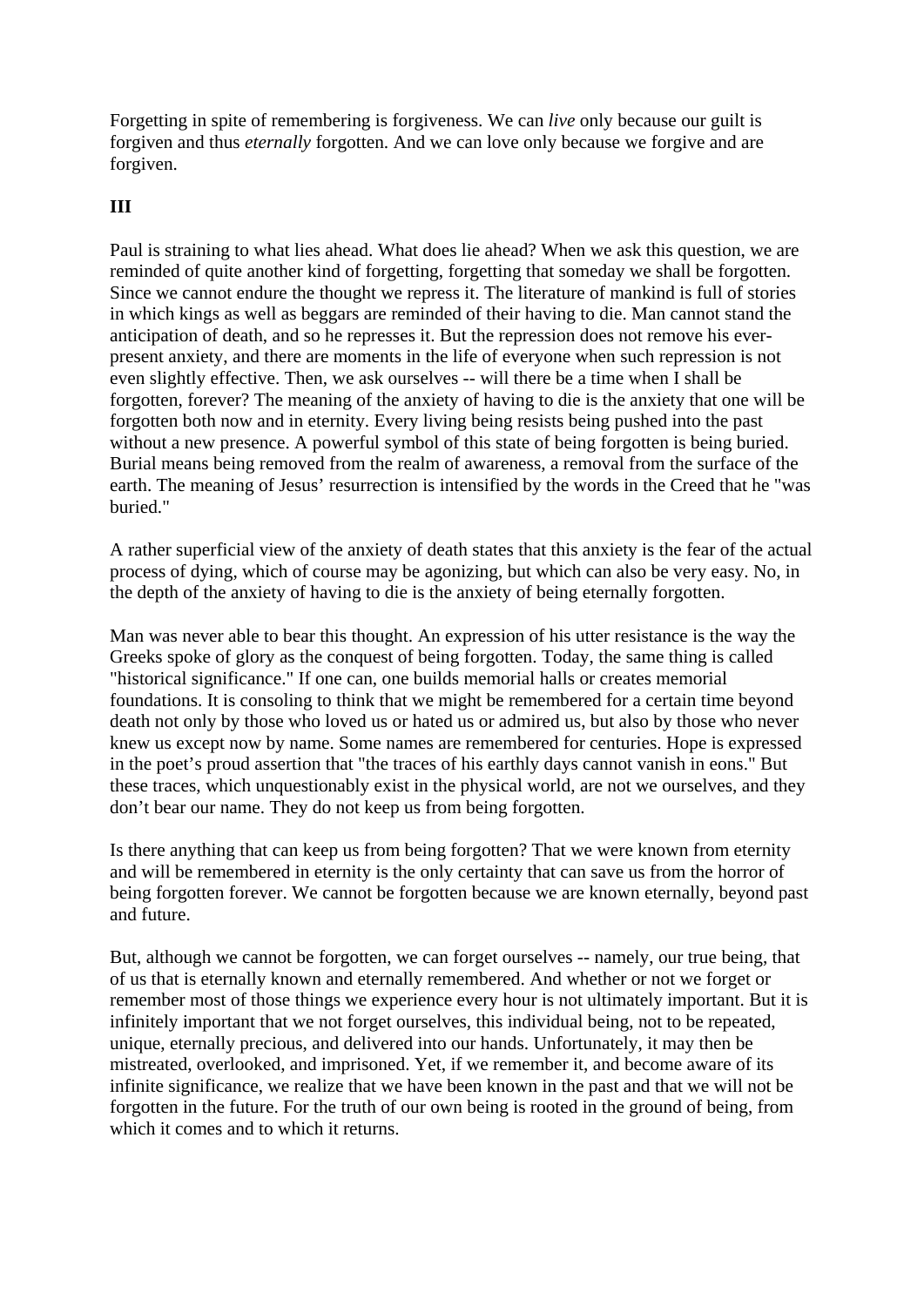Forgetting in spite of remembering is forgiveness. We can *live* only because our guilt is forgiven and thus *eternally* forgotten. And we can love only because we forgive and are forgiven.

**III**

Paul is straining to what lies ahead. What does lie ahead? When we ask this question, we are reminded of quite another kind of forgetting, forgetting that someday we shall be forgotten. Since we cannot endure the thought we repress it. The literature of mankind is full of stories in which kings as well as beggars are reminded of their having to die. Man cannot stand the anticipation of death, and so he represses it. But the repression does not remove his ever-present anxiety, and there are moments in the life of everyone when such repression is not even slightly effective. Then, we ask ourselves -- will there be a time when I shall be forgotten, forever? The meaning of the anxiety of having to die is the anxiety that one will be forgotten both now and in eternity. Every living being resists being pushed into the past without a new presence. A powerful symbol of this state of being forgotten is being buried. Burial means being removed from the realm of awareness, a removal from the surface of the earth. The meaning of Jesus' resurrection is intensified by the words in the Creed that he "was buried."

A rather superficial view of the anxiety of death states that this anxiety is the fear of the actual process of dying, which of course may be agonizing, but which can also be very easy. No, in the depth of the anxiety of having to die is the anxiety of being eternally forgotten.

Man was never able to bear this thought. An expression of his utter resistance is the way the Greeks spoke of glory as the conquest of being forgotten. Today, the same thing is called "historical significance." If one can, one builds memorial halls or creates memorial foundations. It is consoling to think that we might be remembered for a certain time beyond death not only by those who loved us or hated us or admired us, but also by those who never knew us except now by name. Some names are remembered for centuries. Hope is expressed in the poet's proud assertion that "the traces of his earthly days cannot vanish in eons." But these traces, which unquestionably exist in the physical world, are not we ourselves, and they don't bear our name. They do not keep us from being forgotten.

Is there anything that can keep us from being forgotten? That we were known from eternity and will be remembered in eternity is the only certainty that can save us from the horror of being forgotten forever. We cannot be forgotten because we are known eternally, beyond past and future.

But, although we cannot be forgotten, we can forget ourselves -- namely, our true being, that of us that is eternally known and eternally remembered. And whether or not we forget or remember most of those things we experience every hour is not ultimately important. But it is infinitely important that we not forget ourselves, this individual being, not to be repeated, unique, eternally precious, and delivered into our hands. Unfortunately, it may then be mistreated, overlooked, and imprisoned. Yet, if we remember it, and become aware of its infinite significance, we realize that we have been known in the past and that we will not be forgotten in the future. For the truth of our own being is rooted in the ground of being, from which it comes and to which it returns.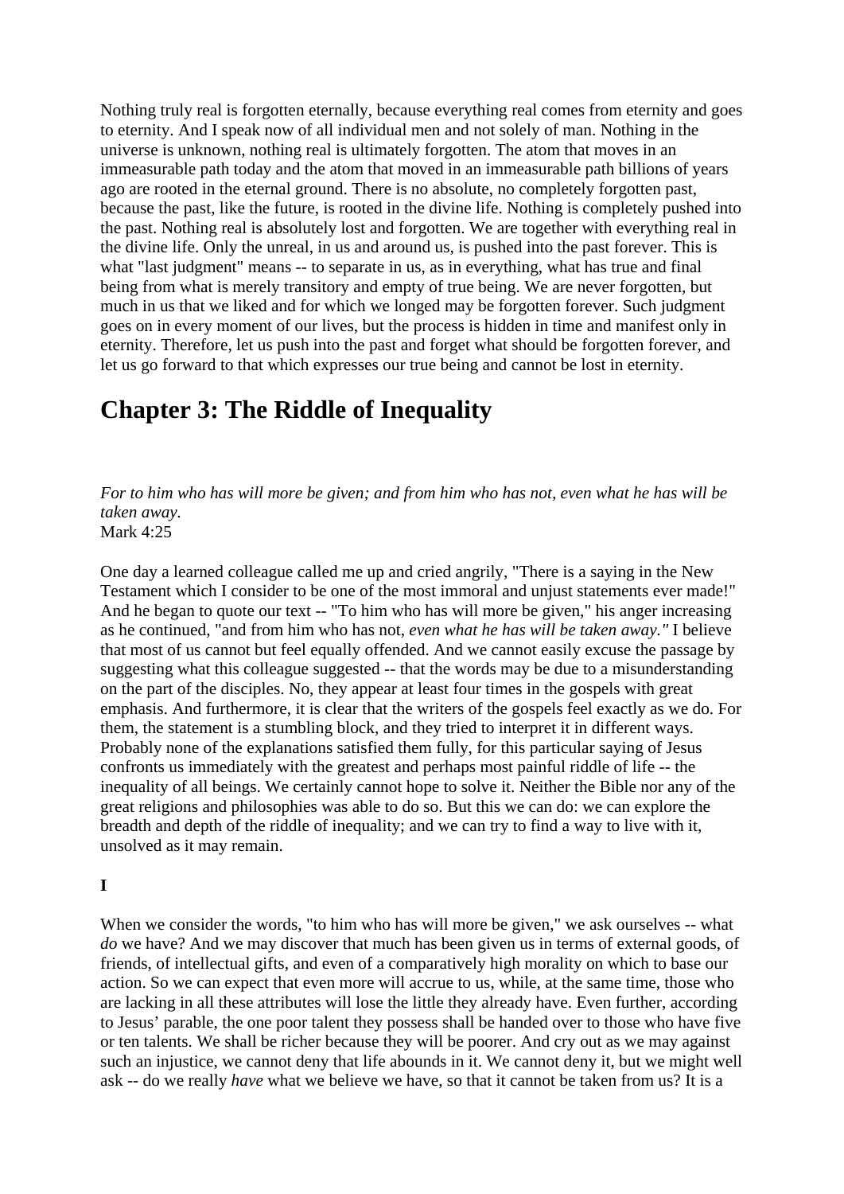Nothing truly real is forgotten eternally, because everything real comes from eternity and goes to eternity. And I speak now of all individual men and not solely of man. Nothing in the universe is unknown, nothing real is ultimately forgotten. The atom that moves in an immeasurable path today and the atom that moved in an immeasurable path billions of years ago are rooted in the eternal ground. There is no absolute, no completely forgotten past, because the past, like the future, is rooted in the divine life. Nothing is completely pushed into the past. Nothing real is absolutely lost and forgotten. We are together with everything real in the divine life. Only the unreal, in us and around us, is pushed into the past forever. This is what "last judgment" means -- to separate in us, as in everything, what has true and final being from what is merely transitory and empty of true being. We are never forgotten, but much in us that we liked and for which we longed may be forgotten forever. Such judgment goes on in every moment of our lives, but the process is hidden in time and manifest only in eternity. Therefore, let us push into the past and forget what should be forgotten forever, and let us go forward to that which expresses our true being and cannot be lost in eternity.

## Chapter 3: The Riddle of Inequality

*For to him who has will more be given; and from him who has not, even what he has will be taken away.*
Mark 4:25

One day a learned colleague called me up and cried angrily, "There is a saying in the New Testament which I consider to be one of the most immoral and unjust statements ever made!" And he began to quote our text -- "To him who has will more be given," his anger increasing as he continued, "and from him who has not, *even what he has will be taken away."* I believe that most of us cannot but feel equally offended. And we cannot easily excuse the passage by suggesting what this colleague suggested -- that the words may be due to a misunderstanding on the part of the disciples. No, they appear at least four times in the gospels with great emphasis. And furthermore, it is clear that the writers of the gospels feel exactly as we do. For them, the statement is a stumbling block, and they tried to interpret it in different ways. Probably none of the explanations satisfied them fully, for this particular saying of Jesus confronts us immediately with the greatest and perhaps most painful riddle of life -- the inequality of all beings. We certainly cannot hope to solve it. Neither the Bible nor any of the great religions and philosophies was able to do so. But this we can do: we can explore the breadth and depth of the riddle of inequality; and we can try to find a way to live with it, unsolved as it may remain.

**I**

When we consider the words, "to him who has will more be given," we ask ourselves -- what *do* we have? And we may discover that much has been given us in terms of external goods, of friends, of intellectual gifts, and even of a comparatively high morality on which to base our action. So we can expect that even more will accrue to us, while, at the same time, those who are lacking in all these attributes will lose the little they already have. Even further, according to Jesus' parable, the one poor talent they possess shall be handed over to those who have five or ten talents. We shall be richer because they will be poorer. And cry out as we may against such an injustice, we cannot deny that life abounds in it. We cannot deny it, but we might well ask -- do we really *have* what we believe we have, so that it cannot be taken from us? It is a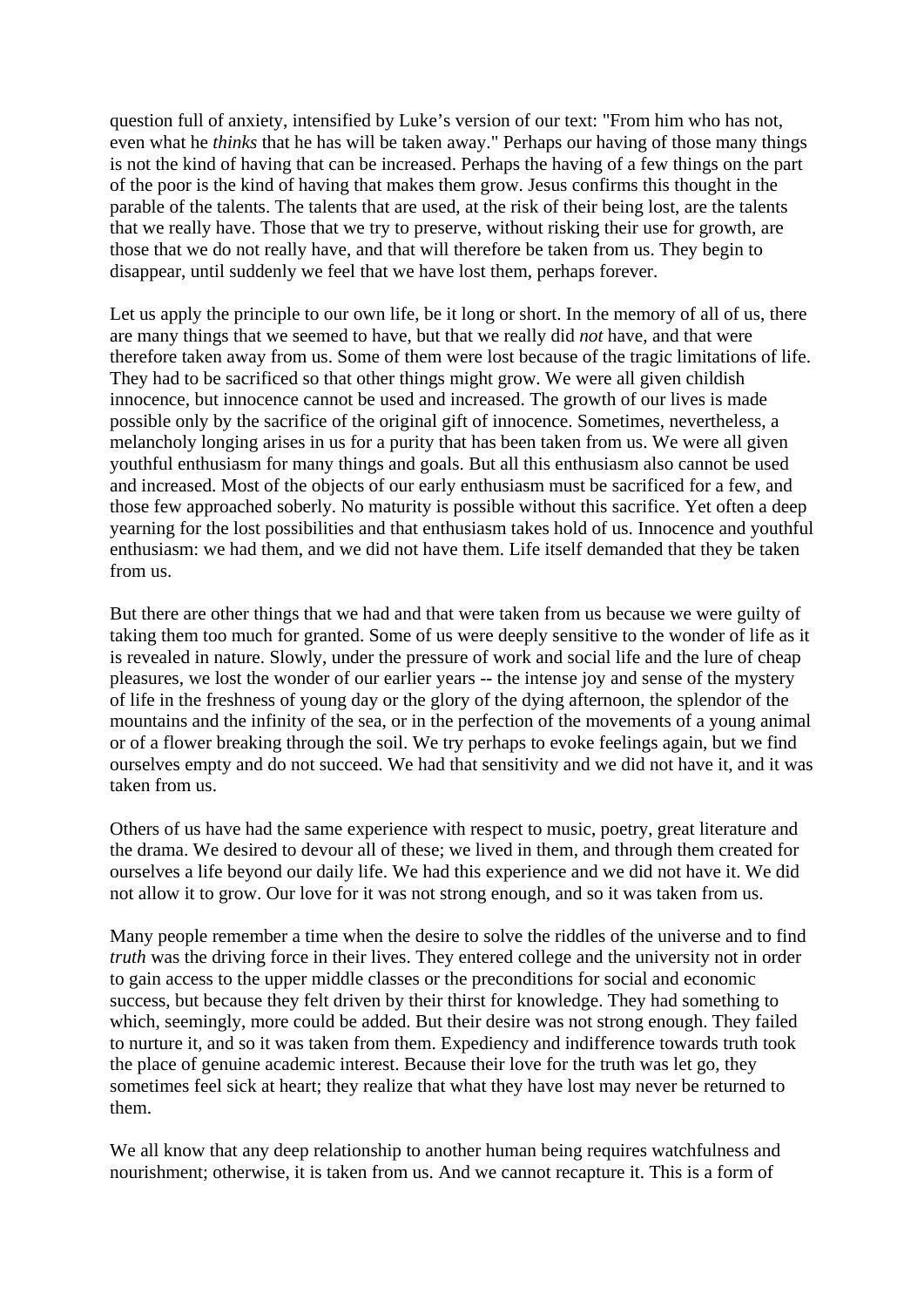question full of anxiety, intensified by Luke's version of our text: "From him who has not, even what he *thinks* that he has will be taken away." Perhaps our having of those many things is not the kind of having that can be increased. Perhaps the having of a few things on the part of the poor is the kind of having that makes them grow. Jesus confirms this thought in the parable of the talents. The talents that are used, at the risk of their being lost, are the talents that we really have. Those that we try to preserve, without risking their use for growth, are those that we do not really have, and that will therefore be taken from us. They begin to disappear, until suddenly we feel that we have lost them, perhaps forever.

Let us apply the principle to our own life, be it long or short. In the memory of all of us, there are many things that we seemed to have, but that we really did *not* have, and that were therefore taken away from us. Some of them were lost because of the tragic limitations of life. They had to be sacrificed so that other things might grow. We were all given childish innocence, but innocence cannot be used and increased. The growth of our lives is made possible only by the sacrifice of the original gift of innocence. Sometimes, nevertheless, a melancholy longing arises in us for a purity that has been taken from us. We were all given youthful enthusiasm for many things and goals. But all this enthusiasm also cannot be used and increased. Most of the objects of our early enthusiasm must be sacrificed for a few, and those few approached soberly. No maturity is possible without this sacrifice. Yet often a deep yearning for the lost possibilities and that enthusiasm takes hold of us. Innocence and youthful enthusiasm: we had them, and we did not have them. Life itself demanded that they be taken from us.

But there are other things that we had and that were taken from us because we were guilty of taking them too much for granted. Some of us were deeply sensitive to the wonder of life as it is revealed in nature. Slowly, under the pressure of work and social life and the lure of cheap pleasures, we lost the wonder of our earlier years -- the intense joy and sense of the mystery of life in the freshness of young day or the glory of the dying afternoon, the splendor of the mountains and the infinity of the sea, or in the perfection of the movements of a young animal or of a flower breaking through the soil. We try perhaps to evoke feelings again, but we find ourselves empty and do not succeed. We had that sensitivity and we did not have it, and it was taken from us.

Others of us have had the same experience with respect to music, poetry, great literature and the drama. We desired to devour all of these; we lived in them, and through them created for ourselves a life beyond our daily life. We had this experience and we did not have it. We did not allow it to grow. Our love for it was not strong enough, and so it was taken from us.

Many people remember a time when the desire to solve the riddles of the universe and to find *truth* was the driving force in their lives. They entered college and the university not in order to gain access to the upper middle classes or the preconditions for social and economic success, but because they felt driven by their thirst for knowledge. They had something to which, seemingly, more could be added. But their desire was not strong enough. They failed to nurture it, and so it was taken from them. Expediency and indifference towards truth took the place of genuine academic interest. Because their love for the truth was let go, they sometimes feel sick at heart; they realize that what they have lost may never be returned to them.

We all know that any deep relationship to another human being requires watchfulness and nourishment; otherwise, it is taken from us. And we cannot recapture it. This is a form of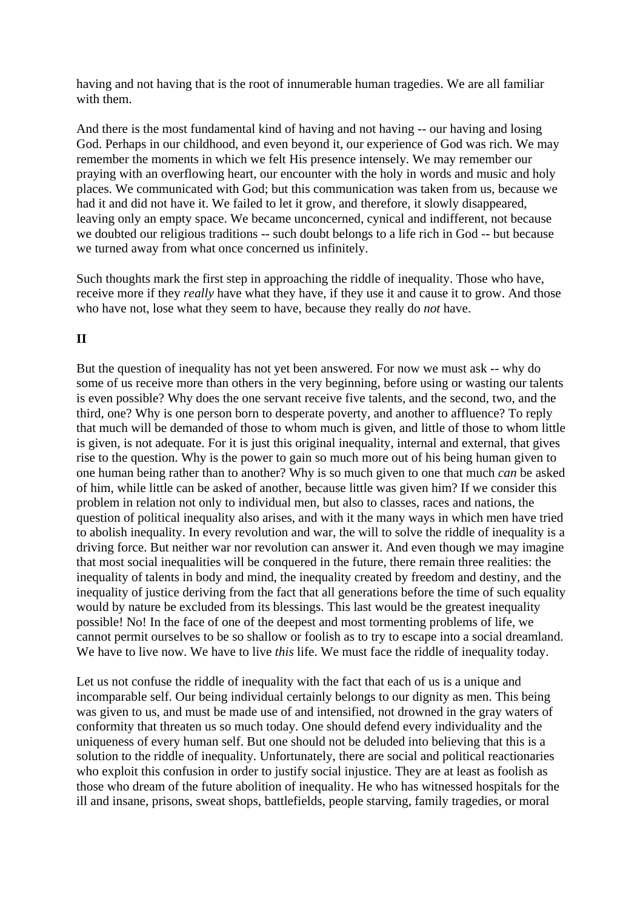having and not having that is the root of innumerable human tragedies. We are all familiar with them.

And there is the most fundamental kind of having and not having -- our having and losing God. Perhaps in our childhood, and even beyond it, our experience of God was rich. We may remember the moments in which we felt His presence intensely. We may remember our praying with an overflowing heart, our encounter with the holy in words and music and holy places. We communicated with God; but this communication was taken from us, because we had it and did not have it. We failed to let it grow, and therefore, it slowly disappeared, leaving only an empty space. We became unconcerned, cynical and indifferent, not because we doubted our religious traditions -- such doubt belongs to a life rich in God -- but because we turned away from what once concerned us infinitely.

Such thoughts mark the first step in approaching the riddle of inequality. Those who have, receive more if they *really* have what they have, if they use it and cause it to grow. And those who have not, lose what they seem to have, because they really do *not* have.

**II**

But the question of inequality has not yet been answered. For now we must ask -- why do some of us receive more than others in the very beginning, before using or wasting our talents is even possible? Why does the one servant receive five talents, and the second, two, and the third, one? Why is one person born to desperate poverty, and another to affluence? To reply that much will be demanded of those to whom much is given, and little of those to whom little is given, is not adequate. For it is just this original inequality, internal and external, that gives rise to the question. Why is the power to gain so much more out of his being human given to one human being rather than to another? Why is so much given to one that much *can* be asked of him, while little can be asked of another, because little was given him? If we consider this problem in relation not only to individual men, but also to classes, races and nations, the question of political inequality also arises, and with it the many ways in which men have tried to abolish inequality. In every revolution and war, the will to solve the riddle of inequality is a driving force. But neither war nor revolution can answer it. And even though we may imagine that most social inequalities will be conquered in the future, there remain three realities: the inequality of talents in body and mind, the inequality created by freedom and destiny, and the inequality of justice deriving from the fact that all generations before the time of such equality would by nature be excluded from its blessings. This last would be the greatest inequality possible! No! In the face of one of the deepest and most tormenting problems of life, we cannot permit ourselves to be so shallow or foolish as to try to escape into a social dreamland. We have to live now. We have to live *this* life. We must face the riddle of inequality today.

Let us not confuse the riddle of inequality with the fact that each of us is a unique and incomparable self. Our being individual certainly belongs to our dignity as men. This being was given to us, and must be made use of and intensified, not drowned in the gray waters of conformity that threaten us so much today. One should defend every individuality and the uniqueness of every human self. But one should not be deluded into believing that this is a solution to the riddle of inequality. Unfortunately, there are social and political reactionaries who exploit this confusion in order to justify social injustice. They are at least as foolish as those who dream of the future abolition of inequality. He who has witnessed hospitals for the ill and insane, prisons, sweat shops, battlefields, people starving, family tragedies, or moral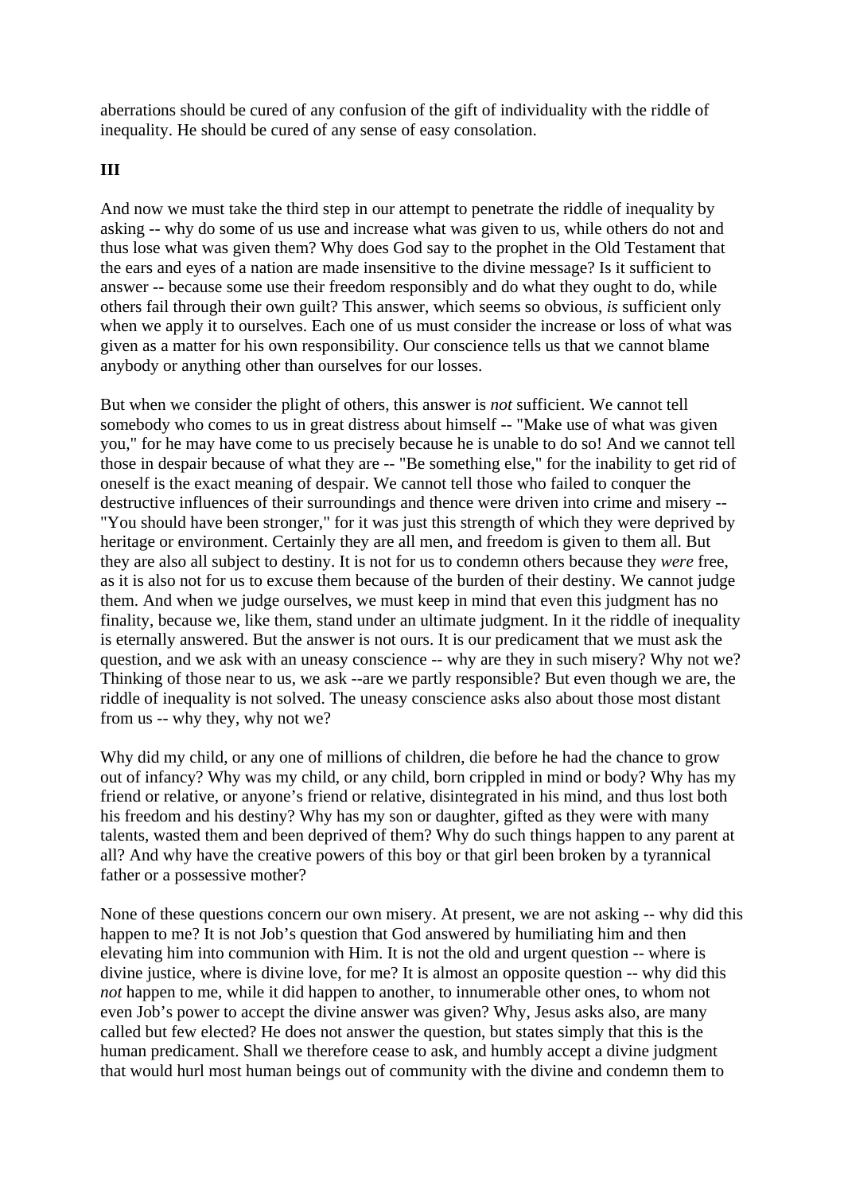aberrations should be cured of any confusion of the gift of individuality with the riddle of inequality. He should be cured of any sense of easy consolation.

**III**

And now we must take the third step in our attempt to penetrate the riddle of inequality by asking -- why do some of us use and increase what was given to us, while others do not and thus lose what was given them? Why does God say to the prophet in the Old Testament that the ears and eyes of a nation are made insensitive to the divine message? Is it sufficient to answer -- because some use their freedom responsibly and do what they ought to do, while others fail through their own guilt? This answer, which seems so obvious, *is* sufficient only when we apply it to ourselves. Each one of us must consider the increase or loss of what was given as a matter for his own responsibility. Our conscience tells us that we cannot blame anybody or anything other than ourselves for our losses.

But when we consider the plight of others, this answer is *not* sufficient. We cannot tell somebody who comes to us in great distress about himself -- "Make use of what was given you," for he may have come to us precisely because he is unable to do so! And we cannot tell those in despair because of what they are -- "Be something else," for the inability to get rid of oneself is the exact meaning of despair. We cannot tell those who failed to conquer the destructive influences of their surroundings and thence were driven into crime and misery -- "You should have been stronger," for it was just this strength of which they were deprived by heritage or environment. Certainly they are all men, and freedom is given to them all. But they are also all subject to destiny. It is not for us to condemn others because they *were* free, as it is also not for us to excuse them because of the burden of their destiny. We cannot judge them. And when we judge ourselves, we must keep in mind that even this judgment has no finality, because we, like them, stand under an ultimate judgment. In it the riddle of inequality is eternally answered. But the answer is not ours. It is our predicament that we must ask the question, and we ask with an uneasy conscience -- why are they in such misery? Why not we? Thinking of those near to us, we ask --are we partly responsible? But even though we are, the riddle of inequality is not solved. The uneasy conscience asks also about those most distant from us -- why they, why not we?

Why did my child, or any one of millions of children, die before he had the chance to grow out of infancy? Why was my child, or any child, born crippled in mind or body? Why has my friend or relative, or anyone's friend or relative, disintegrated in his mind, and thus lost both his freedom and his destiny? Why has my son or daughter, gifted as they were with many talents, wasted them and been deprived of them? Why do such things happen to any parent at all? And why have the creative powers of this boy or that girl been broken by a tyrannical father or a possessive mother?

None of these questions concern our own misery. At present, we are not asking -- why did this happen to me? It is not Job's question that God answered by humiliating him and then elevating him into communion with Him. It is not the old and urgent question -- where is divine justice, where is divine love, for me? It is almost an opposite question -- why did this *not* happen to me, while it did happen to another, to innumerable other ones, to whom not even Job's power to accept the divine answer was given? Why, Jesus asks also, are many called but few elected? He does not answer the question, but states simply that this is the human predicament. Shall we therefore cease to ask, and humbly accept a divine judgment that would hurl most human beings out of community with the divine and condemn them to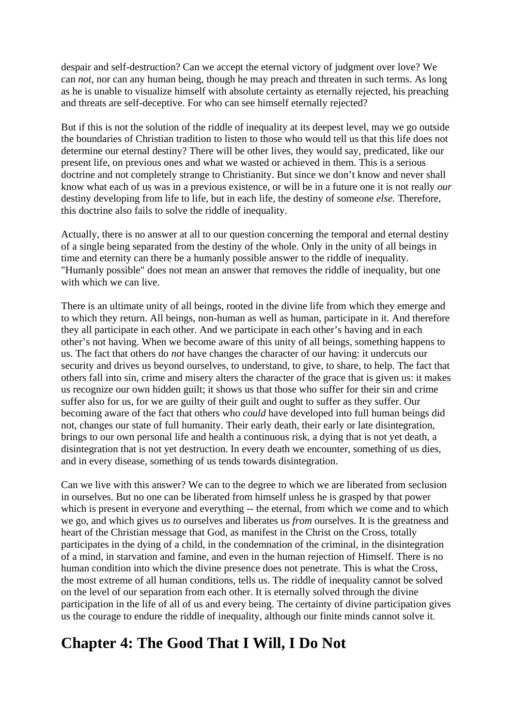despair and self-destruction? Can we accept the eternal victory of judgment over love? We can *not,* nor can any human being, though he may preach and threaten in such terms. As long as he is unable to visualize himself with absolute certainty as eternally rejected, his preaching and threats are self-deceptive. For who can see himself eternally rejected?

But if this is not the solution of the riddle of inequality at its deepest level, may we go outside the boundaries of Christian tradition to listen to those who would tell us that this life does not determine our eternal destiny? There will be other lives, they would say, predicated, like our present life, on previous ones and what we wasted or achieved in them. This is a serious doctrine and not completely strange to Christianity. But since we don't know and never shall know what each of us was in a previous existence, or will be in a future one it is not really *our* destiny developing from life to life, but in each life, the destiny of someone *else.* Therefore, this doctrine also fails to solve the riddle of inequality.

Actually, there is no answer at all to our question concerning the temporal and eternal destiny of a single being separated from the destiny of the whole. Only in the unity of all beings in time and eternity can there be a humanly possible answer to the riddle of inequality. "Humanly possible" does not mean an answer that removes the riddle of inequality, but one with which we can live.

There is an ultimate unity of all beings, rooted in the divine life from which they emerge and to which they return. All beings, non-human as well as human, participate in it. And therefore they all participate in each other. And we participate in each other's having and in each other's not having. When we become aware of this unity of all beings, something happens to us. The fact that others do *not* have changes the character of our having: it undercuts our security and drives us beyond ourselves, to understand, to give, to share, to help. The fact that others fall into sin, crime and misery alters the character of the grace that is given us: it makes us recognize our own hidden guilt; it shows us that those who suffer for their sin and crime suffer also for us, for we are guilty of their guilt and ought to suffer as they suffer. Our becoming aware of the fact that others who *could* have developed into full human beings did not, changes our state of full humanity. Their early death, their early or late disintegration, brings to our own personal life and health a continuous risk, a dying that is not yet death, a disintegration that is not yet destruction. In every death we encounter, something of us dies, and in every disease, something of us tends towards disintegration.

Can we live with this answer? We can to the degree to which we are liberated from seclusion in ourselves. But no one can be liberated from himself unless he is grasped by that power which is present in everyone and everything -- the eternal, from which we come and to which we go, and which gives us *to* ourselves and liberates us *from* ourselves. It is the greatness and heart of the Christian message that God, as manifest in the Christ on the Cross, totally participates in the dying of a child, in the condemnation of the criminal, in the disintegration of a mind, in starvation and famine, and even in the human rejection of Himself. There is no human condition into which the divine presence does not penetrate. This is what the Cross, the most extreme of all human conditions, tells us. The riddle of inequality cannot be solved on the level of our separation from each other. It is eternally solved through the divine participation in the life of all of us and every being. The certainty of divine participation gives us the courage to endure the riddle of inequality, although our finite minds cannot solve it.

# Chapter 4: The Good That I Will, I Do Not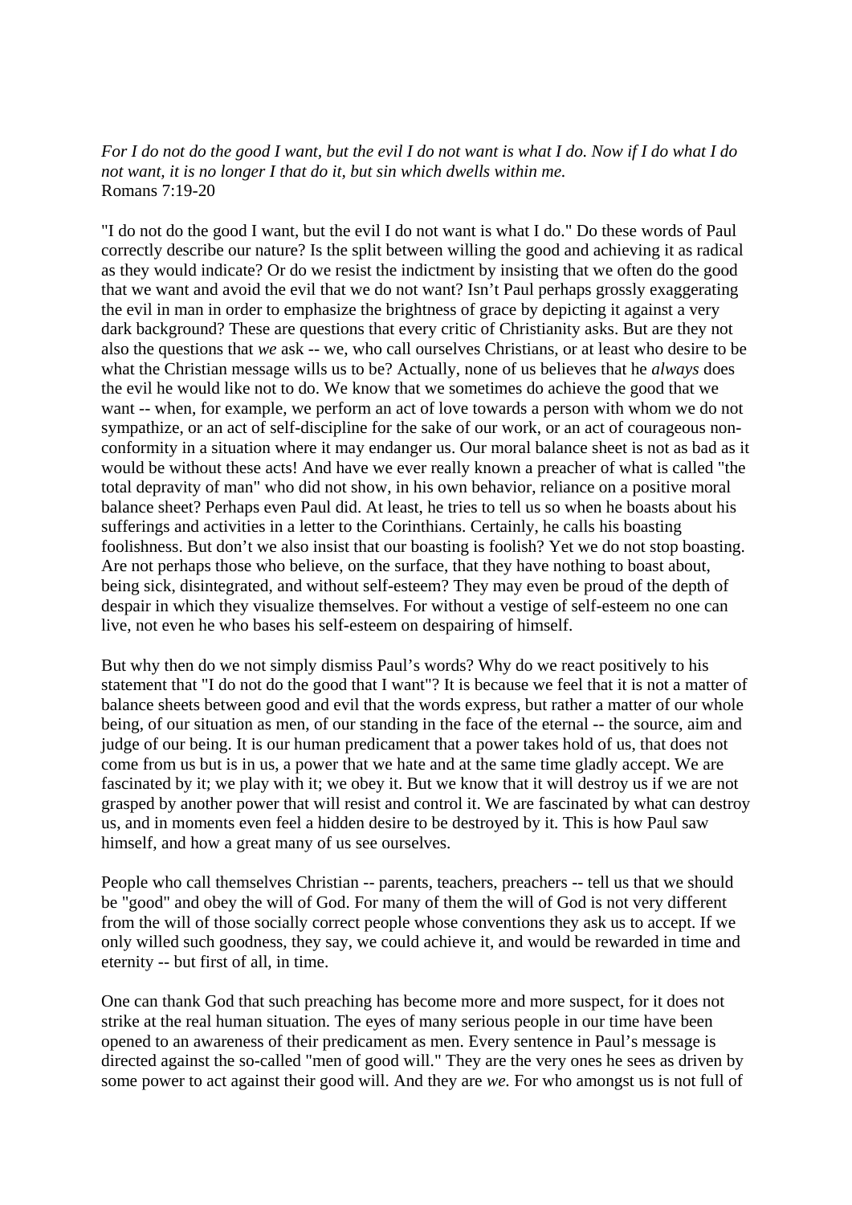*For I do not do the good I want, but the evil I do not want is what I do. Now if I do what I do not want, it is no longer I that do it, but sin which dwells within me.*
Romans 7:19-20

"I do not do the good I want, but the evil I do not want is what I do." Do these words of Paul correctly describe our nature? Is the split between willing the good and achieving it as radical as they would indicate? Or do we resist the indictment by insisting that we often do the good that we want and avoid the evil that we do not want? Isn't Paul perhaps grossly exaggerating the evil in man in order to emphasize the brightness of grace by depicting it against a very dark background? These are questions that every critic of Christianity asks. But are they not also the questions that *we* ask -- we, who call ourselves Christians, or at least who desire to be what the Christian message wills us to be? Actually, none of us believes that he *always* does the evil he would like not to do. We know that we sometimes do achieve the good that we want -- when, for example, we perform an act of love towards a person with whom we do not sympathize, or an act of self-discipline for the sake of our work, or an act of courageous non-conformity in a situation where it may endanger us. Our moral balance sheet is not as bad as it would be without these acts! And have we ever really known a preacher of what is called "the total depravity of man" who did not show, in his own behavior, reliance on a positive moral balance sheet? Perhaps even Paul did. At least, he tries to tell us so when he boasts about his sufferings and activities in a letter to the Corinthians. Certainly, he calls his boasting foolishness. But don't we also insist that our boasting is foolish? Yet we do not stop boasting. Are not perhaps those who believe, on the surface, that they have nothing to boast about, being sick, disintegrated, and without self-esteem? They may even be proud of the depth of despair in which they visualize themselves. For without a vestige of self-esteem no one can live, not even he who bases his self-esteem on despairing of himself.

But why then do we not simply dismiss Paul's words? Why do we react positively to his statement that "I do not do the good that I want"? It is because we feel that it is not a matter of balance sheets between good and evil that the words express, but rather a matter of our whole being, of our situation as men, of our standing in the face of the eternal -- the source, aim and judge of our being. It is our human predicament that a power takes hold of us, that does not come from us but is in us, a power that we hate and at the same time gladly accept. We are fascinated by it; we play with it; we obey it. But we know that it will destroy us if we are not grasped by another power that will resist and control it. We are fascinated by what can destroy us, and in moments even feel a hidden desire to be destroyed by it. This is how Paul saw himself, and how a great many of us see ourselves.

People who call themselves Christian -- parents, teachers, preachers -- tell us that we should be "good" and obey the will of God. For many of them the will of God is not very different from the will of those socially correct people whose conventions they ask us to accept. If we only willed such goodness, they say, we could achieve it, and would be rewarded in time and eternity -- but first of all, in time.

One can thank God that such preaching has become more and more suspect, for it does not strike at the real human situation. The eyes of many serious people in our time have been opened to an awareness of their predicament as men. Every sentence in Paul's message is directed against the so-called "men of good will." They are the very ones he sees as driven by some power to act against their good will. And they are *we.* For who amongst us is not full of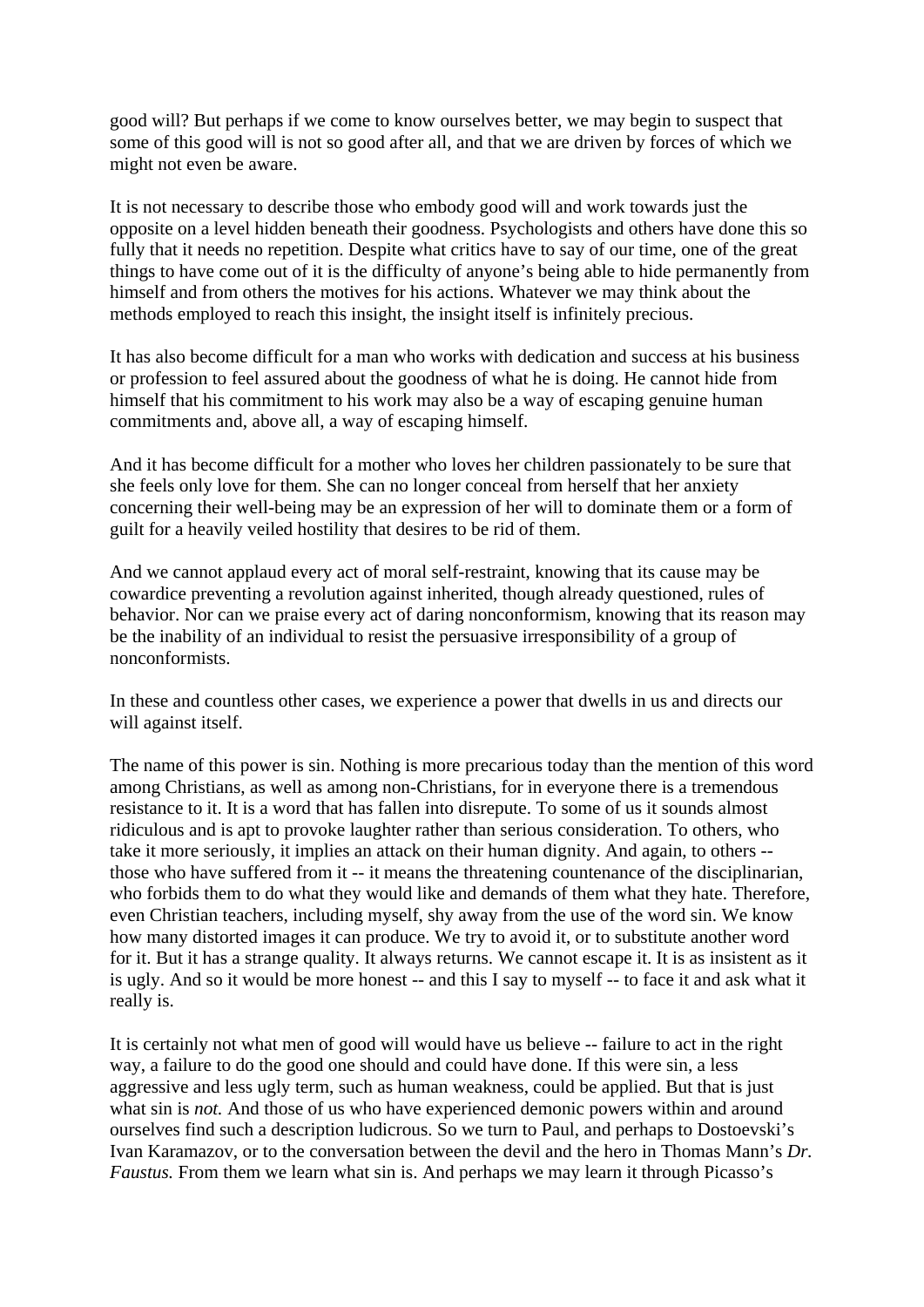good will? But perhaps if we come to know ourselves better, we may begin to suspect that some of this good will is not so good after all, and that we are driven by forces of which we might not even be aware.

It is not necessary to describe those who embody good will and work towards just the opposite on a level hidden beneath their goodness. Psychologists and others have done this so fully that it needs no repetition. Despite what critics have to say of our time, one of the great things to have come out of it is the difficulty of anyone's being able to hide permanently from himself and from others the motives for his actions. Whatever we may think about the methods employed to reach this insight, the insight itself is infinitely precious.

It has also become difficult for a man who works with dedication and success at his business or profession to feel assured about the goodness of what he is doing. He cannot hide from himself that his commitment to his work may also be a way of escaping genuine human commitments and, above all, a way of escaping himself.

And it has become difficult for a mother who loves her children passionately to be sure that she feels only love for them. She can no longer conceal from herself that her anxiety concerning their well-being may be an expression of her will to dominate them or a form of guilt for a heavily veiled hostility that desires to be rid of them.

And we cannot applaud every act of moral self-restraint, knowing that its cause may be cowardice preventing a revolution against inherited, though already questioned, rules of behavior. Nor can we praise every act of daring nonconformism, knowing that its reason may be the inability of an individual to resist the persuasive irresponsibility of a group of nonconformists.

In these and countless other cases, we experience a power that dwells in us and directs our will against itself.

The name of this power is sin. Nothing is more precarious today than the mention of this word among Christians, as well as among non-Christians, for in everyone there is a tremendous resistance to it. It is a word that has fallen into disrepute. To some of us it sounds almost ridiculous and is apt to provoke laughter rather than serious consideration. To others, who take it more seriously, it implies an attack on their human dignity. And again, to others -- those who have suffered from it -- it means the threatening countenance of the disciplinarian, who forbids them to do what they would like and demands of them what they hate. Therefore, even Christian teachers, including myself, shy away from the use of the word sin. We know how many distorted images it can produce. We try to avoid it, or to substitute another word for it. But it has a strange quality. It always returns. We cannot escape it. It is as insistent as it is ugly. And so it would be more honest -- and this I say to myself -- to face it and ask what it really is.

It is certainly not what men of good will would have us believe -- failure to act in the right way, a failure to do the good one should and could have done. If this were sin, a less aggressive and less ugly term, such as human weakness, could be applied. But that is just what sin is *not.* And those of us who have experienced demonic powers within and around ourselves find such a description ludicrous. So we turn to Paul, and perhaps to Dostoevski's Ivan Karamazov, or to the conversation between the devil and the hero in Thomas Mann's *Dr. Faustus.* From them we learn what sin is. And perhaps we may learn it through Picasso's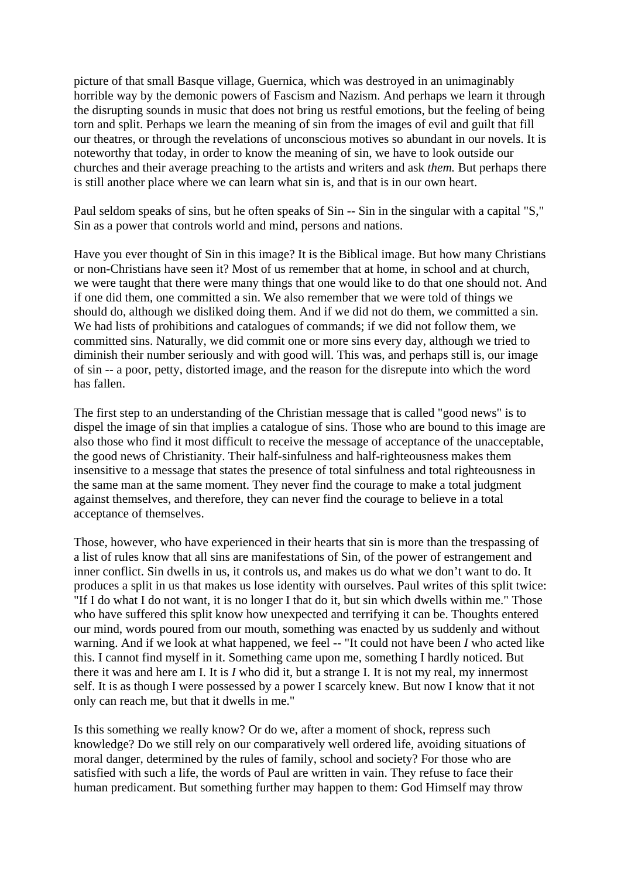picture of that small Basque village, Guernica, which was destroyed in an unimaginably horrible way by the demonic powers of Fascism and Nazism. And perhaps we learn it through the disrupting sounds in music that does not bring us restful emotions, but the feeling of being torn and split. Perhaps we learn the meaning of sin from the images of evil and guilt that fill our theatres, or through the revelations of unconscious motives so abundant in our novels. It is noteworthy that today, in order to know the meaning of sin, we have to look outside our churches and their average preaching to the artists and writers and ask *them.* But perhaps there is still another place where we can learn what sin is, and that is in our own heart.

Paul seldom speaks of sins, but he often speaks of Sin -- Sin in the singular with a capital "S," Sin as a power that controls world and mind, persons and nations.

Have you ever thought of Sin in this image? It is the Biblical image. But how many Christians or non-Christians have seen it? Most of us remember that at home, in school and at church, we were taught that there were many things that one would like to do that one should not. And if one did them, one committed a sin. We also remember that we were told of things we should do, although we disliked doing them. And if we did not do them, we committed a sin. We had lists of prohibitions and catalogues of commands; if we did not follow them, we committed sins. Naturally, we did commit one or more sins every day, although we tried to diminish their number seriously and with good will. This was, and perhaps still is, our image of sin -- a poor, petty, distorted image, and the reason for the disrepute into which the word has fallen.

The first step to an understanding of the Christian message that is called "good news" is to dispel the image of sin that implies a catalogue of sins. Those who are bound to this image are also those who find it most difficult to receive the message of acceptance of the unacceptable, the good news of Christianity. Their half-sinfulness and half-righteousness makes them insensitive to a message that states the presence of total sinfulness and total righteousness in the same man at the same moment. They never find the courage to make a total judgment against themselves, and therefore, they can never find the courage to believe in a total acceptance of themselves.

Those, however, who have experienced in their hearts that sin is more than the trespassing of a list of rules know that all sins are manifestations of Sin, of the power of estrangement and inner conflict. Sin dwells in us, it controls us, and makes us do what we don't want to do. It produces a split in us that makes us lose identity with ourselves. Paul writes of this split twice: "If I do what I do not want, it is no longer I that do it, but sin which dwells within me." Those who have suffered this split know how unexpected and terrifying it can be. Thoughts entered our mind, words poured from our mouth, something was enacted by us suddenly and without warning. And if we look at what happened, we feel -- "It could not have been *I* who acted like this. I cannot find myself in it. Something came upon me, something I hardly noticed. But there it was and here am I. It is *I* who did it, but a strange I. It is not my real, my innermost self. It is as though I were possessed by a power I scarcely knew. But now I know that it not only can reach me, but that it dwells in me."

Is this something we really know? Or do we, after a moment of shock, repress such knowledge? Do we still rely on our comparatively well ordered life, avoiding situations of moral danger, determined by the rules of family, school and society? For those who are satisfied with such a life, the words of Paul are written in vain. They refuse to face their human predicament. But something further may happen to them: God Himself may throw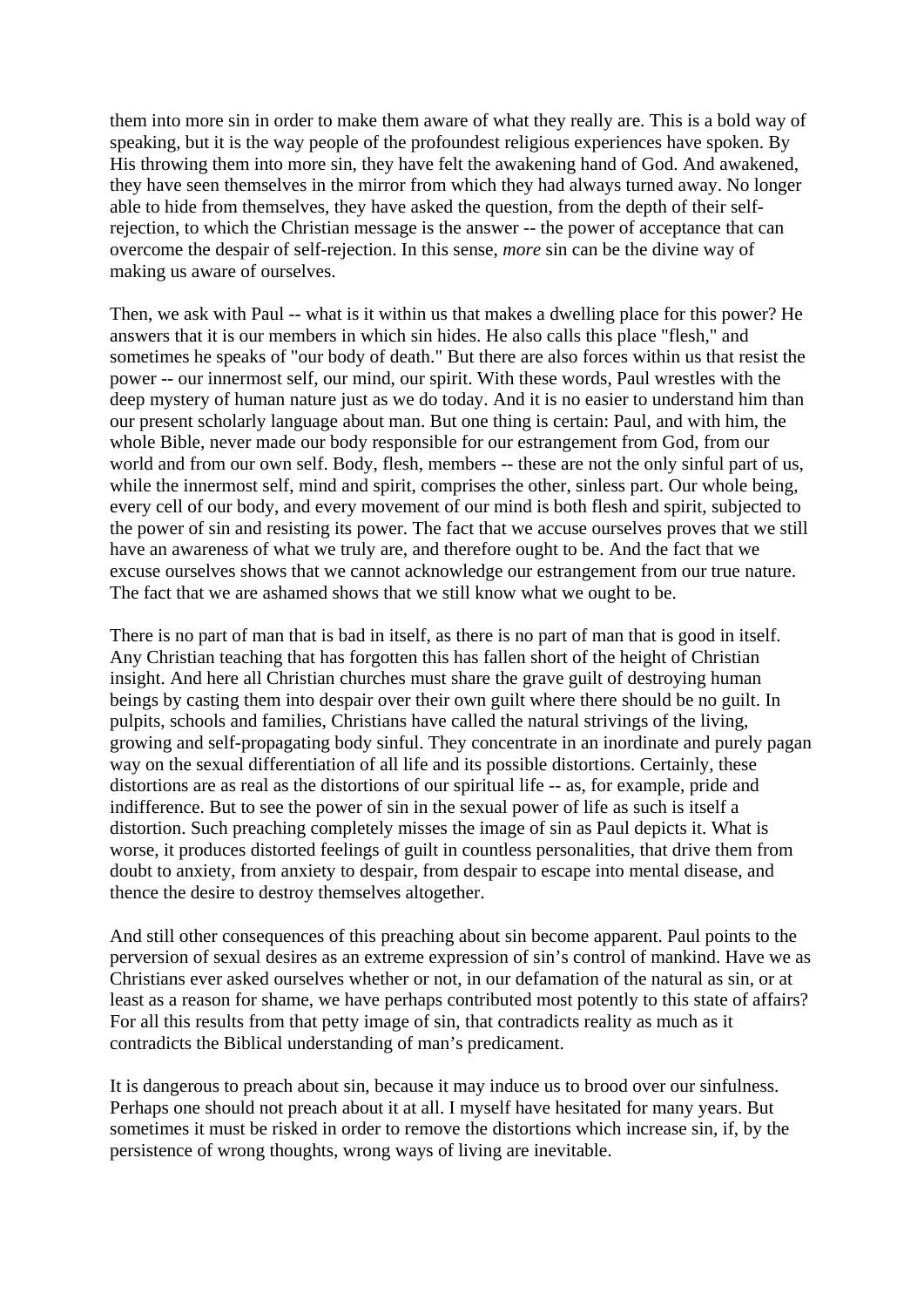them into more sin in order to make them aware of what they really are. This is a bold way of speaking, but it is the way people of the profoundest religious experiences have spoken. By His throwing them into more sin, they have felt the awakening hand of God. And awakened, they have seen themselves in the mirror from which they had always turned away. No longer able to hide from themselves, they have asked the question, from the depth of their self-rejection, to which the Christian message is the answer -- the power of acceptance that can overcome the despair of self-rejection. In this sense, *more* sin can be the divine way of making us aware of ourselves.

Then, we ask with Paul -- what is it within us that makes a dwelling place for this power? He answers that it is our members in which sin hides. He also calls this place "flesh," and sometimes he speaks of "our body of death." But there are also forces within us that resist the power -- our innermost self, our mind, our spirit. With these words, Paul wrestles with the deep mystery of human nature just as we do today. And it is no easier to understand him than our present scholarly language about man. But one thing is certain: Paul, and with him, the whole Bible, never made our body responsible for our estrangement from God, from our world and from our own self. Body, flesh, members -- these are not the only sinful part of us, while the innermost self, mind and spirit, comprises the other, sinless part. Our whole being, every cell of our body, and every movement of our mind is both flesh and spirit, subjected to the power of sin and resisting its power. The fact that we accuse ourselves proves that we still have an awareness of what we truly are, and therefore ought to be. And the fact that we excuse ourselves shows that we cannot acknowledge our estrangement from our true nature. The fact that we are ashamed shows that we still know what we ought to be.

There is no part of man that is bad in itself, as there is no part of man that is good in itself. Any Christian teaching that has forgotten this has fallen short of the height of Christian insight. And here all Christian churches must share the grave guilt of destroying human beings by casting them into despair over their own guilt where there should be no guilt. In pulpits, schools and families, Christians have called the natural strivings of the living, growing and self-propagating body sinful. They concentrate in an inordinate and purely pagan way on the sexual differentiation of all life and its possible distortions. Certainly, these distortions are as real as the distortions of our spiritual life -- as, for example, pride and indifference. But to see the power of sin in the sexual power of life as such is itself a distortion. Such preaching completely misses the image of sin as Paul depicts it. What is worse, it produces distorted feelings of guilt in countless personalities, that drive them from doubt to anxiety, from anxiety to despair, from despair to escape into mental disease, and thence the desire to destroy themselves altogether.

And still other consequences of this preaching about sin become apparent. Paul points to the perversion of sexual desires as an extreme expression of sin's control of mankind. Have we as Christians ever asked ourselves whether or not, in our defamation of the natural as sin, or at least as a reason for shame, we have perhaps contributed most potently to this state of affairs? For all this results from that petty image of sin, that contradicts reality as much as it contradicts the Biblical understanding of man's predicament.

It is dangerous to preach about sin, because it may induce us to brood over our sinfulness. Perhaps one should not preach about it at all. I myself have hesitated for many years. But sometimes it must be risked in order to remove the distortions which increase sin, if, by the persistence of wrong thoughts, wrong ways of living are inevitable.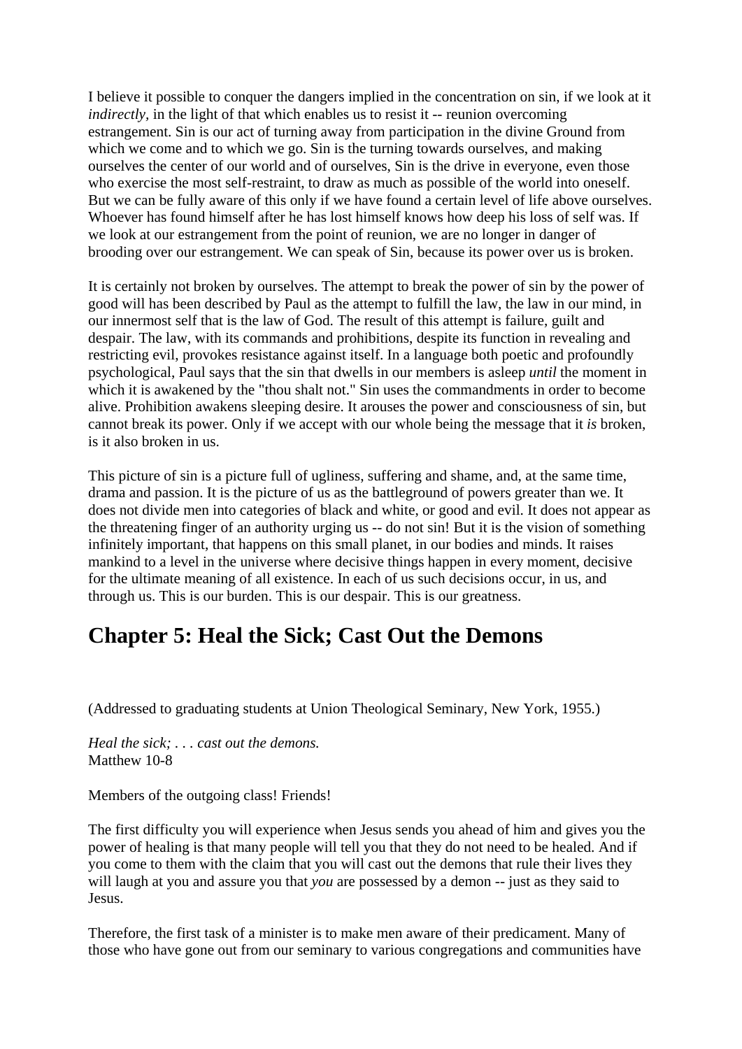I believe it possible to conquer the dangers implied in the concentration on sin, if we look at it *indirectly,* in the light of that which enables us to resist it -- reunion overcoming estrangement. Sin is our act of turning away from participation in the divine Ground from which we come and to which we go. Sin is the turning towards ourselves, and making ourselves the center of our world and of ourselves, Sin is the drive in everyone, even those who exercise the most self-restraint, to draw as much as possible of the world into oneself. But we can be fully aware of this only if we have found a certain level of life above ourselves. Whoever has found himself after he has lost himself knows how deep his loss of self was. If we look at our estrangement from the point of reunion, we are no longer in danger of brooding over our estrangement. We can speak of Sin, because its power over us is broken.

It is certainly not broken by ourselves. The attempt to break the power of sin by the power of good will has been described by Paul as the attempt to fulfill the law, the law in our mind, in our innermost self that is the law of God. The result of this attempt is failure, guilt and despair. The law, with its commands and prohibitions, despite its function in revealing and restricting evil, provokes resistance against itself. In a language both poetic and profoundly psychological, Paul says that the sin that dwells in our members is asleep *until* the moment in which it is awakened by the "thou shalt not." Sin uses the commandments in order to become alive. Prohibition awakens sleeping desire. It arouses the power and consciousness of sin, but cannot break its power. Only if we accept with our whole being the message that it *is* broken, is it also broken in us.

This picture of sin is a picture full of ugliness, suffering and shame, and, at the same time, drama and passion. It is the picture of us as the battleground of powers greater than we. It does not divide men into categories of black and white, or good and evil. It does not appear as the threatening finger of an authority urging us -- do not sin! But it is the vision of something infinitely important, that happens on this small planet, in our bodies and minds. It raises mankind to a level in the universe where decisive things happen in every moment, decisive for the ultimate meaning of all existence. In each of us such decisions occur, in us, and through us. This is our burden. This is our despair. This is our greatness.

## Chapter 5: Heal the Sick; Cast Out the Demons

(Addressed to graduating students at Union Theological Seminary, New York, 1955.)

*Heal the sick; . . . cast out the demons.*
Matthew 10-8

Members of the outgoing class! Friends!

The first difficulty you will experience when Jesus sends you ahead of him and gives you the power of healing is that many people will tell you that they do not need to be healed. And if you come to them with the claim that you will cast out the demons that rule their lives they will laugh at you and assure you that *you* are possessed by a demon -- just as they said to Jesus.

Therefore, the first task of a minister is to make men aware of their predicament. Many of those who have gone out from our seminary to various congregations and communities have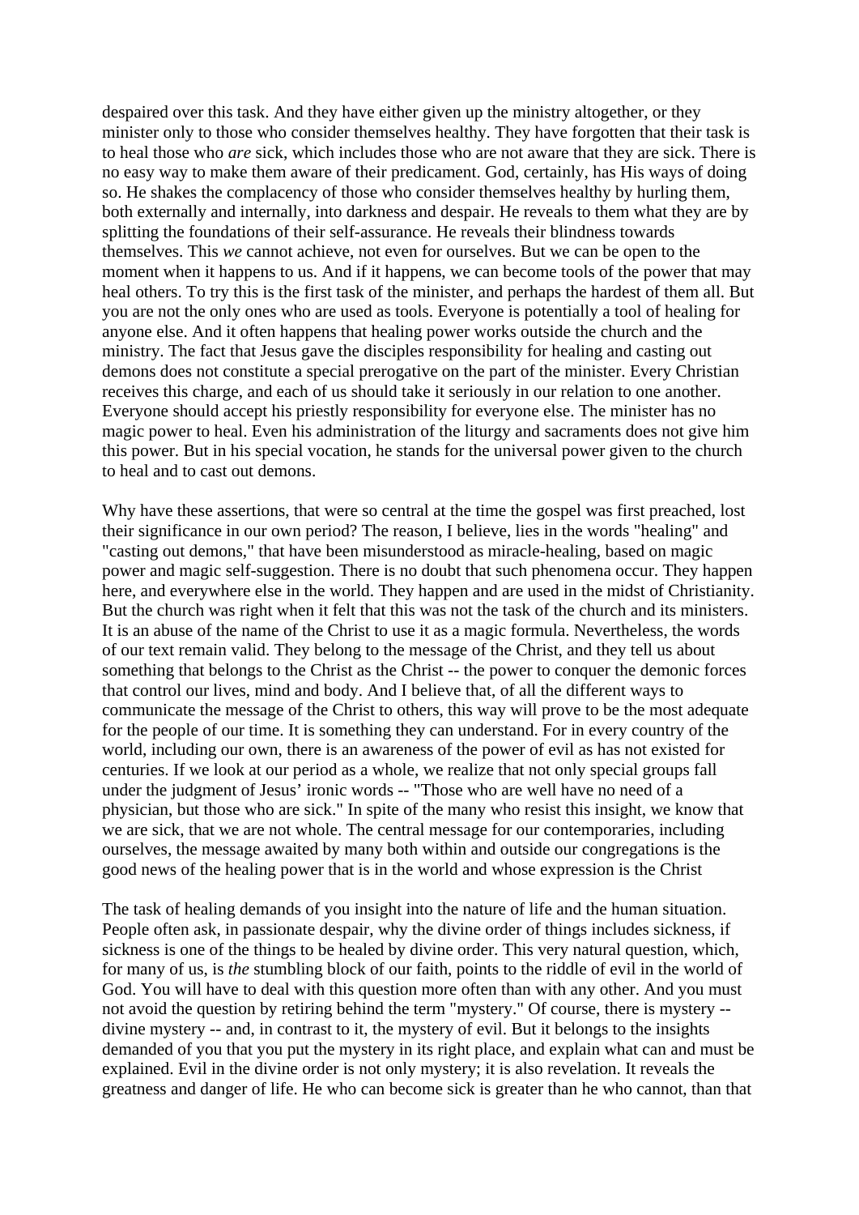despaired over this task. And they have either given up the ministry altogether, or they minister only to those who consider themselves healthy. They have forgotten that their task is to heal those who *are* sick, which includes those who are not aware that they are sick. There is no easy way to make them aware of their predicament. God, certainly, has His ways of doing so. He shakes the complacency of those who consider themselves healthy by hurling them, both externally and internally, into darkness and despair. He reveals to them what they are by splitting the foundations of their self-assurance. He reveals their blindness towards themselves. This *we* cannot achieve, not even for ourselves. But we can be open to the moment when it happens to us. And if it happens, we can become tools of the power that may heal others. To try this is the first task of the minister, and perhaps the hardest of them all. But you are not the only ones who are used as tools. Everyone is potentially a tool of healing for anyone else. And it often happens that healing power works outside the church and the ministry. The fact that Jesus gave the disciples responsibility for healing and casting out demons does not constitute a special prerogative on the part of the minister. Every Christian receives this charge, and each of us should take it seriously in our relation to one another. Everyone should accept his priestly responsibility for everyone else. The minister has no magic power to heal. Even his administration of the liturgy and sacraments does not give him this power. But in his special vocation, he stands for the universal power given to the church to heal and to cast out demons.

Why have these assertions, that were so central at the time the gospel was first preached, lost their significance in our own period? The reason, I believe, lies in the words "healing" and "casting out demons," that have been misunderstood as miracle-healing, based on magic power and magic self-suggestion. There is no doubt that such phenomena occur. They happen here, and everywhere else in the world. They happen and are used in the midst of Christianity. But the church was right when it felt that this was not the task of the church and its ministers. It is an abuse of the name of the Christ to use it as a magic formula. Nevertheless, the words of our text remain valid. They belong to the message of the Christ, and they tell us about something that belongs to the Christ as the Christ -- the power to conquer the demonic forces that control our lives, mind and body. And I believe that, of all the different ways to communicate the message of the Christ to others, this way will prove to be the most adequate for the people of our time. It is something they can understand. For in every country of the world, including our own, there is an awareness of the power of evil as has not existed for centuries. If we look at our period as a whole, we realize that not only special groups fall under the judgment of Jesus' ironic words -- "Those who are well have no need of a physician, but those who are sick." In spite of the many who resist this insight, we know that we are sick, that we are not whole. The central message for our contemporaries, including ourselves, the message awaited by many both within and outside our congregations is the good news of the healing power that is in the world and whose expression is the Christ

The task of healing demands of you insight into the nature of life and the human situation. People often ask, in passionate despair, why the divine order of things includes sickness, if sickness is one of the things to be healed by divine order. This very natural question, which, for many of us, is *the* stumbling block of our faith, points to the riddle of evil in the world of God. You will have to deal with this question more often than with any other. And you must not avoid the question by retiring behind the term "mystery." Of course, there is mystery -- divine mystery -- and, in contrast to it, the mystery of evil. But it belongs to the insights demanded of you that you put the mystery in its right place, and explain what can and must be explained. Evil in the divine order is not only mystery; it is also revelation. It reveals the greatness and danger of life. He who can become sick is greater than he who cannot, than that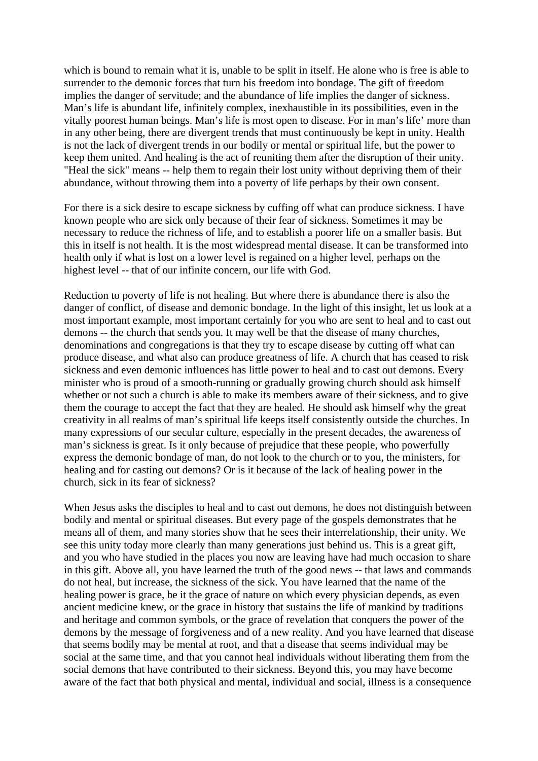which is bound to remain what it is, unable to be split in itself. He alone who is free is able to surrender to the demonic forces that turn his freedom into bondage. The gift of freedom implies the danger of servitude; and the abundance of life implies the danger of sickness. Man’s life is abundant life, infinitely complex, inexhaustible in its possibilities, even in the vitally poorest human beings. Man’s life is most open to disease. For in man’s life’ more than in any other being, there are divergent trends that must continuously be kept in unity. Health is not the lack of divergent trends in our bodily or mental or spiritual life, but the power to keep them united. And healing is the act of reuniting them after the disruption of their unity. "Heal the sick" means -- help them to regain their lost unity without depriving them of their abundance, without throwing them into a poverty of life perhaps by their own consent.

For there is a sick desire to escape sickness by cuffing off what can produce sickness. I have known people who are sick only because of their fear of sickness. Sometimes it may be necessary to reduce the richness of life, and to establish a poorer life on a smaller basis. But this in itself is not health. It is the most widespread mental disease. It can be transformed into health only if what is lost on a lower level is regained on a higher level, perhaps on the highest level -- that of our infinite concern, our life with God.

Reduction to poverty of life is not healing. But where there is abundance there is also the danger of conflict, of disease and demonic bondage. In the light of this insight, let us look at a most important example, most important certainly for you who are sent to heal and to cast out demons -- the church that sends you. It may well be that the disease of many churches, denominations and congregations is that they try to escape disease by cutting off what can produce disease, and what also can produce greatness of life. A church that has ceased to risk sickness and even demonic influences has little power to heal and to cast out demons. Every minister who is proud of a smooth-running or gradually growing church should ask himself whether or not such a church is able to make its members aware of their sickness, and to give them the courage to accept the fact that they are healed. He should ask himself why the great creativity in all realms of man’s spiritual life keeps itself consistently outside the churches. In many expressions of our secular culture, especially in the present decades, the awareness of man’s sickness is great. Is it only because of prejudice that these people, who powerfully express the demonic bondage of man, do not look to the church or to you, the ministers, for healing and for casting out demons? Or is it because of the lack of healing power in the church, sick in its fear of sickness?

When Jesus asks the disciples to heal and to cast out demons, he does not distinguish between bodily and mental or spiritual diseases. But every page of the gospels demonstrates that he means all of them, and many stories show that he sees their interrelationship, their unity. We see this unity today more clearly than many generations just behind us. This is a great gift, and you who have studied in the places you now are leaving have had much occasion to share in this gift. Above all, you have learned the truth of the good news -- that laws and commands do not heal, but increase, the sickness of the sick. You have learned that the name of the healing power is grace, be it the grace of nature on which every physician depends, as even ancient medicine knew, or the grace in history that sustains the life of mankind by traditions and heritage and common symbols, or the grace of revelation that conquers the power of the demons by the message of forgiveness and of a new reality. And you have learned that disease that seems bodily may be mental at root, and that a disease that seems individual may be social at the same time, and that you cannot heal individuals without liberating them from the social demons that have contributed to their sickness. Beyond this, you may have become aware of the fact that both physical and mental, individual and social, illness is a consequence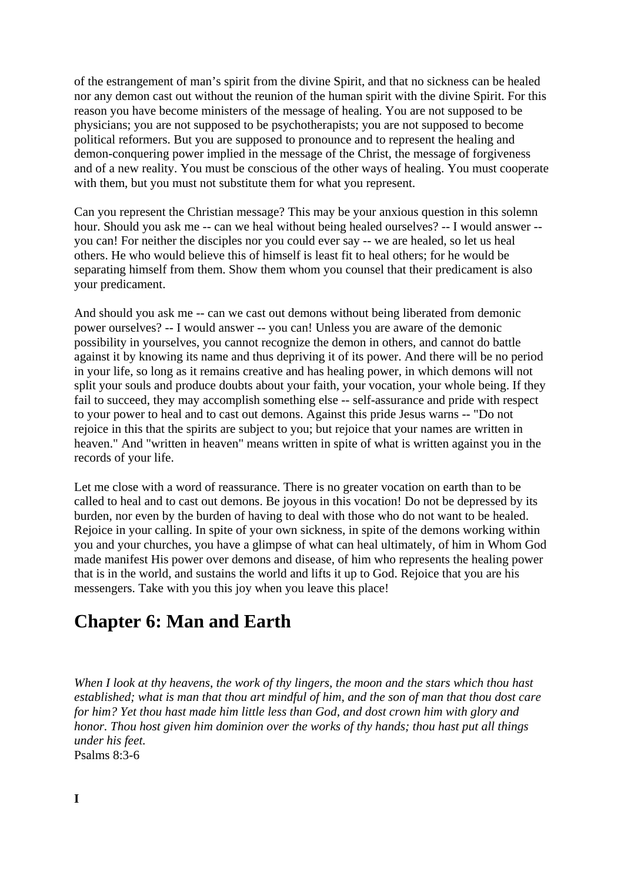of the estrangement of man's spirit from the divine Spirit, and that no sickness can be healed nor any demon cast out without the reunion of the human spirit with the divine Spirit. For this reason you have become ministers of the message of healing. You are not supposed to be physicians; you are not supposed to be psychotherapists; you are not supposed to become political reformers. But you are supposed to pronounce and to represent the healing and demon-conquering power implied in the message of the Christ, the message of forgiveness and of a new reality. You must be conscious of the other ways of healing. You must cooperate with them, but you must not substitute them for what you represent.

Can you represent the Christian message? This may be your anxious question in this solemn hour. Should you ask me -- can we heal without being healed ourselves? -- I would answer -- you can! For neither the disciples nor you could ever say -- we are healed, so let us heal others. He who would believe this of himself is least fit to heal others; for he would be separating himself from them. Show them whom you counsel that their predicament is also your predicament.

And should you ask me -- can we cast out demons without being liberated from demonic power ourselves? -- I would answer -- you can! Unless you are aware of the demonic possibility in yourselves, you cannot recognize the demon in others, and cannot do battle against it by knowing its name and thus depriving it of its power. And there will be no period in your life, so long as it remains creative and has healing power, in which demons will not split your souls and produce doubts about your faith, your vocation, your whole being. If they fail to succeed, they may accomplish something else -- self-assurance and pride with respect to your power to heal and to cast out demons. Against this pride Jesus warns -- "Do not rejoice in this that the spirits are subject to you; but rejoice that your names are written in heaven." And "written in heaven" means written in spite of what is written against you in the records of your life.

Let me close with a word of reassurance. There is no greater vocation on earth than to be called to heal and to cast out demons. Be joyous in this vocation! Do not be depressed by its burden, nor even by the burden of having to deal with those who do not want to be healed. Rejoice in your calling. In spite of your own sickness, in spite of the demons working within you and your churches, you have a glimpse of what can heal ultimately, of him in Whom God made manifest His power over demons and disease, of him who represents the healing power that is in the world, and sustains the world and lifts it up to God. Rejoice that you are his messengers. Take with you this joy when you leave this place!

## Chapter 6: Man and Earth

*When I look at thy heavens, the work of thy lingers, the moon and the stars which thou hast established; what is man that thou art mindful of him, and the son of man that thou dost care for him? Yet thou hast made him little less than God, and dost crown him with glory and honor. Thou host given him dominion over the works of thy hands; thou hast put all things under his feet.*
Psalms 8:3-6

**I**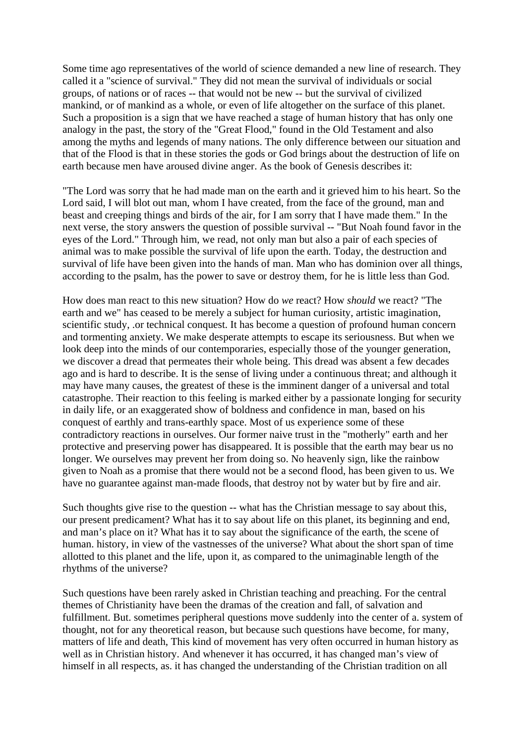Some time ago representatives of the world of science demanded a new line of research. They called it a "science of survival." They did not mean the survival of individuals or social groups, of nations or of races -- that would not be new -- but the survival of civilized mankind, or of mankind as a whole, or even of life altogether on the surface of this planet. Such a proposition is a sign that we have reached a stage of human history that has only one analogy in the past, the story of the "Great Flood," found in the Old Testament and also among the myths and legends of many nations. The only difference between our situation and that of the Flood is that in these stories the gods or God brings about the destruction of life on earth because men have aroused divine anger. As the book of Genesis describes it:

"The Lord was sorry that he had made man on the earth and it grieved him to his heart. So the Lord said, I will blot out man, whom I have created, from the face of the ground, man and beast and creeping things and birds of the air, for I am sorry that I have made them." In the next verse, the story answers the question of possible survival -- "But Noah found favor in the eyes of the Lord." Through him, we read, not only man but also a pair of each species of animal was to make possible the survival of life upon the earth. Today, the destruction and survival of life have been given into the hands of man. Man who has dominion over all things, according to the psalm, has the power to save or destroy them, for he is little less than God.

How does man react to this new situation? How do *we* react? How *should* we react? "The earth and we" has ceased to be merely a subject for human curiosity, artistic imagination, scientific study, .or technical conquest. It has become a question of profound human concern and tormenting anxiety. We make desperate attempts to escape its seriousness. But when we look deep into the minds of our contemporaries, especially those of the younger generation, we discover a dread that permeates their whole being. This dread was absent a few decades ago and is hard to describe. It is the sense of living under a continuous threat; and although it may have many causes, the greatest of these is the imminent danger of a universal and total catastrophe. Their reaction to this feeling is marked either by a passionate longing for security in daily life, or an exaggerated show of boldness and confidence in man, based on his conquest of earthly and trans-earthly space. Most of us experience some of these contradictory reactions in ourselves. Our former naive trust in the "motherly" earth and her protective and preserving power has disappeared. It is possible that the earth may bear us no longer. We ourselves may prevent her from doing so. No heavenly sign, like the rainbow given to Noah as a promise that there would not be a second flood, has been given to us. We have no guarantee against man-made floods, that destroy not by water but by fire and air.

Such thoughts give rise to the question -- what has the Christian message to say about this, our present predicament? What has it to say about life on this planet, its beginning and end, and man's place on it? What has it to say about the significance of the earth, the scene of human. history, in view of the vastnesses of the universe? What about the short span of time allotted to this planet and the life, upon it, as compared to the unimaginable length of the rhythms of the universe?

Such questions have been rarely asked in Christian teaching and preaching. For the central themes of Christianity have been the dramas of the creation and fall, of salvation and fulfillment. But. sometimes peripheral questions move suddenly into the center of a. system of thought, not for any theoretical reason, but because such questions have become, for many, matters of life and death, This kind of movement has very often occurred in human history as well as in Christian history. And whenever it has occurred, it has changed man's view of himself in all respects, as. it has changed the understanding of the Christian tradition on all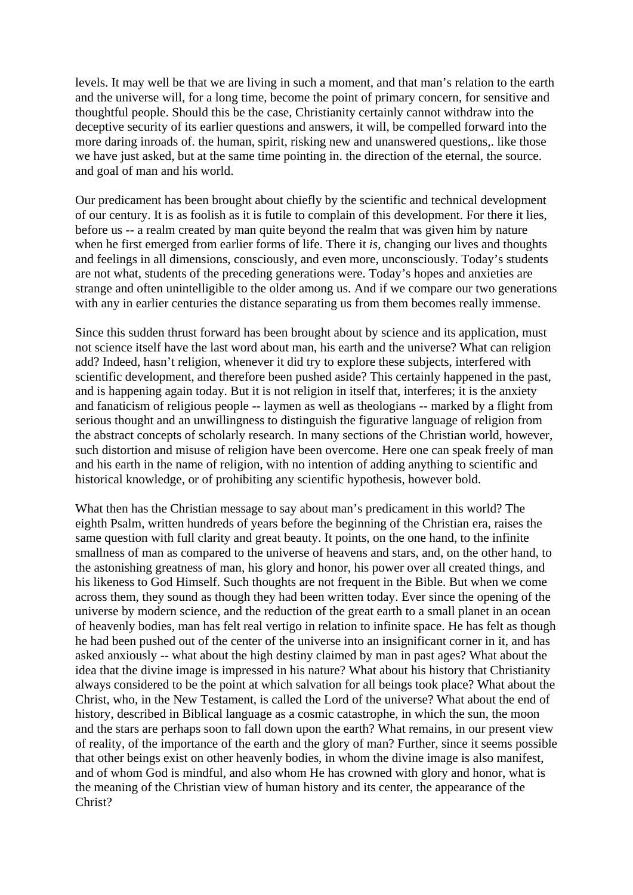levels. It may well be that we are living in such a moment, and that man's relation to the earth and the universe will, for a long time, become the point of primary concern, for sensitive and thoughtful people. Should this be the case, Christianity certainly cannot withdraw into the deceptive security of its earlier questions and answers, it will, be compelled forward into the more daring inroads of. the human, spirit, risking new and unanswered questions,. like those we have just asked, but at the same time pointing in. the direction of the eternal, the source. and goal of man and his world.

Our predicament has been brought about chiefly by the scientific and technical development of our century. It is as foolish as it is futile to complain of this development. For there it lies, before us -- a realm created by man quite beyond the realm that was given him by nature when he first emerged from earlier forms of life. There it *is,* changing our lives and thoughts and feelings in all dimensions, consciously, and even more, unconsciously. Today's students are not what, students of the preceding generations were. Today's hopes and anxieties are strange and often unintelligible to the older among us. And if we compare our two generations with any in earlier centuries the distance separating us from them becomes really immense.

Since this sudden thrust forward has been brought about by science and its application, must not science itself have the last word about man, his earth and the universe? What can religion add? Indeed, hasn't religion, whenever it did try to explore these subjects, interfered with scientific development, and therefore been pushed aside? This certainly happened in the past, and is happening again today. But it is not religion in itself that, interferes; it is the anxiety and fanaticism of religious people -- laymen as well as theologians -- marked by a flight from serious thought and an unwillingness to distinguish the figurative language of religion from the abstract concepts of scholarly research. In many sections of the Christian world, however, such distortion and misuse of religion have been overcome. Here one can speak freely of man and his earth in the name of religion, with no intention of adding anything to scientific and historical knowledge, or of prohibiting any scientific hypothesis, however bold.

What then has the Christian message to say about man's predicament in this world? The eighth Psalm, written hundreds of years before the beginning of the Christian era, raises the same question with full clarity and great beauty. It points, on the one hand, to the infinite smallness of man as compared to the universe of heavens and stars, and, on the other hand, to the astonishing greatness of man, his glory and honor, his power over all created things, and his likeness to God Himself. Such thoughts are not frequent in the Bible. But when we come across them, they sound as though they had been written today. Ever since the opening of the universe by modern science, and the reduction of the great earth to a small planet in an ocean of heavenly bodies, man has felt real vertigo in relation to infinite space. He has felt as though he had been pushed out of the center of the universe into an insignificant corner in it, and has asked anxiously -- what about the high destiny claimed by man in past ages? What about the idea that the divine image is impressed in his nature? What about his history that Christianity always considered to be the point at which salvation for all beings took place? What about the Christ, who, in the New Testament, is called the Lord of the universe? What about the end of history, described in Biblical language as a cosmic catastrophe, in which the sun, the moon and the stars are perhaps soon to fall down upon the earth? What remains, in our present view of reality, of the importance of the earth and the glory of man? Further, since it seems possible that other beings exist on other heavenly bodies, in whom the divine image is also manifest, and of whom God is mindful, and also whom He has crowned with glory and honor, what is the meaning of the Christian view of human history and its center, the appearance of the Christ?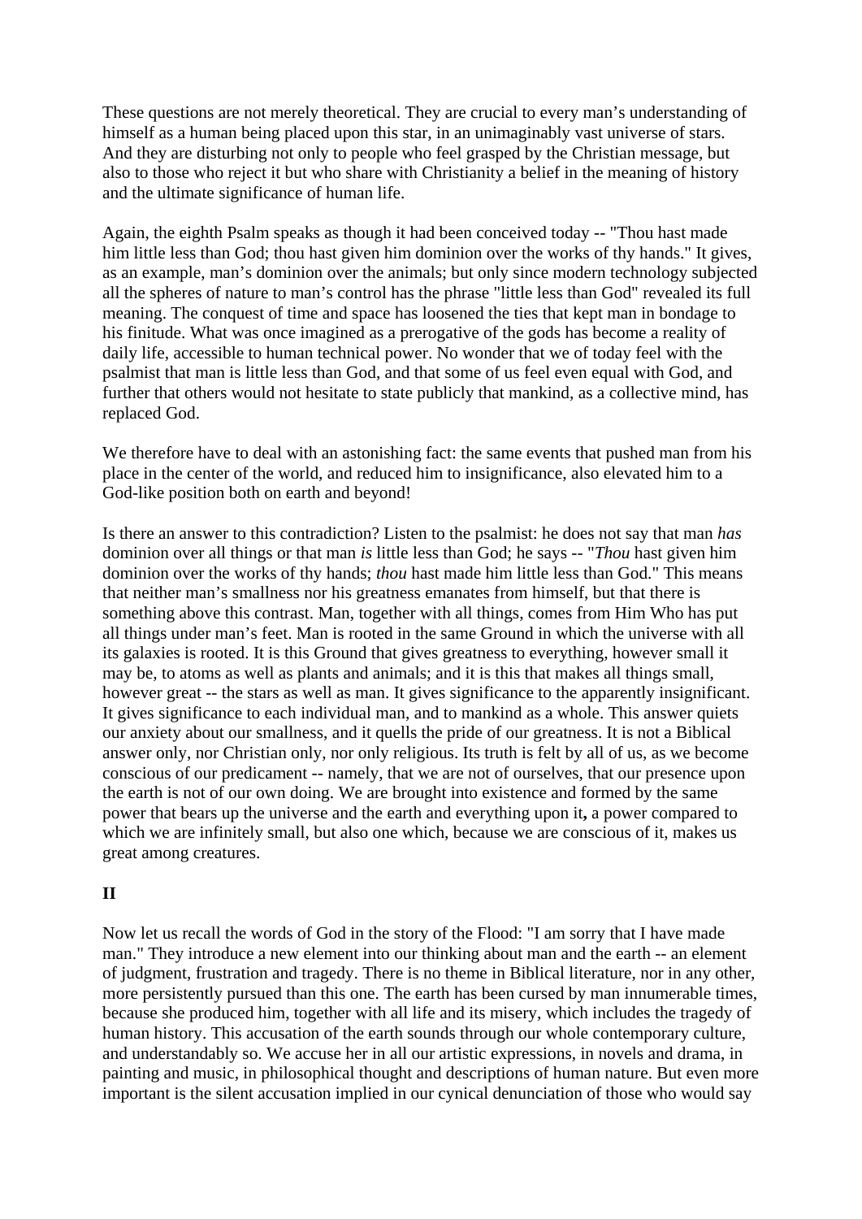These questions are not merely theoretical. They are crucial to every man's understanding of himself as a human being placed upon this star, in an unimaginably vast universe of stars. And they are disturbing not only to people who feel grasped by the Christian message, but also to those who reject it but who share with Christianity a belief in the meaning of history and the ultimate significance of human life.

Again, the eighth Psalm speaks as though it had been conceived today -- "Thou hast made him little less than God; thou hast given him dominion over the works of thy hands." It gives, as an example, man's dominion over the animals; but only since modern technology subjected all the spheres of nature to man's control has the phrase "little less than God" revealed its full meaning. The conquest of time and space has loosened the ties that kept man in bondage to his finitude. What was once imagined as a prerogative of the gods has become a reality of daily life, accessible to human technical power. No wonder that we of today feel with the psalmist that man is little less than God, and that some of us feel even equal with God, and further that others would not hesitate to state publicly that mankind, as a collective mind, has replaced God.

We therefore have to deal with an astonishing fact: the same events that pushed man from his place in the center of the world, and reduced him to insignificance, also elevated him to a God-like position both on earth and beyond!

Is there an answer to this contradiction? Listen to the psalmist: he does not say that man *has* dominion over all things or that man *is* little less than God; he says -- "*Thou* hast given him dominion over the works of thy hands; *thou* hast made him little less than God." This means that neither man's smallness nor his greatness emanates from himself, but that there is something above this contrast. Man, together with all things, comes from Him Who has put all things under man's feet. Man is rooted in the same Ground in which the universe with all its galaxies is rooted. It is this Ground that gives greatness to everything, however small it may be, to atoms as well as plants and animals; and it is this that makes all things small, however great -- the stars as well as man. It gives significance to the apparently insignificant. It gives significance to each individual man, and to mankind as a whole. This answer quiets our anxiety about our smallness, and it quells the pride of our greatness. It is not a Biblical answer only, nor Christian only, nor only religious. Its truth is felt by all of us, as we become conscious of our predicament -- namely, that we are not of ourselves, that our presence upon the earth is not of our own doing. We are brought into existence and formed by the same power that bears up the universe and the earth and everything upon it**,** a power compared to which we are infinitely small, but also one which, because we are conscious of it, makes us great among creatures.

**II**

Now let us recall the words of God in the story of the Flood: "I am sorry that I have made man." They introduce a new element into our thinking about man and the earth -- an element of judgment, frustration and tragedy. There is no theme in Biblical literature, nor in any other, more persistently pursued than this one. The earth has been cursed by man innumerable times, because she produced him, together with all life and its misery, which includes the tragedy of human history. This accusation of the earth sounds through our whole contemporary culture, and understandably so. We accuse her in all our artistic expressions, in novels and drama, in painting and music, in philosophical thought and descriptions of human nature. But even more important is the silent accusation implied in our cynical denunciation of those who would say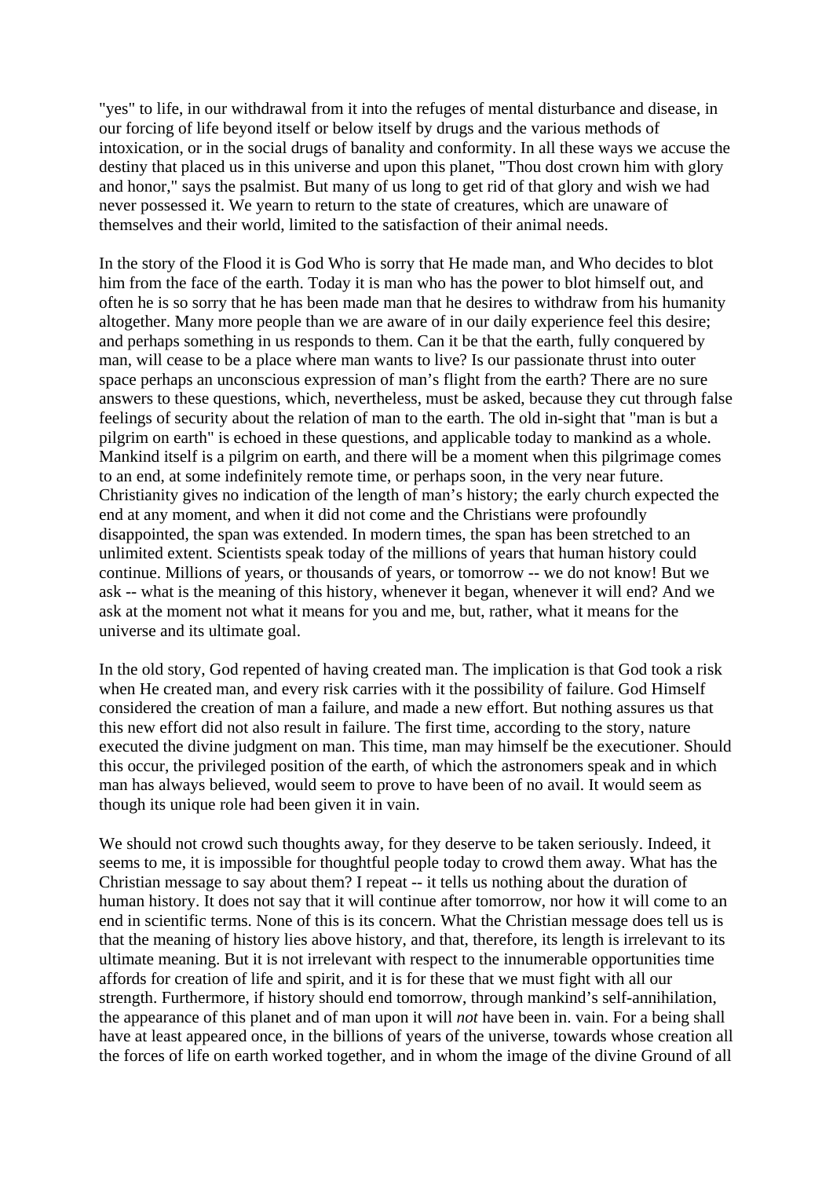"yes" to life, in our withdrawal from it into the refuges of mental disturbance and disease, in our forcing of life beyond itself or below itself by drugs and the various methods of intoxication, or in the social drugs of banality and conformity. In all these ways we accuse the destiny that placed us in this universe and upon this planet, "Thou dost crown him with glory and honor," says the psalmist. But many of us long to get rid of that glory and wish we had never possessed it. We yearn to return to the state of creatures, which are unaware of themselves and their world, limited to the satisfaction of their animal needs.

In the story of the Flood it is God Who is sorry that He made man, and Who decides to blot him from the face of the earth. Today it is man who has the power to blot himself out, and often he is so sorry that he has been made man that he desires to withdraw from his humanity altogether. Many more people than we are aware of in our daily experience feel this desire; and perhaps something in us responds to them. Can it be that the earth, fully conquered by man, will cease to be a place where man wants to live? Is our passionate thrust into outer space perhaps an unconscious expression of man's flight from the earth? There are no sure answers to these questions, which, nevertheless, must be asked, because they cut through false feelings of security about the relation of man to the earth. The old in-sight that "man is but a pilgrim on earth" is echoed in these questions, and applicable today to mankind as a whole. Mankind itself is a pilgrim on earth, and there will be a moment when this pilgrimage comes to an end, at some indefinitely remote time, or perhaps soon, in the very near future. Christianity gives no indication of the length of man's history; the early church expected the end at any moment, and when it did not come and the Christians were profoundly disappointed, the span was extended. In modern times, the span has been stretched to an unlimited extent. Scientists speak today of the millions of years that human history could continue. Millions of years, or thousands of years, or tomorrow -- we do not know! But we ask -- what is the meaning of this history, whenever it began, whenever it will end? And we ask at the moment not what it means for you and me, but, rather, what it means for the universe and its ultimate goal.

In the old story, God repented of having created man. The implication is that God took a risk when He created man, and every risk carries with it the possibility of failure. God Himself considered the creation of man a failure, and made a new effort. But nothing assures us that this new effort did not also result in failure. The first time, according to the story, nature executed the divine judgment on man. This time, man may himself be the executioner. Should this occur, the privileged position of the earth, of which the astronomers speak and in which man has always believed, would seem to prove to have been of no avail. It would seem as though its unique role had been given it in vain.

We should not crowd such thoughts away, for they deserve to be taken seriously. Indeed, it seems to me, it is impossible for thoughtful people today to crowd them away. What has the Christian message to say about them? I repeat -- it tells us nothing about the duration of human history. It does not say that it will continue after tomorrow, nor how it will come to an end in scientific terms. None of this is its concern. What the Christian message does tell us is that the meaning of history lies above history, and that, therefore, its length is irrelevant to its ultimate meaning. But it is not irrelevant with respect to the innumerable opportunities time affords for creation of life and spirit, and it is for these that we must fight with all our strength. Furthermore, if history should end tomorrow, through mankind's self-annihilation, the appearance of this planet and of man upon it will *not* have been in. vain. For a being shall have at least appeared once, in the billions of years of the universe, towards whose creation all the forces of life on earth worked together, and in whom the image of the divine Ground of all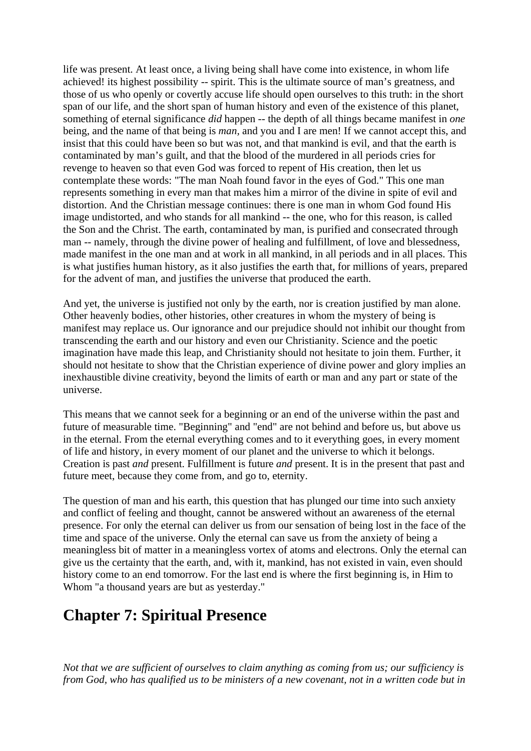life was present. At least once, a living being shall have come into existence, in whom life achieved! its highest possibility -- spirit. This is the ultimate source of man's greatness, and those of us who openly or covertly accuse life should open ourselves to this truth: in the short span of our life, and the short span of human history and even of the existence of this planet, something of eternal significance *did* happen -- the depth of all things became manifest in *one* being, and the name of that being is *man*, and you and I are men! If we cannot accept this, and insist that this could have been so but was not, and that mankind is evil, and that the earth is contaminated by man's guilt, and that the blood of the murdered in all periods cries for revenge to heaven so that even God was forced to repent of His creation, then let us contemplate these words: "The man Noah found favor in the eyes of God." This one man represents something in every man that makes him a mirror of the divine in spite of evil and distortion. And the Christian message continues: there is one man in whom God found His image undistorted, and who stands for all mankind -- the one, who for this reason, is called the Son and the Christ. The earth, contaminated by man, is purified and consecrated through man -- namely, through the divine power of healing and fulfillment, of love and blessedness, made manifest in the one man and at work in all mankind, in all periods and in all places. This is what justifies human history, as it also justifies the earth that, for millions of years, prepared for the advent of man, and justifies the universe that produced the earth.

And yet, the universe is justified not only by the earth, nor is creation justified by man alone. Other heavenly bodies, other histories, other creatures in whom the mystery of being is manifest may replace us. Our ignorance and our prejudice should not inhibit our thought from transcending the earth and our history and even our Christianity. Science and the poetic imagination have made this leap, and Christianity should not hesitate to join them. Further, it should not hesitate to show that the Christian experience of divine power and glory implies an inexhaustible divine creativity, beyond the limits of earth or man and any part or state of the universe.

This means that we cannot seek for a beginning or an end of the universe within the past and future of measurable time. "Beginning" and "end" are not behind and before us, but above us in the eternal. From the eternal everything comes and to it everything goes, in every moment of life and history, in every moment of our planet and the universe to which it belongs. Creation is past *and* present. Fulfillment is future *and* present. It is in the present that past and future meet, because they come from, and go to, eternity.

The question of man and his earth, this question that has plunged our time into such anxiety and conflict of feeling and thought, cannot be answered without an awareness of the eternal presence. For only the eternal can deliver us from our sensation of being lost in the face of the time and space of the universe. Only the eternal can save us from the anxiety of being a meaningless bit of matter in a meaningless vortex of atoms and electrons. Only the eternal can give us the certainty that the earth, and, with it, mankind, has not existed in vain, even should history come to an end tomorrow. For the last end is where the first beginning is, in Him to Whom "a thousand years are but as yesterday."

## Chapter 7: Spiritual Presence

*Not that we are sufficient of ourselves to claim anything as coming from us; our sufficiency is from God, who has qualified us to be ministers of a new covenant, not in a written code but in*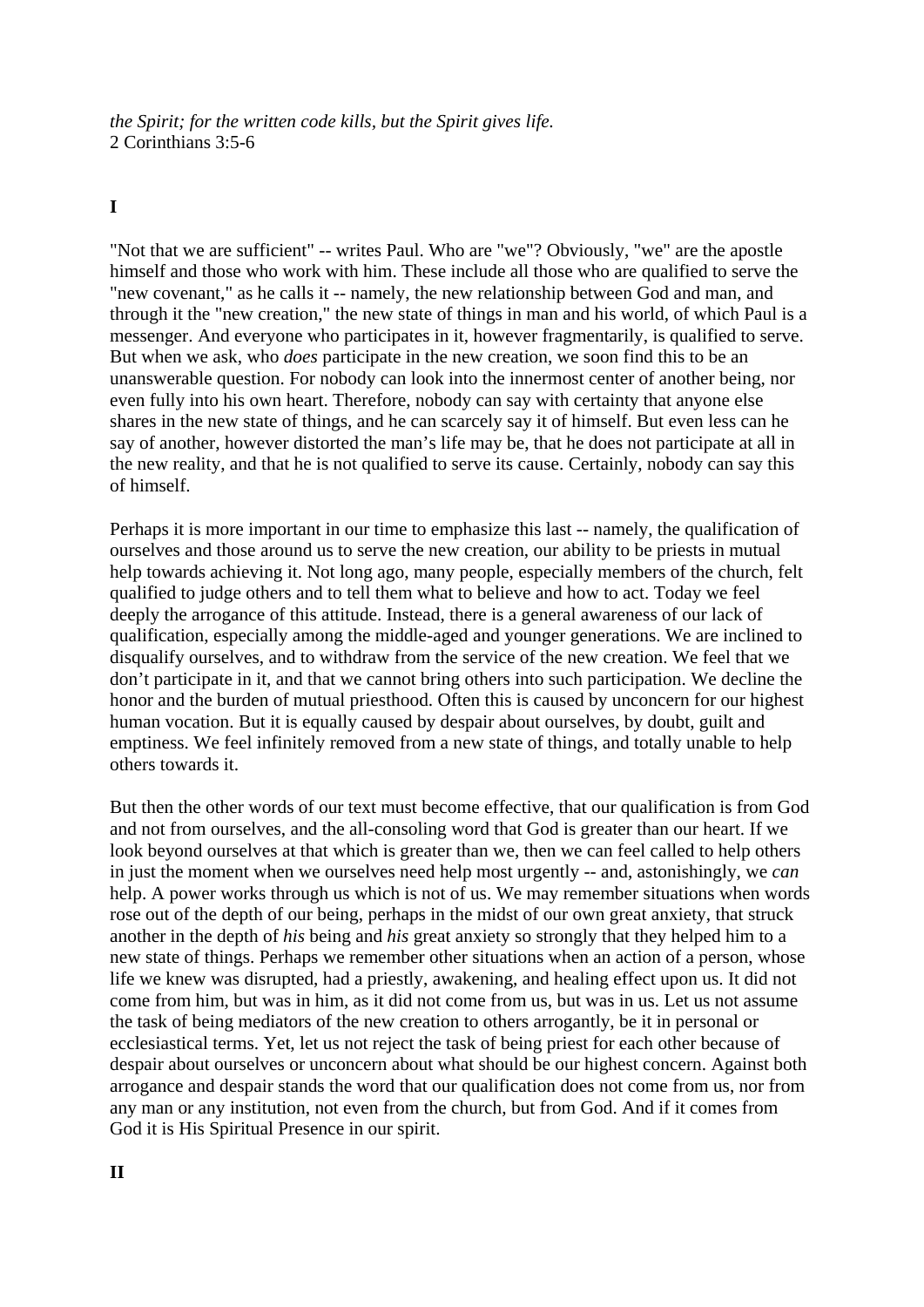*the Spirit; for the written code kills, but the Spirit gives life.*
2 Corinthians 3:5-6

**I**

"Not that we are sufficient" -- writes Paul. Who are "we"? Obviously, "we" are the apostle himself and those who work with him. These include all those who are qualified to serve the "new covenant," as he calls it -- namely, the new relationship between God and man, and through it the "new creation," the new state of things in man and his world, of which Paul is a messenger. And everyone who participates in it, however fragmentarily, is qualified to serve. But when we ask, who *does* participate in the new creation, we soon find this to be an unanswerable question. For nobody can look into the innermost center of another being, nor even fully into his own heart. Therefore, nobody can say with certainty that anyone else shares in the new state of things, and he can scarcely say it of himself. But even less can he say of another, however distorted the man's life may be, that he does not participate at all in the new reality, and that he is not qualified to serve its cause. Certainly, nobody can say this of himself.

Perhaps it is more important in our time to emphasize this last -- namely, the qualification of ourselves and those around us to serve the new creation, our ability to be priests in mutual help towards achieving it. Not long ago, many people, especially members of the church, felt qualified to judge others and to tell them what to believe and how to act. Today we feel deeply the arrogance of this attitude. Instead, there is a general awareness of our lack of qualification, especially among the middle-aged and younger generations. We are inclined to disqualify ourselves, and to withdraw from the service of the new creation. We feel that we don't participate in it, and that we cannot bring others into such participation. We decline the honor and the burden of mutual priesthood. Often this is caused by unconcern for our highest human vocation. But it is equally caused by despair about ourselves, by doubt, guilt and emptiness. We feel infinitely removed from a new state of things, and totally unable to help others towards it.

But then the other words of our text must become effective, that our qualification is from God and not from ourselves, and the all-consoling word that God is greater than our heart. If we look beyond ourselves at that which is greater than we, then we can feel called to help others in just the moment when we ourselves need help most urgently -- and, astonishingly, we *can* help. A power works through us which is not of us. We may remember situations when words rose out of the depth of our being, perhaps in the midst of our own great anxiety, that struck another in the depth of *his* being and *his* great anxiety so strongly that they helped him to a new state of things. Perhaps we remember other situations when an action of a person, whose life we knew was disrupted, had a priestly, awakening, and healing effect upon us. It did not come from him, but was in him, as it did not come from us, but was in us. Let us not assume the task of being mediators of the new creation to others arrogantly, be it in personal or ecclesiastical terms. Yet, let us not reject the task of being priest for each other because of despair about ourselves or unconcern about what should be our highest concern. Against both arrogance and despair stands the word that our qualification does not come from us, nor from any man or any institution, not even from the church, but from God. And if it comes from God it is His Spiritual Presence in our spirit.

**II**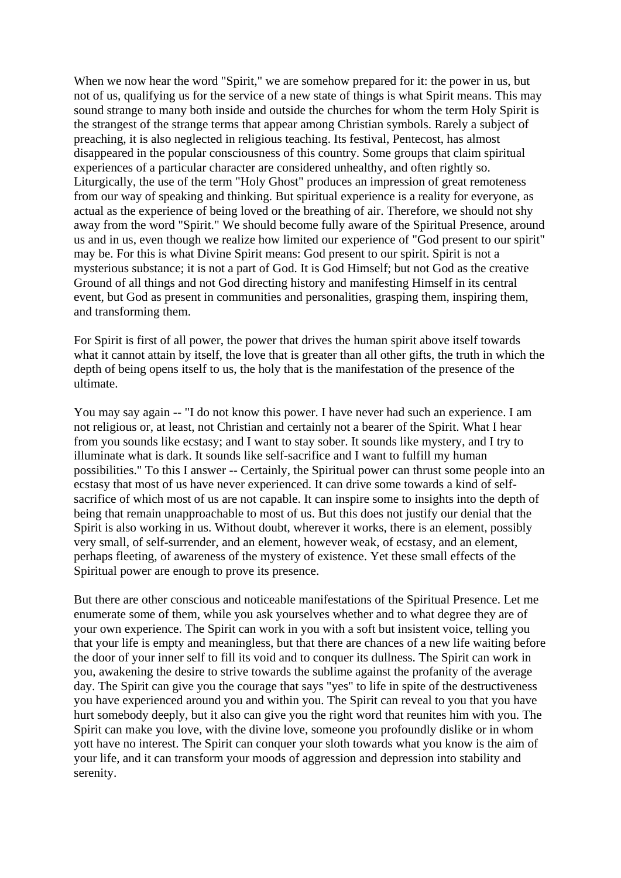When we now hear the word "Spirit," we are somehow prepared for it: the power in us, but not of us, qualifying us for the service of a new state of things is what Spirit means. This may sound strange to many both inside and outside the churches for whom the term Holy Spirit is the strangest of the strange terms that appear among Christian symbols. Rarely a subject of preaching, it is also neglected in religious teaching. Its festival, Pentecost, has almost disappeared in the popular consciousness of this country. Some groups that claim spiritual experiences of a particular character are considered unhealthy, and often rightly so. Liturgically, the use of the term "Holy Ghost" produces an impression of great remoteness from our way of speaking and thinking. But spiritual experience is a reality for everyone, as actual as the experience of being loved or the breathing of air. Therefore, we should not shy away from the word "Spirit." We should become fully aware of the Spiritual Presence, around us and in us, even though we realize how limited our experience of "God present to our spirit" may be. For this is what Divine Spirit means: God present to our spirit. Spirit is not a mysterious substance; it is not a part of God. It is God Himself; but not God as the creative Ground of all things and not God directing history and manifesting Himself in its central event, but God as present in communities and personalities, grasping them, inspiring them, and transforming them.

For Spirit is first of all power, the power that drives the human spirit above itself towards what it cannot attain by itself, the love that is greater than all other gifts, the truth in which the depth of being opens itself to us, the holy that is the manifestation of the presence of the ultimate.

You may say again -- "I do not know this power. I have never had such an experience. I am not religious or, at least, not Christian and certainly not a bearer of the Spirit. What I hear from you sounds like ecstasy; and I want to stay sober. It sounds like mystery, and I try to illuminate what is dark. It sounds like self-sacrifice and I want to fulfill my human possibilities." To this I answer -- Certainly, the Spiritual power can thrust some people into an ecstasy that most of us have never experienced. It can drive some towards a kind of self-sacrifice of which most of us are not capable. It can inspire some to insights into the depth of being that remain unapproachable to most of us. But this does not justify our denial that the Spirit is also working in us. Without doubt, wherever it works, there is an element, possibly very small, of self-surrender, and an element, however weak, of ecstasy, and an element, perhaps fleeting, of awareness of the mystery of existence. Yet these small effects of the Spiritual power are enough to prove its presence.

But there are other conscious and noticeable manifestations of the Spiritual Presence. Let me enumerate some of them, while you ask yourselves whether and to what degree they are of your own experience. The Spirit can work in you with a soft but insistent voice, telling you that your life is empty and meaningless, but that there are chances of a new life waiting before the door of your inner self to fill its void and to conquer its dullness. The Spirit can work in you, awakening the desire to strive towards the sublime against the profanity of the average day. The Spirit can give you the courage that says "yes" to life in spite of the destructiveness you have experienced around you and within you. The Spirit can reveal to you that you have hurt somebody deeply, but it also can give you the right word that reunites him with you. The Spirit can make you love, with the divine love, someone you profoundly dislike or in whom yott have no interest. The Spirit can conquer your sloth towards what you know is the aim of your life, and it can transform your moods of aggression and depression into stability and serenity.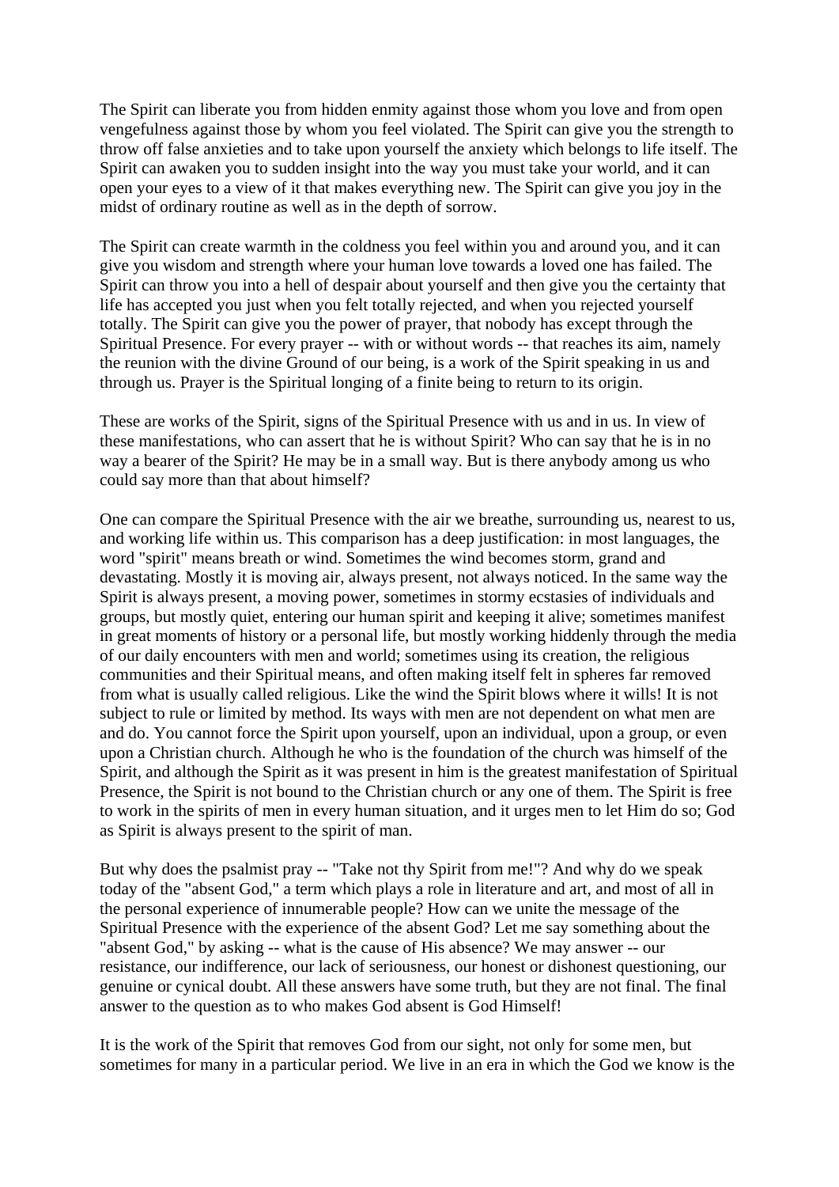The Spirit can liberate you from hidden enmity against those whom you love and from open vengefulness against those by whom you feel violated. The Spirit can give you the strength to throw off false anxieties and to take upon yourself the anxiety which belongs to life itself. The Spirit can awaken you to sudden insight into the way you must take your world, and it can open your eyes to a view of it that makes everything new. The Spirit can give you joy in the midst of ordinary routine as well as in the depth of sorrow.

The Spirit can create warmth in the coldness you feel within you and around you, and it can give you wisdom and strength where your human love towards a loved one has failed. The Spirit can throw you into a hell of despair about yourself and then give you the certainty that life has accepted you just when you felt totally rejected, and when you rejected yourself totally. The Spirit can give you the power of prayer, that nobody has except through the Spiritual Presence. For every prayer -- with or without words -- that reaches its aim, namely the reunion with the divine Ground of our being, is a work of the Spirit speaking in us and through us. Prayer is the Spiritual longing of a finite being to return to its origin.

These are works of the Spirit, signs of the Spiritual Presence with us and in us. In view of these manifestations, who can assert that he is without Spirit? Who can say that he is in no way a bearer of the Spirit? He may be in a small way. But is there anybody among us who could say more than that about himself?

One can compare the Spiritual Presence with the air we breathe, surrounding us, nearest to us, and working life within us. This comparison has a deep justification: in most languages, the word "spirit" means breath or wind. Sometimes the wind becomes storm, grand and devastating. Mostly it is moving air, always present, not always noticed. In the same way the Spirit is always present, a moving power, sometimes in stormy ecstasies of individuals and groups, but mostly quiet, entering our human spirit and keeping it alive; sometimes manifest in great moments of history or a personal life, but mostly working hiddenly through the media of our daily encounters with men and world; sometimes using its creation, the religious communities and their Spiritual means, and often making itself felt in spheres far removed from what is usually called religious. Like the wind the Spirit blows where it wills! It is not subject to rule or limited by method. Its ways with men are not dependent on what men are and do. You cannot force the Spirit upon yourself, upon an individual, upon a group, or even upon a Christian church. Although he who is the foundation of the church was himself of the Spirit, and although the Spirit as it was present in him is the greatest manifestation of Spiritual Presence, the Spirit is not bound to the Christian church or any one of them. The Spirit is free to work in the spirits of men in every human situation, and it urges men to let Him do so; God as Spirit is always present to the spirit of man.

But why does the psalmist pray -- "Take not thy Spirit from me!"? And why do we speak today of the "absent God," a term which plays a role in literature and art, and most of all in the personal experience of innumerable people? How can we unite the message of the Spiritual Presence with the experience of the absent God? Let me say something about the "absent God," by asking -- what is the cause of His absence? We may answer -- our resistance, our indifference, our lack of seriousness, our honest or dishonest questioning, our genuine or cynical doubt. All these answers have some truth, but they are not final. The final answer to the question as to who makes God absent is God Himself!

It is the work of the Spirit that removes God from our sight, not only for some men, but sometimes for many in a particular period. We live in an era in which the God we know is the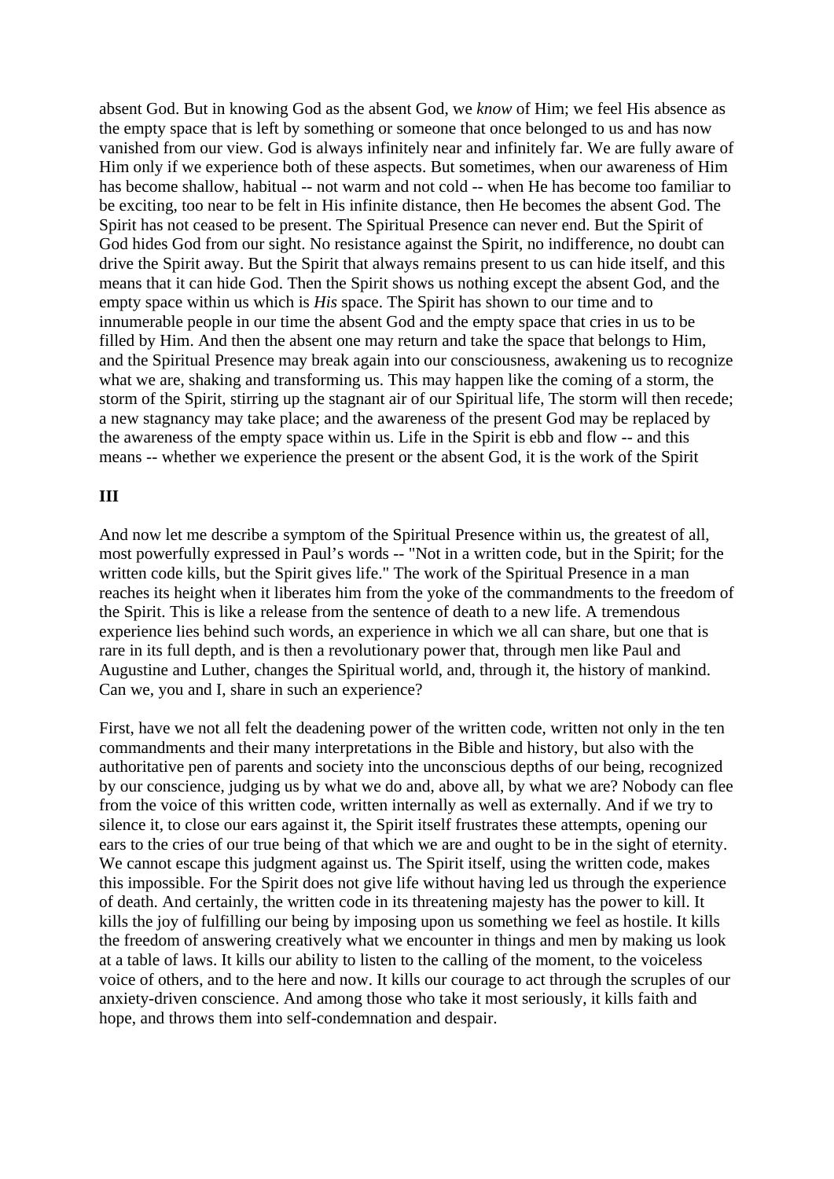absent God. But in knowing God as the absent God, we *know* of Him; we feel His absence as the empty space that is left by something or someone that once belonged to us and has now vanished from our view. God is always infinitely near and infinitely far. We are fully aware of Him only if we experience both of these aspects. But sometimes, when our awareness of Him has become shallow, habitual -- not warm and not cold -- when He has become too familiar to be exciting, too near to be felt in His infinite distance, then He becomes the absent God. The Spirit has not ceased to be present. The Spiritual Presence can never end. But the Spirit of God hides God from our sight. No resistance against the Spirit, no indifference, no doubt can drive the Spirit away. But the Spirit that always remains present to us can hide itself, and this means that it can hide God. Then the Spirit shows us nothing except the absent God, and the empty space within us which is *His* space. The Spirit has shown to our time and to innumerable people in our time the absent God and the empty space that cries in us to be filled by Him. And then the absent one may return and take the space that belongs to Him, and the Spiritual Presence may break again into our consciousness, awakening us to recognize what we are, shaking and transforming us. This may happen like the coming of a storm, the storm of the Spirit, stirring up the stagnant air of our Spiritual life, The storm will then recede; a new stagnancy may take place; and the awareness of the present God may be replaced by the awareness of the empty space within us. Life in the Spirit is ebb and flow -- and this means -- whether we experience the present or the absent God, it is the work of the Spirit

**III**

And now let me describe a symptom of the Spiritual Presence within us, the greatest of all, most powerfully expressed in Paul's words -- "Not in a written code, but in the Spirit; for the written code kills, but the Spirit gives life." The work of the Spiritual Presence in a man reaches its height when it liberates him from the yoke of the commandments to the freedom of the Spirit. This is like a release from the sentence of death to a new life. A tremendous experience lies behind such words, an experience in which we all can share, but one that is rare in its full depth, and is then a revolutionary power that, through men like Paul and Augustine and Luther, changes the Spiritual world, and, through it, the history of mankind. Can we, you and I, share in such an experience?

First, have we not all felt the deadening power of the written code, written not only in the ten commandments and their many interpretations in the Bible and history, but also with the authoritative pen of parents and society into the unconscious depths of our being, recognized by our conscience, judging us by what we do and, above all, by what we are? Nobody can flee from the voice of this written code, written internally as well as externally. And if we try to silence it, to close our ears against it, the Spirit itself frustrates these attempts, opening our ears to the cries of our true being of that which we are and ought to be in the sight of eternity. We cannot escape this judgment against us. The Spirit itself, using the written code, makes this impossible. For the Spirit does not give life without having led us through the experience of death. And certainly, the written code in its threatening majesty has the power to kill. It kills the joy of fulfilling our being by imposing upon us something we feel as hostile. It kills the freedom of answering creatively what we encounter in things and men by making us look at a table of laws. It kills our ability to listen to the calling of the moment, to the voiceless voice of others, and to the here and now. It kills our courage to act through the scruples of our anxiety-driven conscience. And among those who take it most seriously, it kills faith and hope, and throws them into self-condemnation and despair.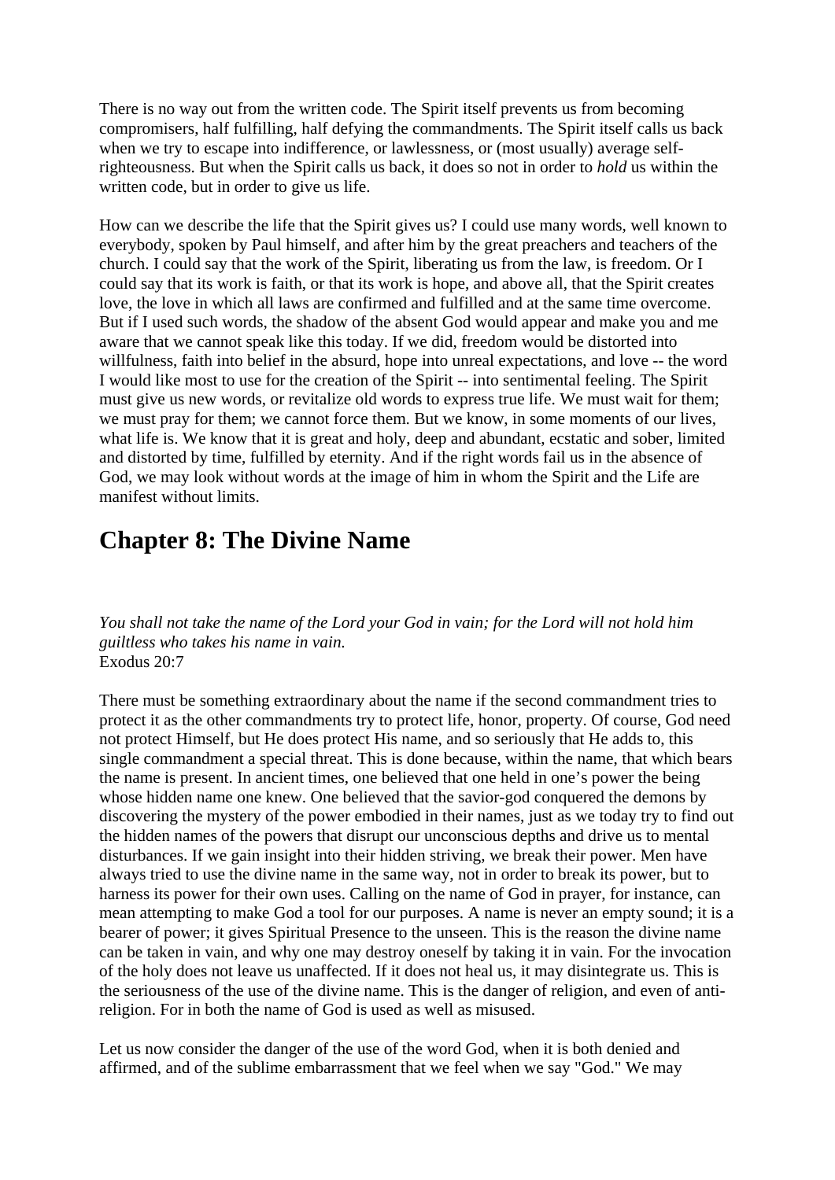There is no way out from the written code. The Spirit itself prevents us from becoming compromisers, half fulfilling, half defying the commandments. The Spirit itself calls us back when we try to escape into indifference, or lawlessness, or (most usually) average self-righteousness. But when the Spirit calls us back, it does so not in order to *hold* us within the written code, but in order to give us life.

How can we describe the life that the Spirit gives us? I could use many words, well known to everybody, spoken by Paul himself, and after him by the great preachers and teachers of the church. I could say that the work of the Spirit, liberating us from the law, is freedom. Or I could say that its work is faith, or that its work is hope, and above all, that the Spirit creates love, the love in which all laws are confirmed and fulfilled and at the same time overcome. But if I used such words, the shadow of the absent God would appear and make you and me aware that we cannot speak like this today. If we did, freedom would be distorted into willfulness, faith into belief in the absurd, hope into unreal expectations, and love -- the word I would like most to use for the creation of the Spirit -- into sentimental feeling. The Spirit must give us new words, or revitalize old words to express true life. We must wait for them; we must pray for them; we cannot force them. But we know, in some moments of our lives, what life is. We know that it is great and holy, deep and abundant, ecstatic and sober, limited and distorted by time, fulfilled by eternity. And if the right words fail us in the absence of God, we may look without words at the image of him in whom the Spirit and the Life are manifest without limits.

## Chapter 8: The Divine Name

*You shall not take the name of the Lord your God in vain; for the Lord will not hold him guiltless who takes his name in vain.*
Exodus 20:7

There must be something extraordinary about the name if the second commandment tries to protect it as the other commandments try to protect life, honor, property. Of course, God need not protect Himself, but He does protect His name, and so seriously that He adds to, this single commandment a special threat. This is done because, within the name, that which bears the name is present. In ancient times, one believed that one held in one's power the being whose hidden name one knew. One believed that the savior-god conquered the demons by discovering the mystery of the power embodied in their names, just as we today try to find out the hidden names of the powers that disrupt our unconscious depths and drive us to mental disturbances. If we gain insight into their hidden striving, we break their power. Men have always tried to use the divine name in the same way, not in order to break its power, but to harness its power for their own uses. Calling on the name of God in prayer, for instance, can mean attempting to make God a tool for our purposes. A name is never an empty sound; it is a bearer of power; it gives Spiritual Presence to the unseen. This is the reason the divine name can be taken in vain, and why one may destroy oneself by taking it in vain. For the invocation of the holy does not leave us unaffected. If it does not heal us, it may disintegrate us. This is the seriousness of the use of the divine name. This is the danger of religion, and even of anti-religion. For in both the name of God is used as well as misused.

Let us now consider the danger of the use of the word God, when it is both denied and affirmed, and of the sublime embarrassment that we feel when we say "God." We may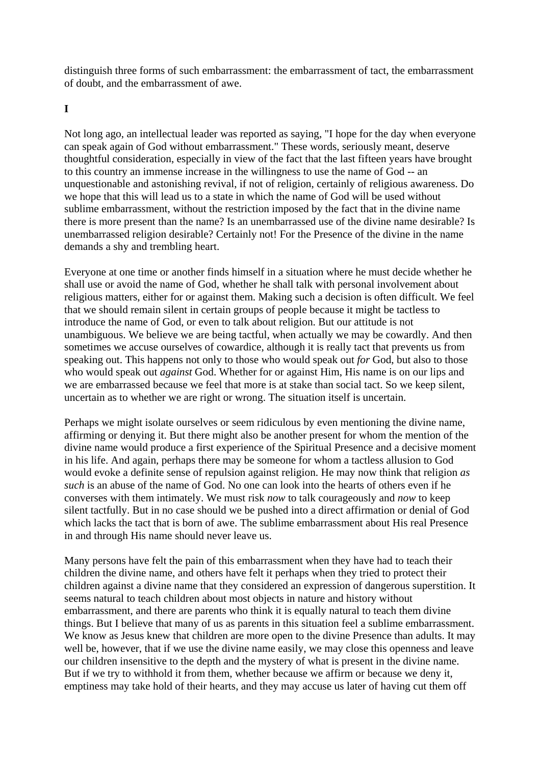distinguish three forms of such embarrassment: the embarrassment of tact, the embarrassment of doubt, and the embarrassment of awe.

**I**

Not long ago, an intellectual leader was reported as saying, "I hope for the day when everyone can speak again of God without embarrassment." These words, seriously meant, deserve thoughtful consideration, especially in view of the fact that the last fifteen years have brought to this country an immense increase in the willingness to use the name of God -- an unquestionable and astonishing revival, if not of religion, certainly of religious awareness. Do we hope that this will lead us to a state in which the name of God will be used without sublime embarrassment, without the restriction imposed by the fact that in the divine name there is more present than the name? Is an unembarrassed use of the divine name desirable? Is unembarrassed religion desirable? Certainly not! For the Presence of the divine in the name demands a shy and trembling heart.

Everyone at one time or another finds himself in a situation where he must decide whether he shall use or avoid the name of God, whether he shall talk with personal involvement about religious matters, either for or against them. Making such a decision is often difficult. We feel that we should remain silent in certain groups of people because it might be tactless to introduce the name of God, or even to talk about religion. But our attitude is not unambiguous. We believe we are being tactful, when actually we may be cowardly. And then sometimes we accuse ourselves of cowardice, although it is really tact that prevents us from speaking out. This happens not only to those who would speak out *for* God, but also to those who would speak out *against* God. Whether for or against Him, His name is on our lips and we are embarrassed because we feel that more is at stake than social tact. So we keep silent, uncertain as to whether we are right or wrong. The situation itself is uncertain.

Perhaps we might isolate ourselves or seem ridiculous by even mentioning the divine name, affirming or denying it. But there might also be another present for whom the mention of the divine name would produce a first experience of the Spiritual Presence and a decisive moment in his life. And again, perhaps there may be someone for whom a tactless allusion to God would evoke a definite sense of repulsion against religion. He may now think that religion *as such* is an abuse of the name of God. No one can look into the hearts of others even if he converses with them intimately. We must risk *now* to talk courageously and *now* to keep silent tactfully. But in no case should we be pushed into a direct affirmation or denial of God which lacks the tact that is born of awe. The sublime embarrassment about His real Presence in and through His name should never leave us.

Many persons have felt the pain of this embarrassment when they have had to teach their children the divine name, and others have felt it perhaps when they tried to protect their children against a divine name that they considered an expression of dangerous superstition. It seems natural to teach children about most objects in nature and history without embarrassment, and there are parents who think it is equally natural to teach them divine things. But I believe that many of us as parents in this situation feel a sublime embarrassment. We know as Jesus knew that children are more open to the divine Presence than adults. It may well be, however, that if we use the divine name easily, we may close this openness and leave our children insensitive to the depth and the mystery of what is present in the divine name. But if we try to withhold it from them, whether because we affirm or because we deny it, emptiness may take hold of their hearts, and they may accuse us later of having cut them off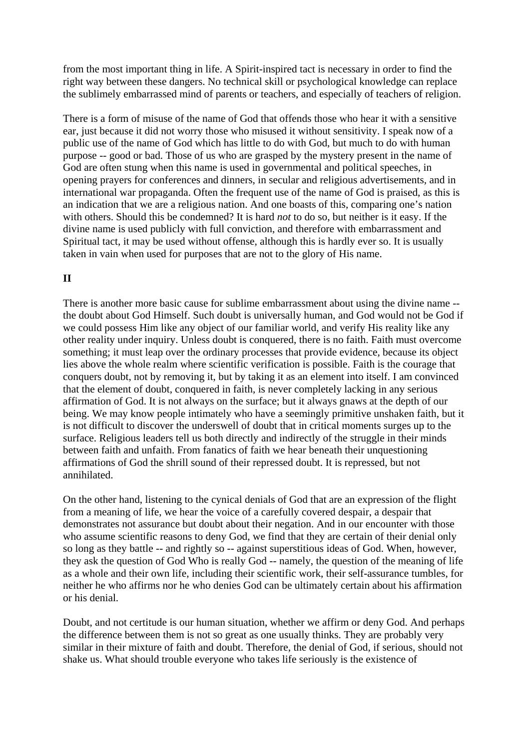from the most important thing in life. A Spirit-inspired tact is necessary in order to find the right way between these dangers. No technical skill or psychological knowledge can replace the sublimely embarrassed mind of parents or teachers, and especially of teachers of religion.

There is a form of misuse of the name of God that offends those who hear it with a sensitive ear, just because it did not worry those who misused it without sensitivity. I speak now of a public use of the name of God which has little to do with God, but much to do with human purpose -- good or bad. Those of us who are grasped by the mystery present in the name of God are often stung when this name is used in governmental and political speeches, in opening prayers for conferences and dinners, in secular and religious advertisements, and in international war propaganda. Often the frequent use of the name of God is praised, as this is an indication that we are a religious nation. And one boasts of this, comparing one's nation with others. Should this be condemned? It is hard *not* to do so, but neither is it easy. If the divine name is used publicly with full conviction, and therefore with embarrassment and Spiritual tact, it may be used without offense, although this is hardly ever so. It is usually taken in vain when used for purposes that are not to the glory of His name.

**II**

There is another more basic cause for sublime embarrassment about using the divine name -- the doubt about God Himself. Such doubt is universally human, and God would not be God if we could possess Him like any object of our familiar world, and verify His reality like any other reality under inquiry. Unless doubt is conquered, there is no faith. Faith must overcome something; it must leap over the ordinary processes that provide evidence, because its object lies above the whole realm where scientific verification is possible. Faith is the courage that conquers doubt, not by removing it, but by taking it as an element into itself. I am convinced that the element of doubt, conquered in faith, is never completely lacking in any serious affirmation of God. It is not always on the surface; but it always gnaws at the depth of our being. We may know people intimately who have a seemingly primitive unshaken faith, but it is not difficult to discover the underswell of doubt that in critical moments surges up to the surface. Religious leaders tell us both directly and indirectly of the struggle in their minds between faith and unfaith. From fanatics of faith we hear beneath their unquestioning affirmations of God the shrill sound of their repressed doubt. It is repressed, but not annihilated.

On the other hand, listening to the cynical denials of God that are an expression of the flight from a meaning of life, we hear the voice of a carefully covered despair, a despair that demonstrates not assurance but doubt about their negation. And in our encounter with those who assume scientific reasons to deny God, we find that they are certain of their denial only so long as they battle -- and rightly so -- against superstitious ideas of God. When, however, they ask the question of God Who is really God -- namely, the question of the meaning of life as a whole and their own life, including their scientific work, their self-assurance tumbles, for neither he who affirms nor he who denies God can be ultimately certain about his affirmation or his denial.

Doubt, and not certitude is our human situation, whether we affirm or deny God. And perhaps the difference between them is not so great as one usually thinks. They are probably very similar in their mixture of faith and doubt. Therefore, the denial of God, if serious, should not shake us. What should trouble everyone who takes life seriously is the existence of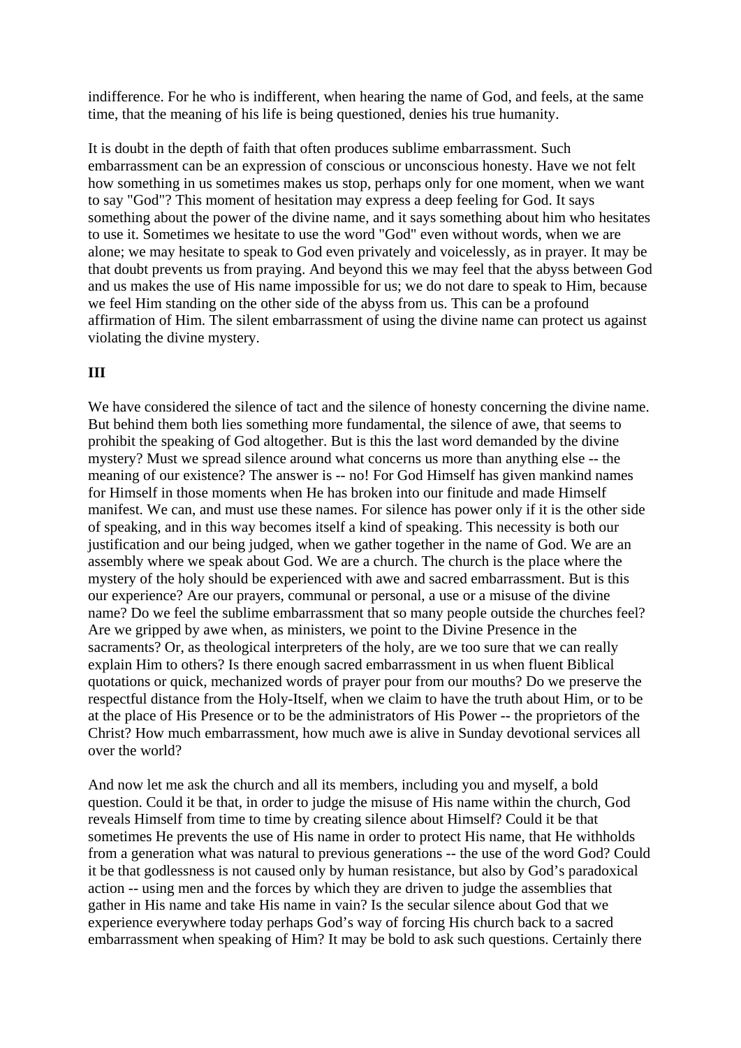indifference. For he who is indifferent, when hearing the name of God, and feels, at the same time, that the meaning of his life is being questioned, denies his true humanity.

It is doubt in the depth of faith that often produces sublime embarrassment. Such embarrassment can be an expression of conscious or unconscious honesty. Have we not felt how something in us sometimes makes us stop, perhaps only for one moment, when we want to say "God"? This moment of hesitation may express a deep feeling for God. It says something about the power of the divine name, and it says something about him who hesitates to use it. Sometimes we hesitate to use the word "God" even without words, when we are alone; we may hesitate to speak to God even privately and voicelessly, as in prayer. It may be that doubt prevents us from praying. And beyond this we may feel that the abyss between God and us makes the use of His name impossible for us; we do not dare to speak to Him, because we feel Him standing on the other side of the abyss from us. This can be a profound affirmation of Him. The silent embarrassment of using the divine name can protect us against violating the divine mystery.

**III**

We have considered the silence of tact and the silence of honesty concerning the divine name. But behind them both lies something more fundamental, the silence of awe, that seems to prohibit the speaking of God altogether. But is this the last word demanded by the divine mystery? Must we spread silence around what concerns us more than anything else -- the meaning of our existence? The answer is -- no! For God Himself has given mankind names for Himself in those moments when He has broken into our finitude and made Himself manifest. We can, and must use these names. For silence has power only if it is the other side of speaking, and in this way becomes itself a kind of speaking. This necessity is both our justification and our being judged, when we gather together in the name of God. We are an assembly where we speak about God. We are a church. The church is the place where the mystery of the holy should be experienced with awe and sacred embarrassment. But is this our experience? Are our prayers, communal or personal, a use or a misuse of the divine name? Do we feel the sublime embarrassment that so many people outside the churches feel? Are we gripped by awe when, as ministers, we point to the Divine Presence in the sacraments? Or, as theological interpreters of the holy, are we too sure that we can really explain Him to others? Is there enough sacred embarrassment in us when fluent Biblical quotations or quick, mechanized words of prayer pour from our mouths? Do we preserve the respectful distance from the Holy-Itself, when we claim to have the truth about Him, or to be at the place of His Presence or to be the administrators of His Power -- the proprietors of the Christ? How much embarrassment, how much awe is alive in Sunday devotional services all over the world?

And now let me ask the church and all its members, including you and myself, a bold question. Could it be that, in order to judge the misuse of His name within the church, God reveals Himself from time to time by creating silence about Himself? Could it be that sometimes He prevents the use of His name in order to protect His name, that He withholds from a generation what was natural to previous generations -- the use of the word God? Could it be that godlessness is not caused only by human resistance, but also by God's paradoxical action -- using men and the forces by which they are driven to judge the assemblies that gather in His name and take His name in vain? Is the secular silence about God that we experience everywhere today perhaps God's way of forcing His church back to a sacred embarrassment when speaking of Him? It may be bold to ask such questions. Certainly there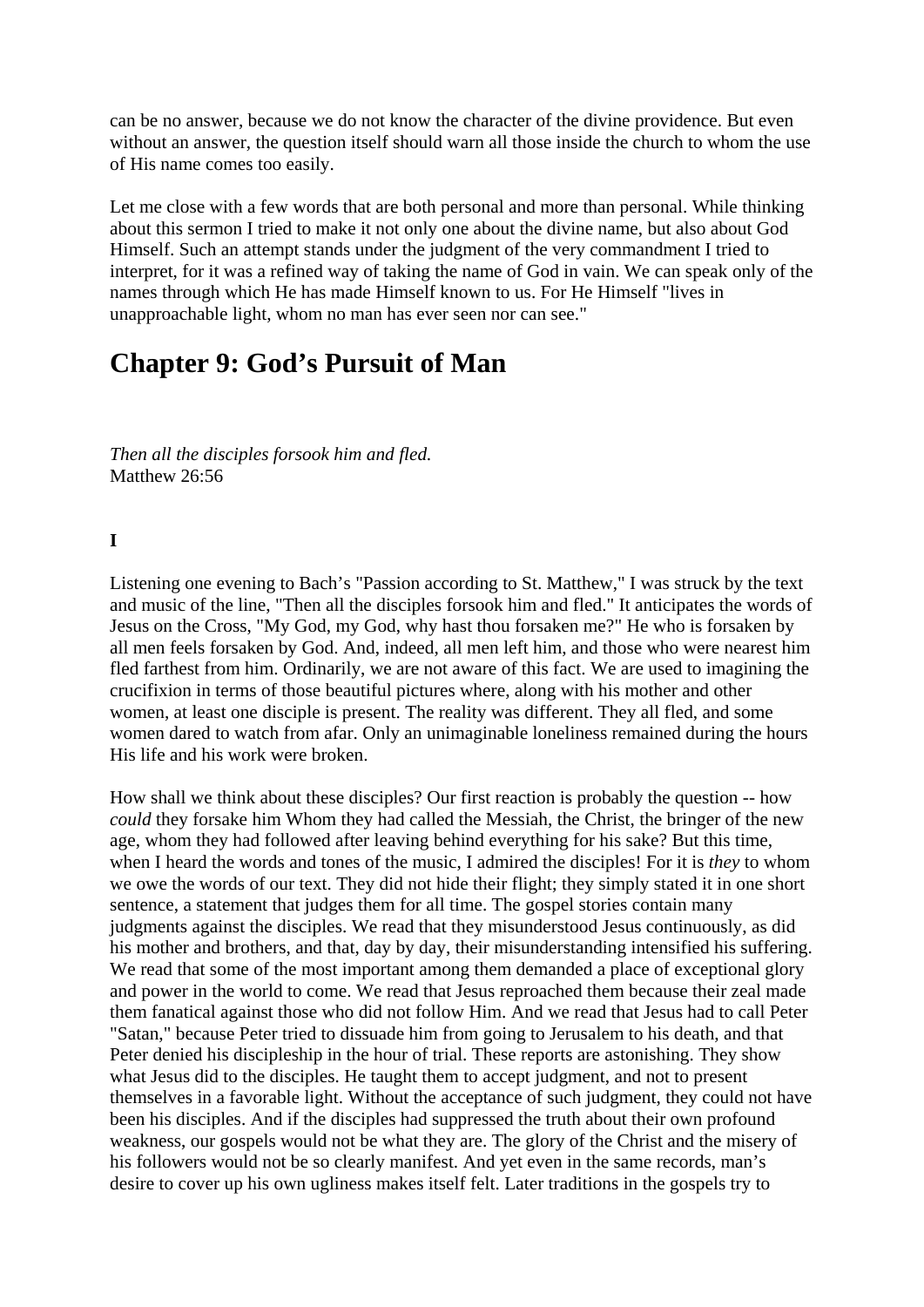can be no answer, because we do not know the character of the divine providence. But even without an answer, the question itself should warn all those inside the church to whom the use of His name comes too easily.

Let me close with a few words that are both personal and more than personal. While thinking about this sermon I tried to make it not only one about the divine name, but also about God Himself. Such an attempt stands under the judgment of the very commandment I tried to interpret, for it was a refined way of taking the name of God in vain. We can speak only of the names through which He has made Himself known to us. For He Himself "lives in unapproachable light, whom no man has ever seen nor can see."

# Chapter 9: God's Pursuit of Man

*Then all the disciples forsook him and fled.*
Matthew 26:56

**I**

Listening one evening to Bach's "Passion according to St. Matthew," I was struck by the text and music of the line, "Then all the disciples forsook him and fled." It anticipates the words of Jesus on the Cross, "My God, my God, why hast thou forsaken me?" He who is forsaken by all men feels forsaken by God. And, indeed, all men left him, and those who were nearest him fled farthest from him. Ordinarily, we are not aware of this fact. We are used to imagining the crucifixion in terms of those beautiful pictures where, along with his mother and other women, at least one disciple is present. The reality was different. They all fled, and some women dared to watch from afar. Only an unimaginable loneliness remained during the hours His life and his work were broken.

How shall we think about these disciples? Our first reaction is probably the question -- how *could* they forsake him Whom they had called the Messiah, the Christ, the bringer of the new age, whom they had followed after leaving behind everything for his sake? But this time, when I heard the words and tones of the music, I admired the disciples! For it is *they* to whom we owe the words of our text. They did not hide their flight; they simply stated it in one short sentence, a statement that judges them for all time. The gospel stories contain many judgments against the disciples. We read that they misunderstood Jesus continuously, as did his mother and brothers, and that, day by day, their misunderstanding intensified his suffering. We read that some of the most important among them demanded a place of exceptional glory and power in the world to come. We read that Jesus reproached them because their zeal made them fanatical against those who did not follow Him. And we read that Jesus had to call Peter "Satan," because Peter tried to dissuade him from going to Jerusalem to his death, and that Peter denied his discipleship in the hour of trial. These reports are astonishing. They show what Jesus did to the disciples. He taught them to accept judgment, and not to present themselves in a favorable light. Without the acceptance of such judgment, they could not have been his disciples. And if the disciples had suppressed the truth about their own profound weakness, our gospels would not be what they are. The glory of the Christ and the misery of his followers would not be so clearly manifest. And yet even in the same records, man's desire to cover up his own ugliness makes itself felt. Later traditions in the gospels try to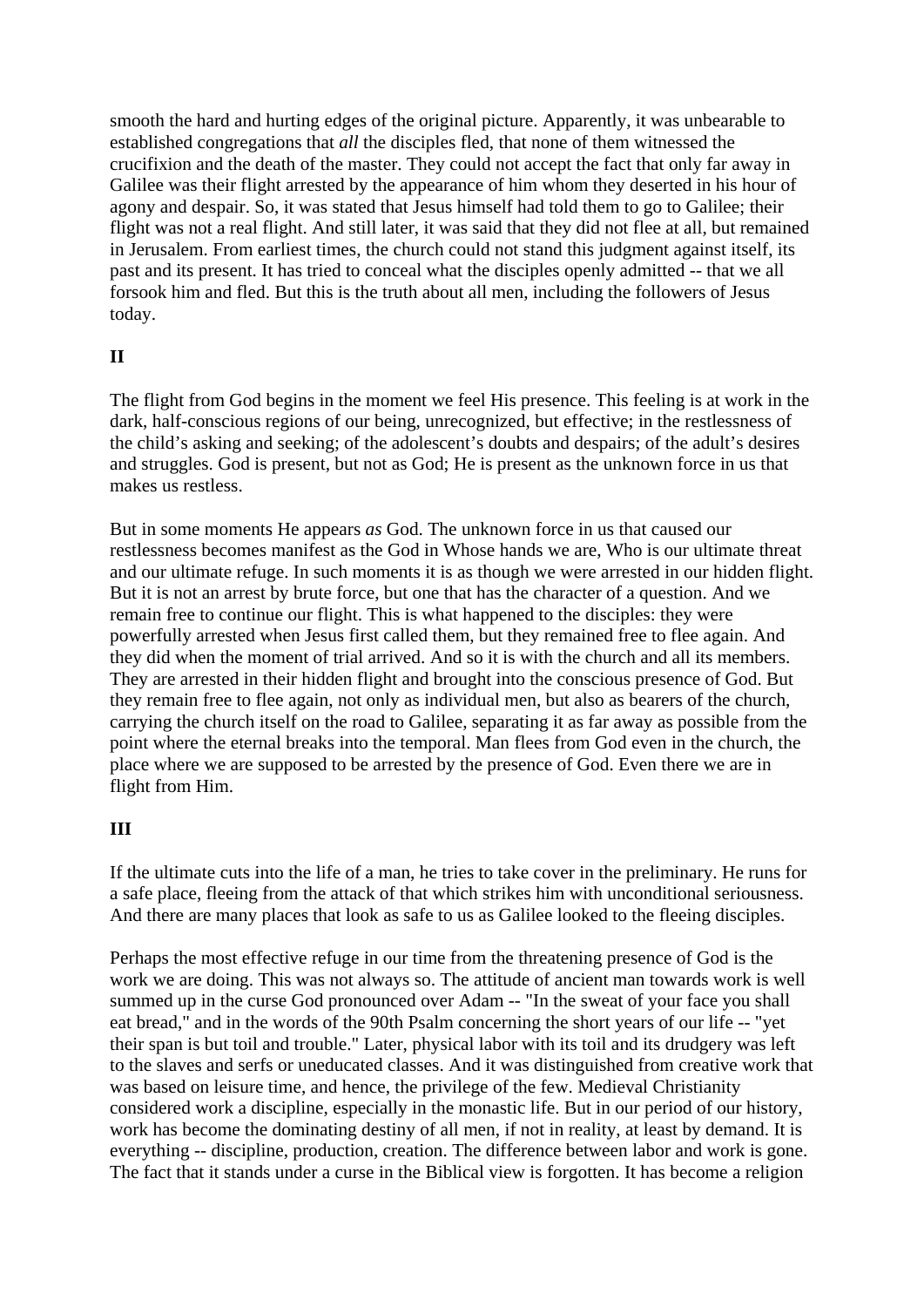smooth the hard and hurting edges of the original picture. Apparently, it was unbearable to established congregations that *all* the disciples fled, that none of them witnessed the crucifixion and the death of the master. They could not accept the fact that only far away in Galilee was their flight arrested by the appearance of him whom they deserted in his hour of agony and despair. So, it was stated that Jesus himself had told them to go to Galilee; their flight was not a real flight. And still later, it was said that they did not flee at all, but remained in Jerusalem. From earliest times, the church could not stand this judgment against itself, its past and its present. It has tried to conceal what the disciples openly admitted -- that we all forsook him and fled. But this is the truth about all men, including the followers of Jesus today.

**II**

The flight from God begins in the moment we feel His presence. This feeling is at work in the dark, half-conscious regions of our being, unrecognized, but effective; in the restlessness of the child's asking and seeking; of the adolescent's doubts and despairs; of the adult's desires and struggles. God is present, but not as God; He is present as the unknown force in us that makes us restless.

But in some moments He appears *as* God. The unknown force in us that caused our restlessness becomes manifest as the God in Whose hands we are, Who is our ultimate threat and our ultimate refuge. In such moments it is as though we were arrested in our hidden flight. But it is not an arrest by brute force, but one that has the character of a question. And we remain free to continue our flight. This is what happened to the disciples: they were powerfully arrested when Jesus first called them, but they remained free to flee again. And they did when the moment of trial arrived. And so it is with the church and all its members. They are arrested in their hidden flight and brought into the conscious presence of God. But they remain free to flee again, not only as individual men, but also as bearers of the church, carrying the church itself on the road to Galilee, separating it as far away as possible from the point where the eternal breaks into the temporal. Man flees from God even in the church, the place where we are supposed to be arrested by the presence of God. Even there we are in flight from Him.

**III**

If the ultimate cuts into the life of a man, he tries to take cover in the preliminary. He runs for a safe place, fleeing from the attack of that which strikes him with unconditional seriousness. And there are many places that look as safe to us as Galilee looked to the fleeing disciples.

Perhaps the most effective refuge in our time from the threatening presence of God is the work we are doing. This was not always so. The attitude of ancient man towards work is well summed up in the curse God pronounced over Adam -- "In the sweat of your face you shall eat bread," and in the words of the 90th Psalm concerning the short years of our life -- "yet their span is but toil and trouble." Later, physical labor with its toil and its drudgery was left to the slaves and serfs or uneducated classes. And it was distinguished from creative work that was based on leisure time, and hence, the privilege of the few. Medieval Christianity considered work a discipline, especially in the monastic life. But in our period of our history, work has become the dominating destiny of all men, if not in reality, at least by demand. It is everything -- discipline, production, creation. The difference between labor and work is gone. The fact that it stands under a curse in the Biblical view is forgotten. It has become a religion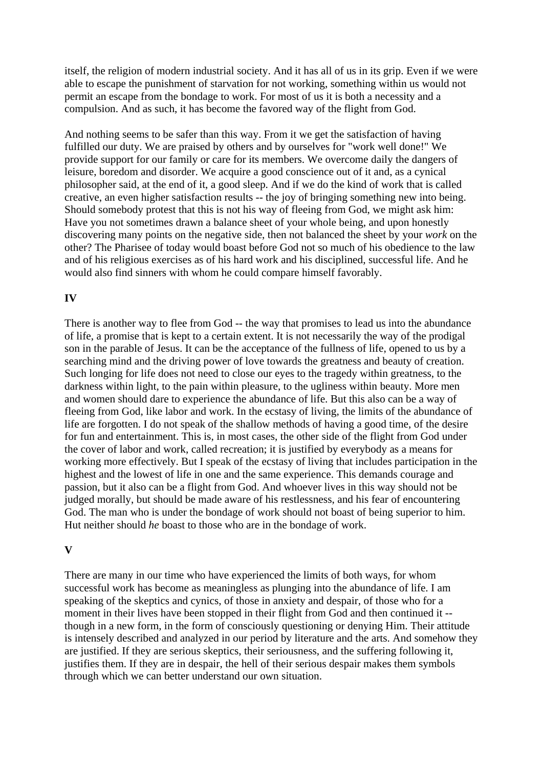itself, the religion of modern industrial society. And it has all of us in its grip. Even if we were able to escape the punishment of starvation for not working, something within us would not permit an escape from the bondage to work. For most of us it is both a necessity and a compulsion. And as such, it has become the favored way of the flight from God.

And nothing seems to be safer than this way. From it we get the satisfaction of having fulfilled our duty. We are praised by others and by ourselves for "work well done!" We provide support for our family or care for its members. We overcome daily the dangers of leisure, boredom and disorder. We acquire a good conscience out of it and, as a cynical philosopher said, at the end of it, a good sleep. And if we do the kind of work that is called creative, an even higher satisfaction results -- the joy of bringing something new into being. Should somebody protest that this is not his way of fleeing from God, we might ask him: Have you not sometimes drawn a balance sheet of your whole being, and upon honestly discovering many points on the negative side, then not balanced the sheet by your *work* on the other? The Pharisee of today would boast before God not so much of his obedience to the law and of his religious exercises as of his hard work and his disciplined, successful life. And he would also find sinners with whom he could compare himself favorably.

**IV**

There is another way to flee from God -- the way that promises to lead us into the abundance of life, a promise that is kept to a certain extent. It is not necessarily the way of the prodigal son in the parable of Jesus. It can be the acceptance of the fullness of life, opened to us by a searching mind and the driving power of love towards the greatness and beauty of creation. Such longing for life does not need to close our eyes to the tragedy within greatness, to the darkness within light, to the pain within pleasure, to the ugliness within beauty. More men and women should dare to experience the abundance of life. But this also can be a way of fleeing from God, like labor and work. In the ecstasy of living, the limits of the abundance of life are forgotten. I do not speak of the shallow methods of having a good time, of the desire for fun and entertainment. This is, in most cases, the other side of the flight from God under the cover of labor and work, called recreation; it is justified by everybody as a means for working more effectively. But I speak of the ecstasy of living that includes participation in the highest and the lowest of life in one and the same experience. This demands courage and passion, but it also can be a flight from God. And whoever lives in this way should not be judged morally, but should be made aware of his restlessness, and his fear of encountering God. The man who is under the bondage of work should not boast of being superior to him. Hut neither should *he* boast to those who are in the bondage of work.

**V**

There are many in our time who have experienced the limits of both ways, for whom successful work has become as meaningless as plunging into the abundance of life. I am speaking of the skeptics and cynics, of those in anxiety and despair, of those who for a moment in their lives have been stopped in their flight from God and then continued it -- though in a new form, in the form of consciously questioning or denying Him. Their attitude is intensely described and analyzed in our period by literature and the arts. And somehow they are justified. If they are serious skeptics, their seriousness, and the suffering following it, justifies them. If they are in despair, the hell of their serious despair makes them symbols through which we can better understand our own situation.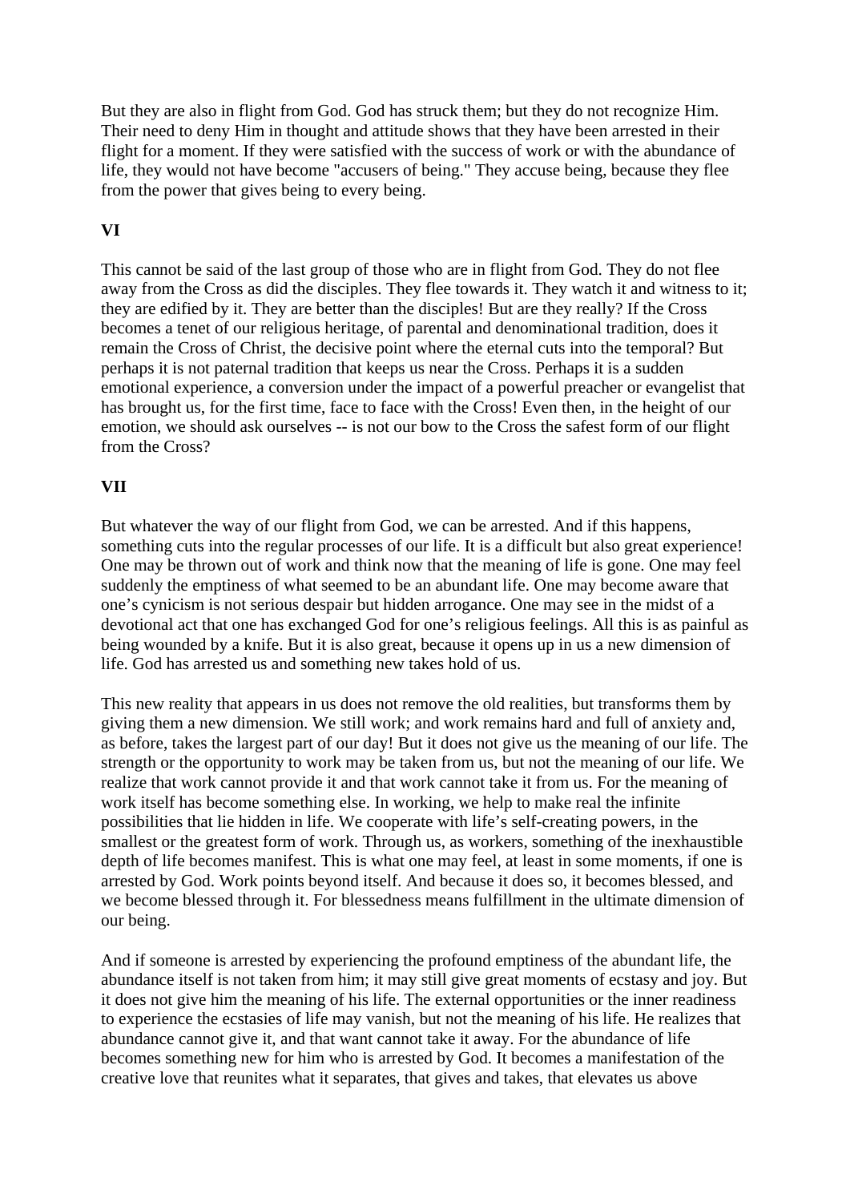But they are also in flight from God. God has struck them; but they do not recognize Him. Their need to deny Him in thought and attitude shows that they have been arrested in their flight for a moment. If they were satisfied with the success of work or with the abundance of life, they would not have become "accusers of being." They accuse being, because they flee from the power that gives being to every being.

**VI**

This cannot be said of the last group of those who are in flight from God. They do not flee away from the Cross as did the disciples. They flee towards it. They watch it and witness to it; they are edified by it. They are better than the disciples! But are they really? If the Cross becomes a tenet of our religious heritage, of parental and denominational tradition, does it remain the Cross of Christ, the decisive point where the eternal cuts into the temporal? But perhaps it is not paternal tradition that keeps us near the Cross. Perhaps it is a sudden emotional experience, a conversion under the impact of a powerful preacher or evangelist that has brought us, for the first time, face to face with the Cross! Even then, in the height of our emotion, we should ask ourselves -- is not our bow to the Cross the safest form of our flight from the Cross?

**VII**

But whatever the way of our flight from God, we can be arrested. And if this happens, something cuts into the regular processes of our life. It is a difficult but also great experience! One may be thrown out of work and think now that the meaning of life is gone. One may feel suddenly the emptiness of what seemed to be an abundant life. One may become aware that one's cynicism is not serious despair but hidden arrogance. One may see in the midst of a devotional act that one has exchanged God for one's religious feelings. All this is as painful as being wounded by a knife. But it is also great, because it opens up in us a new dimension of life. God has arrested us and something new takes hold of us.

This new reality that appears in us does not remove the old realities, but transforms them by giving them a new dimension. We still work; and work remains hard and full of anxiety and, as before, takes the largest part of our day! But it does not give us the meaning of our life. The strength or the opportunity to work may be taken from us, but not the meaning of our life. We realize that work cannot provide it and that work cannot take it from us. For the meaning of work itself has become something else. In working, we help to make real the infinite possibilities that lie hidden in life. We cooperate with life's self-creating powers, in the smallest or the greatest form of work. Through us, as workers, something of the inexhaustible depth of life becomes manifest. This is what one may feel, at least in some moments, if one is arrested by God. Work points beyond itself. And because it does so, it becomes blessed, and we become blessed through it. For blessedness means fulfillment in the ultimate dimension of our being.

And if someone is arrested by experiencing the profound emptiness of the abundant life, the abundance itself is not taken from him; it may still give great moments of ecstasy and joy. But it does not give him the meaning of his life. The external opportunities or the inner readiness to experience the ecstasies of life may vanish, but not the meaning of his life. He realizes that abundance cannot give it, and that want cannot take it away. For the abundance of life becomes something new for him who is arrested by God. It becomes a manifestation of the creative love that reunites what it separates, that gives and takes, that elevates us above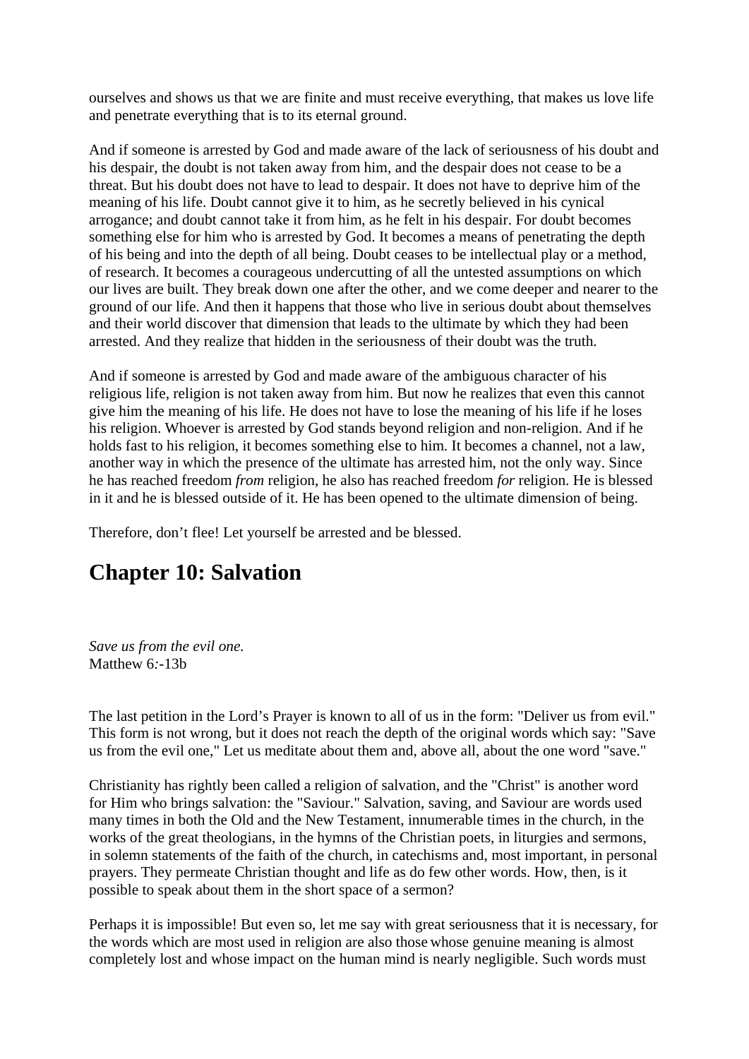ourselves and shows us that we are finite and must receive everything, that makes us love life and penetrate everything that is to its eternal ground.

And if someone is arrested by God and made aware of the lack of seriousness of his doubt and his despair, the doubt is not taken away from him, and the despair does not cease to be a threat. But his doubt does not have to lead to despair. It does not have to deprive him of the meaning of his life. Doubt cannot give it to him, as he secretly believed in his cynical arrogance; and doubt cannot take it from him, as he felt in his despair. For doubt becomes something else for him who is arrested by God. It becomes a means of penetrating the depth of his being and into the depth of all being. Doubt ceases to be intellectual play or a method, of research. It becomes a courageous undercutting of all the untested assumptions on which our lives are built. They break down one after the other, and we come deeper and nearer to the ground of our life. And then it happens that those who live in serious doubt about themselves and their world discover that dimension that leads to the ultimate by which they had been arrested. And they realize that hidden in the seriousness of their doubt was the truth.

And if someone is arrested by God and made aware of the ambiguous character of his religious life, religion is not taken away from him. But now he realizes that even this cannot give him the meaning of his life. He does not have to lose the meaning of his life if he loses his religion. Whoever is arrested by God stands beyond religion and non-religion. And if he holds fast to his religion, it becomes something else to him. It becomes a channel, not a law, another way in which the presence of the ultimate has arrested him, not the only way. Since he has reached freedom *from* religion, he also has reached freedom *for* religion. He is blessed in it and he is blessed outside of it. He has been opened to the ultimate dimension of being.

Therefore, don't flee! Let yourself be arrested and be blessed.

## Chapter 10: Salvation

*Save us from the evil one.*
Matthew 6:-13b

The last petition in the Lord's Prayer is known to all of us in the form: "Deliver us from evil." This form is not wrong, but it does not reach the depth of the original words which say: "Save us from the evil one," Let us meditate about them and, above all, about the one word "save."

Christianity has rightly been called a religion of salvation, and the "Christ" is another word for Him who brings salvation: the "Saviour." Salvation, saving, and Saviour are words used many times in both the Old and the New Testament, innumerable times in the church, in the works of the great theologians, in the hymns of the Christian poets, in liturgies and sermons, in solemn statements of the faith of the church, in catechisms and, most important, in personal prayers. They permeate Christian thought and life as do few other words. How, then, is it possible to speak about them in the short space of a sermon?

Perhaps it is impossible! But even so, let me say with great seriousness that it is necessary, for the words which are most used in religion are also those whose genuine meaning is almost completely lost and whose impact on the human mind is nearly negligible. Such words must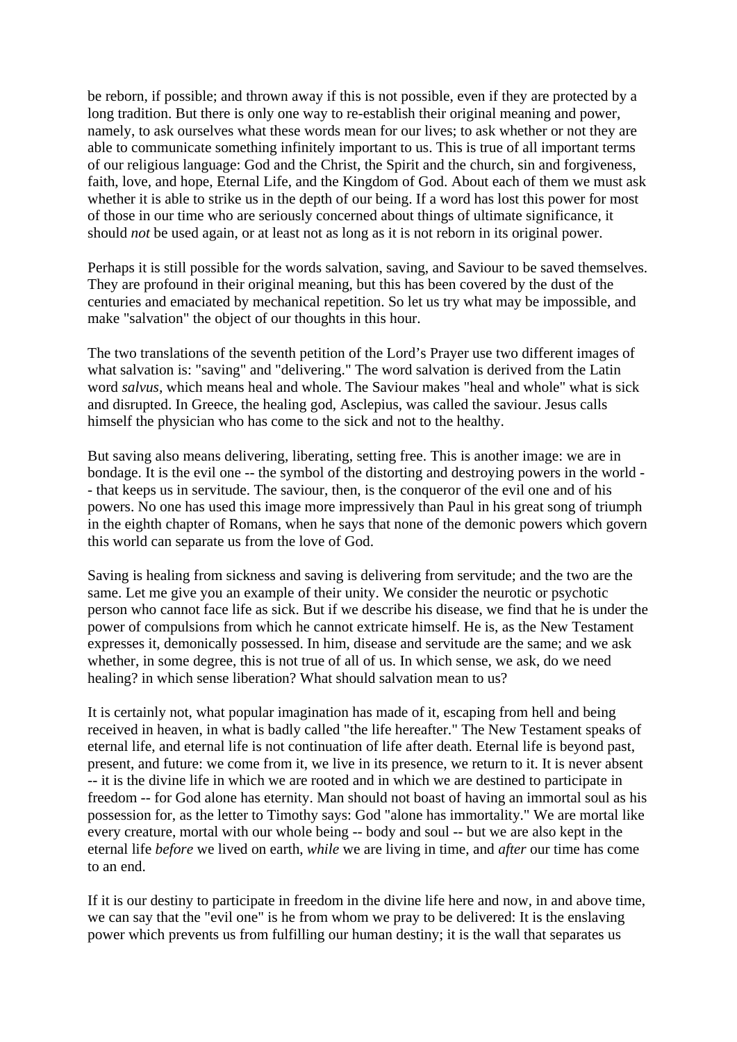be reborn, if possible; and thrown away if this is not possible, even if they are protected by a long tradition. But there is only one way to re-establish their original meaning and power, namely, to ask ourselves what these words mean for our lives; to ask whether or not they are able to communicate something infinitely important to us. This is true of all important terms of our religious language: God and the Christ, the Spirit and the church, sin and forgiveness, faith, love, and hope, Eternal Life, and the Kingdom of God. About each of them we must ask whether it is able to strike us in the depth of our being. If a word has lost this power for most of those in our time who are seriously concerned about things of ultimate significance, it should *not* be used again, or at least not as long as it is not reborn in its original power.

Perhaps it is still possible for the words salvation, saving, and Saviour to be saved themselves. They are profound in their original meaning, but this has been covered by the dust of the centuries and emaciated by mechanical repetition. So let us try what may be impossible, and make "salvation" the object of our thoughts in this hour.

The two translations of the seventh petition of the Lord's Prayer use two different images of what salvation is: "saving" and "delivering." The word salvation is derived from the Latin word *salvus,* which means heal and whole. The Saviour makes "heal and whole" what is sick and disrupted. In Greece, the healing god, Asclepius, was called the saviour. Jesus calls himself the physician who has come to the sick and not to the healthy.

But saving also means delivering, liberating, setting free. This is another image: we are in bondage. It is the evil one -- the symbol of the distorting and destroying powers in the world -- that keeps us in servitude. The saviour, then, is the conqueror of the evil one and of his powers. No one has used this image more impressively than Paul in his great song of triumph in the eighth chapter of Romans, when he says that none of the demonic powers which govern this world can separate us from the love of God.

Saving is healing from sickness and saving is delivering from servitude; and the two are the same. Let me give you an example of their unity. We consider the neurotic or psychotic person who cannot face life as sick. But if we describe his disease, we find that he is under the power of compulsions from which he cannot extricate himself. He is, as the New Testament expresses it, demonically possessed. In him, disease and servitude are the same; and we ask whether, in some degree, this is not true of all of us. In which sense, we ask, do we need healing? in which sense liberation? What should salvation mean to us?

It is certainly not, what popular imagination has made of it, escaping from hell and being received in heaven, in what is badly called "the life hereafter." The New Testament speaks of eternal life, and eternal life is not continuation of life after death. Eternal life is beyond past, present, and future: we come from it, we live in its presence, we return to it. It is never absent -- it is the divine life in which we are rooted and in which we are destined to participate in freedom -- for God alone has eternity. Man should not boast of having an immortal soul as his possession for, as the letter to Timothy says: God "alone has immortality." We are mortal like every creature, mortal with our whole being -- body and soul -- but we are also kept in the eternal life *before* we lived on earth, *while* we are living in time, and *after* our time has come to an end.

If it is our destiny to participate in freedom in the divine life here and now, in and above time, we can say that the "evil one" is he from whom we pray to be delivered: It is the enslaving power which prevents us from fulfilling our human destiny; it is the wall that separates us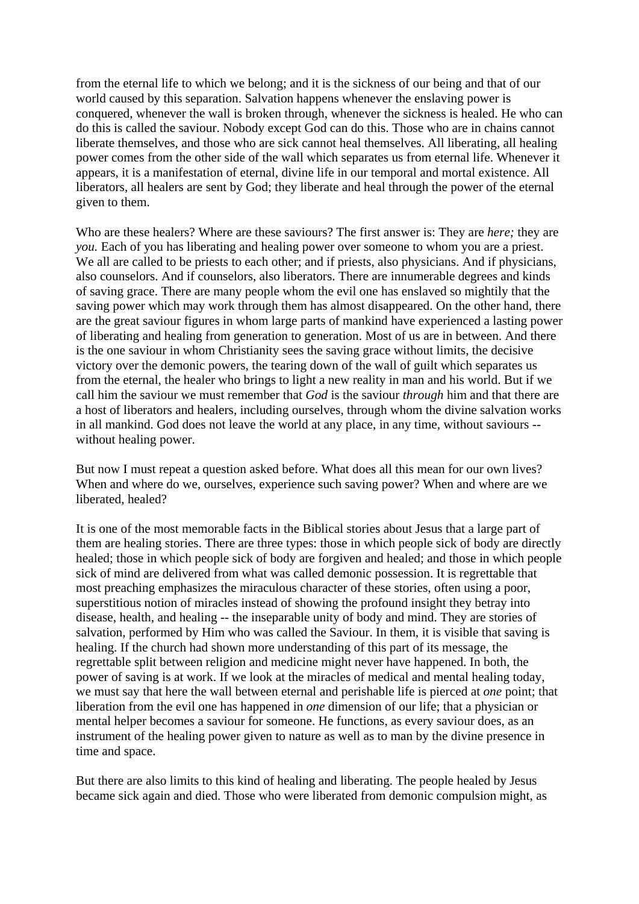from the eternal life to which we belong; and it is the sickness of our being and that of our world caused by this separation. Salvation happens whenever the enslaving power is conquered, whenever the wall is broken through, whenever the sickness is healed. He who can do this is called the saviour. Nobody except God can do this. Those who are in chains cannot liberate themselves, and those who are sick cannot heal themselves. All liberating, all healing power comes from the other side of the wall which separates us from eternal life. Whenever it appears, it is a manifestation of eternal, divine life in our temporal and mortal existence. All liberators, all healers are sent by God; they liberate and heal through the power of the eternal given to them.

Who are these healers? Where are these saviours? The first answer is: They are *here;* they are *you.* Each of you has liberating and healing power over someone to whom you are a priest. We all are called to be priests to each other; and if priests, also physicians. And if physicians, also counselors. And if counselors, also liberators. There are innumerable degrees and kinds of saving grace. There are many people whom the evil one has enslaved so mightily that the saving power which may work through them has almost disappeared. On the other hand, there are the great saviour figures in whom large parts of mankind have experienced a lasting power of liberating and healing from generation to generation. Most of us are in between. And there is the one saviour in whom Christianity sees the saving grace without limits, the decisive victory over the demonic powers, the tearing down of the wall of guilt which separates us from the eternal, the healer who brings to light a new reality in man and his world. But if we call him the saviour we must remember that *God* is the saviour *through* him and that there are a host of liberators and healers, including ourselves, through whom the divine salvation works in all mankind. God does not leave the world at any place, in any time, without saviours -- without healing power.

But now I must repeat a question asked before. What does all this mean for our own lives? When and where do we, ourselves, experience such saving power? When and where are we liberated, healed?

It is one of the most memorable facts in the Biblical stories about Jesus that a large part of them are healing stories. There are three types: those in which people sick of body are directly healed; those in which people sick of body are forgiven and healed; and those in which people sick of mind are delivered from what was called demonic possession. It is regrettable that most preaching emphasizes the miraculous character of these stories, often using a poor, superstitious notion of miracles instead of showing the profound insight they betray into disease, health, and healing -- the inseparable unity of body and mind. They are stories of salvation, performed by Him who was called the Saviour. In them, it is visible that saving is healing. If the church had shown more understanding of this part of its message, the regrettable split between religion and medicine might never have happened. In both, the power of saving is at work. If we look at the miracles of medical and mental healing today, we must say that here the wall between eternal and perishable life is pierced at *one* point; that liberation from the evil one has happened in *one* dimension of our life; that a physician or mental helper becomes a saviour for someone. He functions, as every saviour does, as an instrument of the healing power given to nature as well as to man by the divine presence in time and space.

But there are also limits to this kind of healing and liberating. The people healed by Jesus became sick again and died. Those who were liberated from demonic compulsion might, as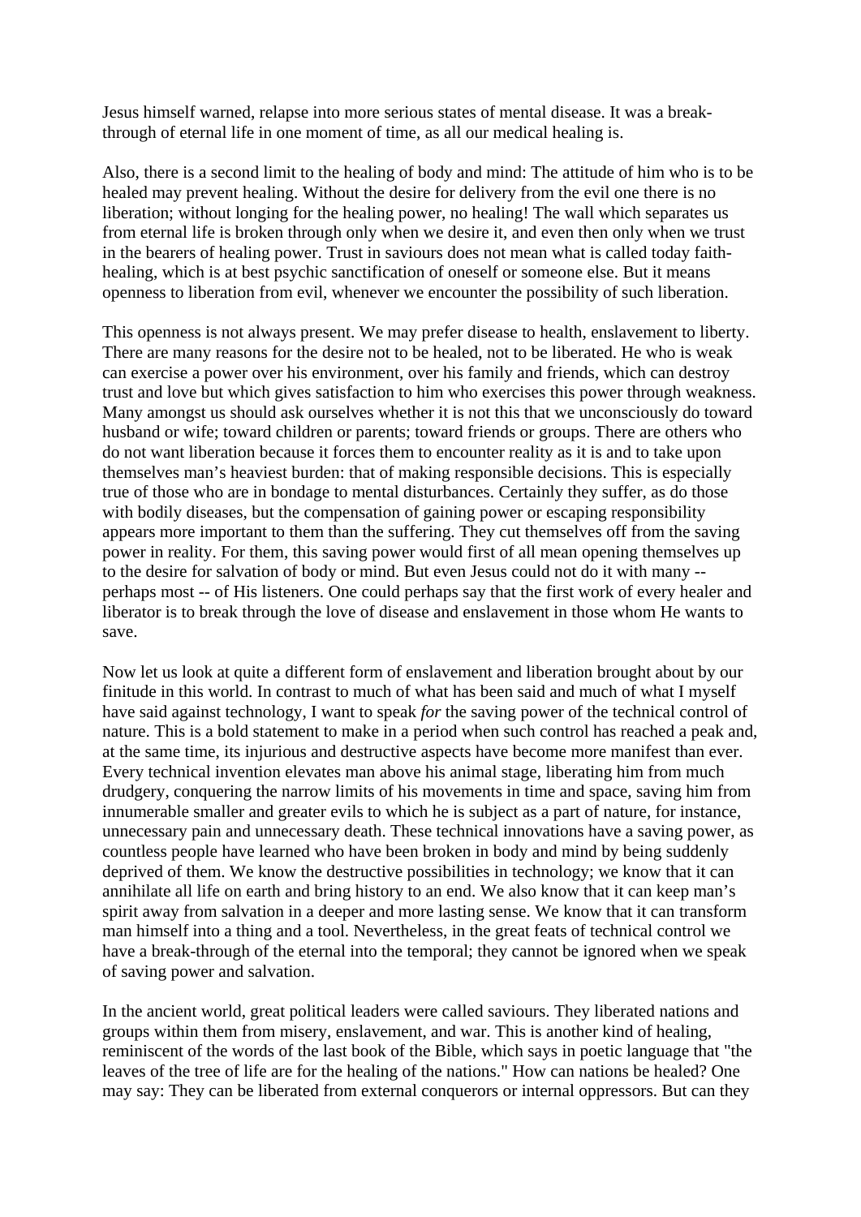Jesus himself warned, relapse into more serious states of mental disease. It was a break-through of eternal life in one moment of time, as all our medical healing is.

Also, there is a second limit to the healing of body and mind: The attitude of him who is to be healed may prevent healing. Without the desire for delivery from the evil one there is no liberation; without longing for the healing power, no healing! The wall which separates us from eternal life is broken through only when we desire it, and even then only when we trust in the bearers of healing power. Trust in saviours does not mean what is called today faith-healing, which is at best psychic sanctification of oneself or someone else. But it means openness to liberation from evil, whenever we encounter the possibility of such liberation.

This openness is not always present. We may prefer disease to health, enslavement to liberty. There are many reasons for the desire not to be healed, not to be liberated. He who is weak can exercise a power over his environment, over his family and friends, which can destroy trust and love but which gives satisfaction to him who exercises this power through weakness. Many amongst us should ask ourselves whether it is not this that we unconsciously do toward husband or wife; toward children or parents; toward friends or groups. There are others who do not want liberation because it forces them to encounter reality as it is and to take upon themselves man's heaviest burden: that of making responsible decisions. This is especially true of those who are in bondage to mental disturbances. Certainly they suffer, as do those with bodily diseases, but the compensation of gaining power or escaping responsibility appears more important to them than the suffering. They cut themselves off from the saving power in reality. For them, this saving power would first of all mean opening themselves up to the desire for salvation of body or mind. But even Jesus could not do it with many -- perhaps most -- of His listeners. One could perhaps say that the first work of every healer and liberator is to break through the love of disease and enslavement in those whom He wants to save.

Now let us look at quite a different form of enslavement and liberation brought about by our finitude in this world. In contrast to much of what has been said and much of what I myself have said against technology, I want to speak *for* the saving power of the technical control of nature. This is a bold statement to make in a period when such control has reached a peak and, at the same time, its injurious and destructive aspects have become more manifest than ever. Every technical invention elevates man above his animal stage, liberating him from much drudgery, conquering the narrow limits of his movements in time and space, saving him from innumerable smaller and greater evils to which he is subject as a part of nature, for instance, unnecessary pain and unnecessary death. These technical innovations have a saving power, as countless people have learned who have been broken in body and mind by being suddenly deprived of them. We know the destructive possibilities in technology; we know that it can annihilate all life on earth and bring history to an end. We also know that it can keep man's spirit away from salvation in a deeper and more lasting sense. We know that it can transform man himself into a thing and a tool. Nevertheless, in the great feats of technical control we have a break-through of the eternal into the temporal; they cannot be ignored when we speak of saving power and salvation.

In the ancient world, great political leaders were called saviours. They liberated nations and groups within them from misery, enslavement, and war. This is another kind of healing, reminiscent of the words of the last book of the Bible, which says in poetic language that "the leaves of the tree of life are for the healing of the nations." How can nations be healed? One may say: They can be liberated from external conquerors or internal oppressors. But can they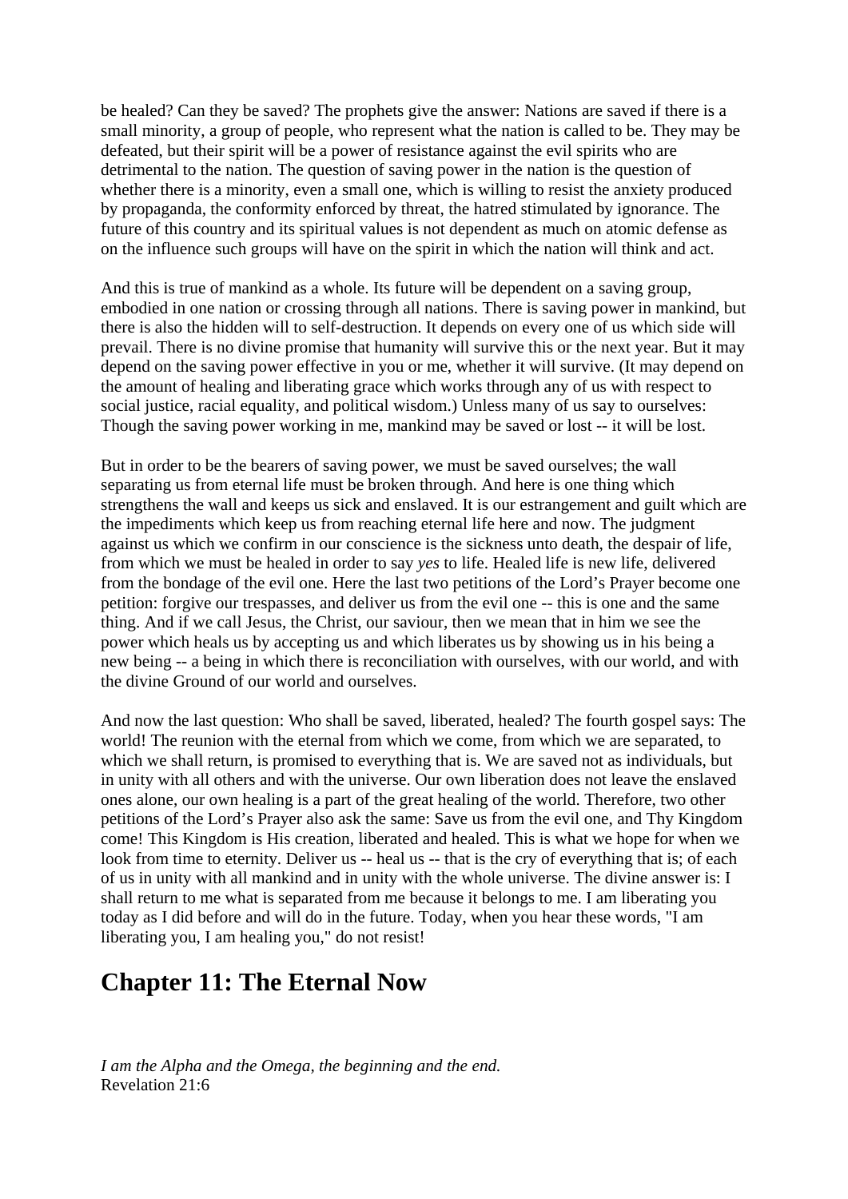be healed? Can they be saved? The prophets give the answer: Nations are saved if there is a small minority, a group of people, who represent what the nation is called to be. They may be defeated, but their spirit will be a power of resistance against the evil spirits who are detrimental to the nation. The question of saving power in the nation is the question of whether there is a minority, even a small one, which is willing to resist the anxiety produced by propaganda, the conformity enforced by threat, the hatred stimulated by ignorance. The future of this country and its spiritual values is not dependent as much on atomic defense as on the influence such groups will have on the spirit in which the nation will think and act.

And this is true of mankind as a whole. Its future will be dependent on a saving group, embodied in one nation or crossing through all nations. There is saving power in mankind, but there is also the hidden will to self-destruction. It depends on every one of us which side will prevail. There is no divine promise that humanity will survive this or the next year. But it may depend on the saving power effective in you or me, whether it will survive. (It may depend on the amount of healing and liberating grace which works through any of us with respect to social justice, racial equality, and political wisdom.) Unless many of us say to ourselves: Though the saving power working in me, mankind may be saved or lost -- it will be lost.

But in order to be the bearers of saving power, we must be saved ourselves; the wall separating us from eternal life must be broken through. And here is one thing which strengthens the wall and keeps us sick and enslaved. It is our estrangement and guilt which are the impediments which keep us from reaching eternal life here and now. The judgment against us which we confirm in our conscience is the sickness unto death, the despair of life, from which we must be healed in order to say *yes* to life. Healed life is new life, delivered from the bondage of the evil one. Here the last two petitions of the Lord's Prayer become one petition: forgive our trespasses, and deliver us from the evil one -- this is one and the same thing. And if we call Jesus, the Christ, our saviour, then we mean that in him we see the power which heals us by accepting us and which liberates us by showing us in his being a new being -- a being in which there is reconciliation with ourselves, with our world, and with the divine Ground of our world and ourselves.

And now the last question: Who shall be saved, liberated, healed? The fourth gospel says: The world! The reunion with the eternal from which we come, from which we are separated, to which we shall return, is promised to everything that is. We are saved not as individuals, but in unity with all others and with the universe. Our own liberation does not leave the enslaved ones alone, our own healing is a part of the great healing of the world. Therefore, two other petitions of the Lord's Prayer also ask the same: Save us from the evil one, and Thy Kingdom come! This Kingdom is His creation, liberated and healed. This is what we hope for when we look from time to eternity. Deliver us -- heal us -- that is the cry of everything that is; of each of us in unity with all mankind and in unity with the whole universe. The divine answer is: I shall return to me what is separated from me because it belongs to me. I am liberating you today as I did before and will do in the future. Today, when you hear these words, "I am liberating you, I am healing you," do not resist!

## Chapter 11: The Eternal Now

*I am the Alpha and the Omega, the beginning and the end.*
Revelation 21:6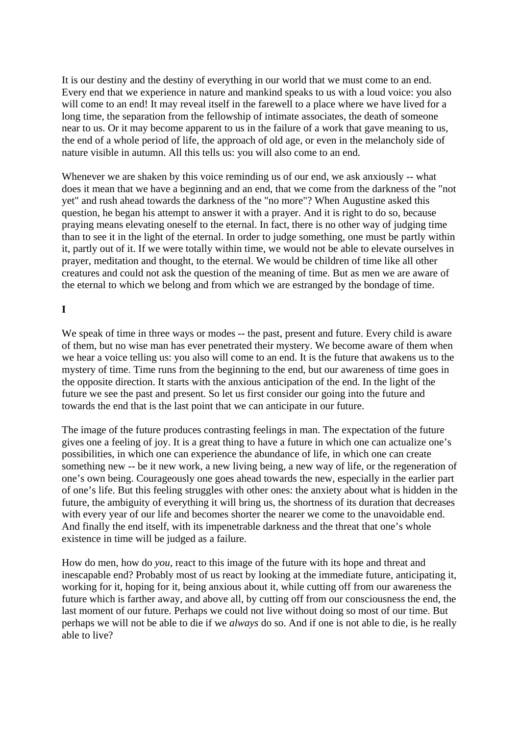It is our destiny and the destiny of everything in our world that we must come to an end. Every end that we experience in nature and mankind speaks to us with a loud voice: you also will come to an end! It may reveal itself in the farewell to a place where we have lived for a long time, the separation from the fellowship of intimate associates, the death of someone near to us. Or it may become apparent to us in the failure of a work that gave meaning to us, the end of a whole period of life, the approach of old age, or even in the melancholy side of nature visible in autumn. All this tells us: you will also come to an end.

Whenever we are shaken by this voice reminding us of our end, we ask anxiously -- what does it mean that we have a beginning and an end, that we come from the darkness of the "not yet" and rush ahead towards the darkness of the "no more"? When Augustine asked this question, he began his attempt to answer it with a prayer. And it is right to do so, because praying means elevating oneself to the eternal. In fact, there is no other way of judging time than to see it in the light of the eternal. In order to judge something, one must be partly within it, partly out of it. If we were totally within time, we would not be able to elevate ourselves in prayer, meditation and thought, to the eternal. We would be children of time like all other creatures and could not ask the question of the meaning of time. But as men we are aware of the eternal to which we belong and from which we are estranged by the bondage of time.

**I**

We speak of time in three ways or modes -- the past, present and future. Every child is aware of them, but no wise man has ever penetrated their mystery. We become aware of them when we hear a voice telling us: you also will come to an end. It is the future that awakens us to the mystery of time. Time runs from the beginning to the end, but our awareness of time goes in the opposite direction. It starts with the anxious anticipation of the end. In the light of the future we see the past and present. So let us first consider our going into the future and towards the end that is the last point that we can anticipate in our future.

The image of the future produces contrasting feelings in man. The expectation of the future gives one a feeling of joy. It is a great thing to have a future in which one can actualize one's possibilities, in which one can experience the abundance of life, in which one can create something new -- be it new work, a new living being, a new way of life, or the regeneration of one's own being. Courageously one goes ahead towards the new, especially in the earlier part of one's life. But this feeling struggles with other ones: the anxiety about what is hidden in the future, the ambiguity of everything it will bring us, the shortness of its duration that decreases with every year of our life and becomes shorter the nearer we come to the unavoidable end. And finally the end itself, with its impenetrable darkness and the threat that one's whole existence in time will be judged as a failure.

How do men, how do *you*, react to this image of the future with its hope and threat and inescapable end? Probably most of us react by looking at the immediate future, anticipating it, working for it, hoping for it, being anxious about it, while cutting off from our awareness the future which is farther away, and above all, by cutting off from our consciousness the end, the last moment of our future. Perhaps we could not live without doing so most of our time. But perhaps we will not be able to die if we *always* do so. And if one is not able to die, is he really able to live?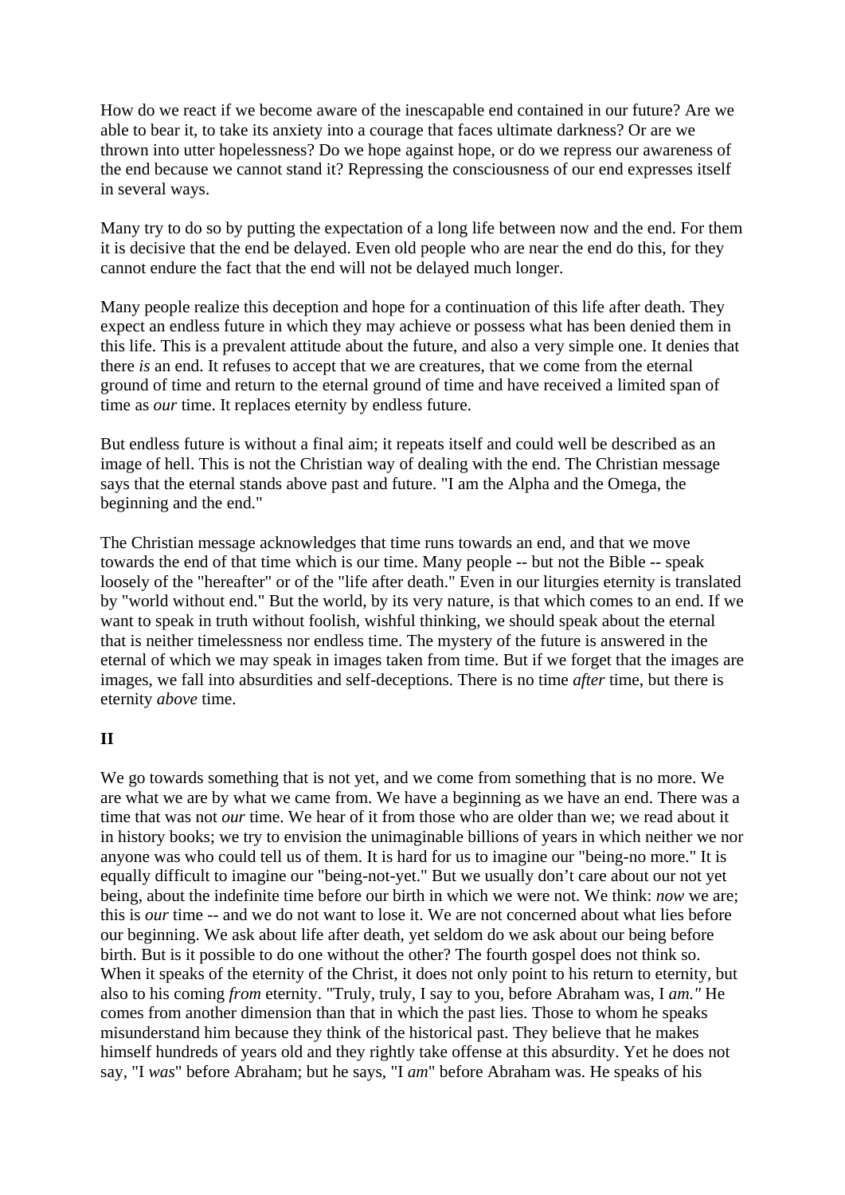How do we react if we become aware of the inescapable end contained in our future? Are we able to bear it, to take its anxiety into a courage that faces ultimate darkness? Or are we thrown into utter hopelessness? Do we hope against hope, or do we repress our awareness of the end because we cannot stand it? Repressing the consciousness of our end expresses itself in several ways.

Many try to do so by putting the expectation of a long life between now and the end. For them it is decisive that the end be delayed. Even old people who are near the end do this, for they cannot endure the fact that the end will not be delayed much longer.

Many people realize this deception and hope for a continuation of this life after death. They expect an endless future in which they may achieve or possess what has been denied them in this life. This is a prevalent attitude about the future, and also a very simple one. It denies that there *is* an end. It refuses to accept that we are creatures, that we come from the eternal ground of time and return to the eternal ground of time and have received a limited span of time as *our* time. It replaces eternity by endless future.

But endless future is without a final aim; it repeats itself and could well be described as an image of hell. This is not the Christian way of dealing with the end. The Christian message says that the eternal stands above past and future. "I am the Alpha and the Omega, the beginning and the end."

The Christian message acknowledges that time runs towards an end, and that we move towards the end of that time which is our time. Many people -- but not the Bible -- speak loosely of the "hereafter" or of the "life after death." Even in our liturgies eternity is translated by "world without end." But the world, by its very nature, is that which comes to an end. If we want to speak in truth without foolish, wishful thinking, we should speak about the eternal that is neither timelessness nor endless time. The mystery of the future is answered in the eternal of which we may speak in images taken from time. But if we forget that the images are images, we fall into absurdities and self-deceptions. There is no time *after* time, but there is eternity *above* time.

**II**

We go towards something that is not yet, and we come from something that is no more. We are what we are by what we came from. We have a beginning as we have an end. There was a time that was not *our* time. We hear of it from those who are older than we; we read about it in history books; we try to envision the unimaginable billions of years in which neither we nor anyone was who could tell us of them. It is hard for us to imagine our "being-no more." It is equally difficult to imagine our "being-not-yet." But we usually don't care about our not yet being, about the indefinite time before our birth in which we were not. We think: *now* we are; this is *our* time -- and we do not want to lose it. We are not concerned about what lies before our beginning. We ask about life after death, yet seldom do we ask about our being before birth. But is it possible to do one without the other? The fourth gospel does not think so. When it speaks of the eternity of the Christ, it does not only point to his return to eternity, but also to his coming *from* eternity. "Truly, truly, I say to you, before Abraham was, I *am."* He comes from another dimension than that in which the past lies. Those to whom he speaks misunderstand him because they think of the historical past. They believe that he makes himself hundreds of years old and they rightly take offense at this absurdity. Yet he does not say, "I *was*" before Abraham; but he says, "I *am*" before Abraham was. He speaks of his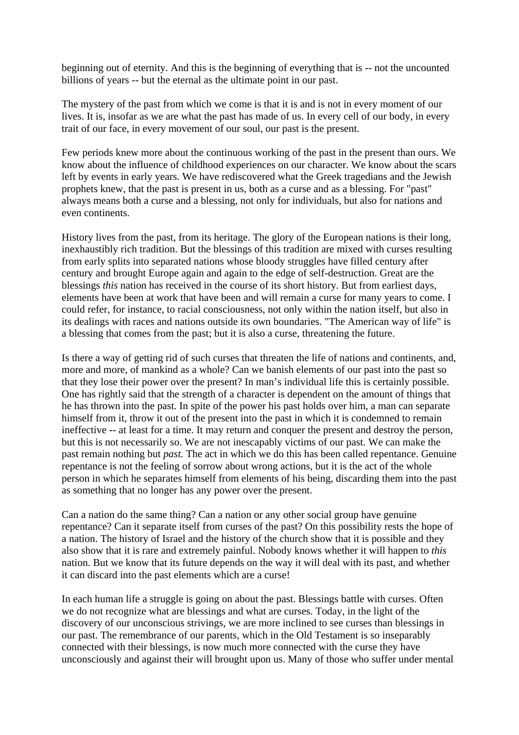beginning out of eternity. And this is the beginning of everything that is -- not the uncounted billions of years -- but the eternal as the ultimate point in our past.

The mystery of the past from which we come is that it is and is not in every moment of our lives. It is, insofar as we are what the past has made of us. In every cell of our body, in every trait of our face, in every movement of our soul, our past is the present.

Few periods knew more about the continuous working of the past in the present than ours. We know about the influence of childhood experiences on our character. We know about the scars left by events in early years. We have rediscovered what the Greek tragedians and the Jewish prophets knew, that the past is present in us, both as a curse and as a blessing. For "past" always means both a curse and a blessing, not only for individuals, but also for nations and even continents.

History lives from the past, from its heritage. The glory of the European nations is their long, inexhaustibly rich tradition. But the blessings of this tradition are mixed with curses resulting from early splits into separated nations whose bloody struggles have filled century after century and brought Europe again and again to the edge of self-destruction. Great are the blessings *this* nation has received in the course of its short history. But from earliest days, elements have been at work that have been and will remain a curse for many years to come. I could refer, for instance, to racial consciousness, not only within the nation itself, but also in its dealings with races and nations outside its own boundaries. "The American way of life" is a blessing that comes from the past; but it is also a curse, threatening the future.

Is there a way of getting rid of such curses that threaten the life of nations and continents, and, more and more, of mankind as a whole? Can we banish elements of our past into the past so that they lose their power over the present? In man's individual life this is certainly possible. One has rightly said that the strength of a character is dependent on the amount of things that he has thrown into the past. In spite of the power his past holds over him, a man can separate himself from it, throw it out of the present into the past in which it is condemned to remain ineffective -- at least for a time. It may return and conquer the present and destroy the person, but this is not necessarily so. We are not inescapably victims of our past. We can make the past remain nothing but *past.* The act in which we do this has been called repentance. Genuine repentance is not the feeling of sorrow about wrong actions, but it is the act of the whole person in which he separates himself from elements of his being, discarding them into the past as something that no longer has any power over the present.

Can a nation do the same thing? Can a nation or any other social group have genuine repentance? Can it separate itself from curses of the past? On this possibility rests the hope of a nation. The history of Israel and the history of the church show that it is possible and they also show that it is rare and extremely painful. Nobody knows whether it will happen to *this* nation. But we know that its future depends on the way it will deal with its past, and whether it can discard into the past elements which are a curse!

In each human life a struggle is going on about the past. Blessings battle with curses. Often we do not recognize what are blessings and what are curses. Today, in the light of the discovery of our unconscious strivings, we are more inclined to see curses than blessings in our past. The remembrance of our parents, which in the Old Testament is so inseparably connected with their blessings, is now much more connected with the curse they have unconsciously and against their will brought upon us. Many of those who suffer under mental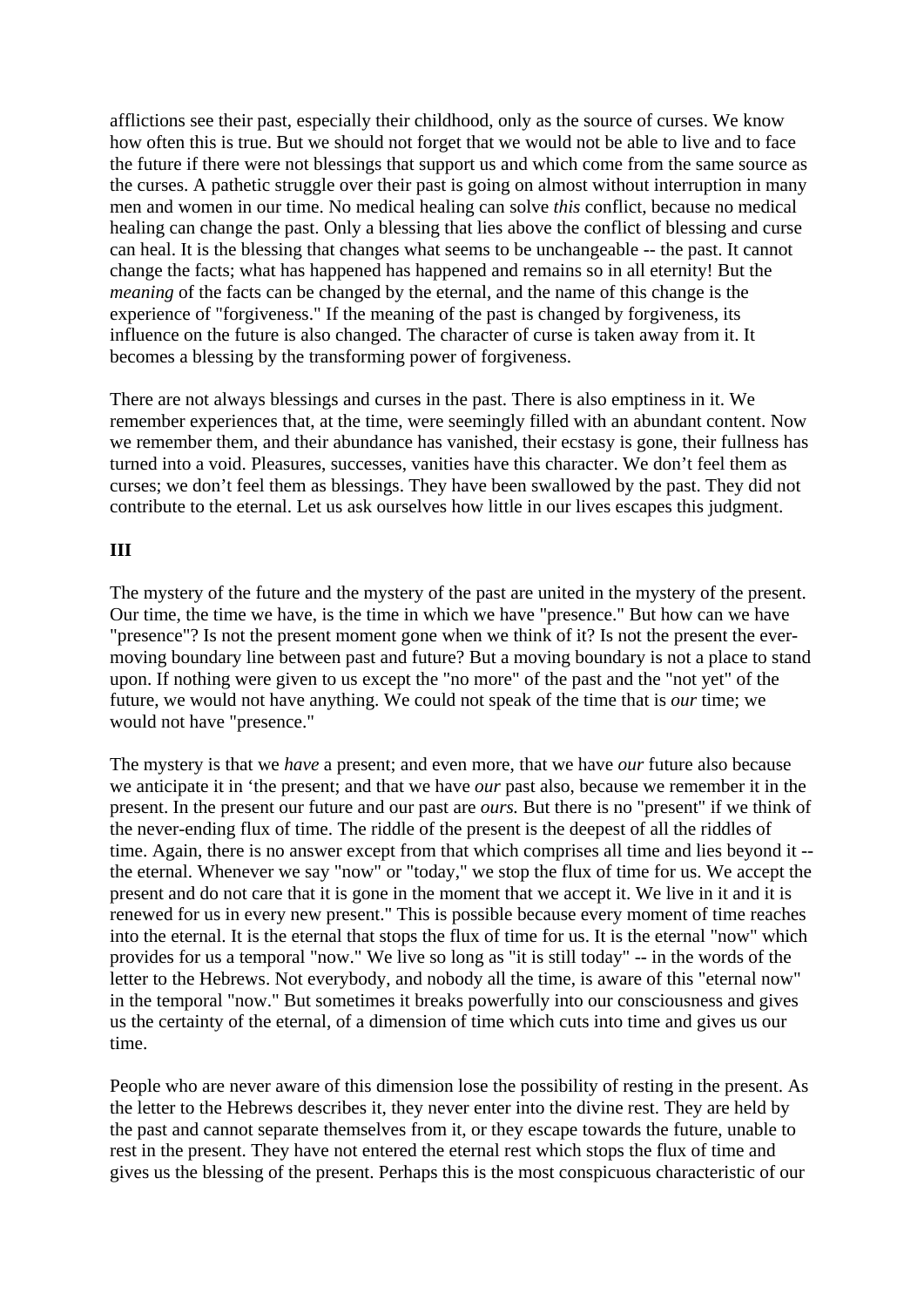afflictions see their past, especially their childhood, only as the source of curses. We know how often this is true. But we should not forget that we would not be able to live and to face the future if there were not blessings that support us and which come from the same source as the curses. A pathetic struggle over their past is going on almost without interruption in many men and women in our time. No medical healing can solve *this* conflict, because no medical healing can change the past. Only a blessing that lies above the conflict of blessing and curse can heal. It is the blessing that changes what seems to be unchangeable -- the past. It cannot change the facts; what has happened has happened and remains so in all eternity! But the *meaning* of the facts can be changed by the eternal, and the name of this change is the experience of "forgiveness." If the meaning of the past is changed by forgiveness, its influence on the future is also changed. The character of curse is taken away from it. It becomes a blessing by the transforming power of forgiveness.

There are not always blessings and curses in the past. There is also emptiness in it. We remember experiences that, at the time, were seemingly filled with an abundant content. Now we remember them, and their abundance has vanished, their ecstasy is gone, their fullness has turned into a void. Pleasures, successes, vanities have this character. We don't feel them as curses; we don't feel them as blessings. They have been swallowed by the past. They did not contribute to the eternal. Let us ask ourselves how little in our lives escapes this judgment.

**III**

The mystery of the future and the mystery of the past are united in the mystery of the present. Our time, the time we have, is the time in which we have "presence." But how can we have "presence"? Is not the present moment gone when we think of it? Is not the present the ever-moving boundary line between past and future? But a moving boundary is not a place to stand upon. If nothing were given to us except the "no more" of the past and the "not yet" of the future, we would not have anything. We could not speak of the time that is *our* time; we would not have "presence."

The mystery is that we *have* a present; and even more, that we have *our* future also because we anticipate it in 'the present; and that we have *our* past also, because we remember it in the present. In the present our future and our past are *ours.* But there is no "present" if we think of the never-ending flux of time. The riddle of the present is the deepest of all the riddles of time. Again, there is no answer except from that which comprises all time and lies beyond it -- the eternal. Whenever we say "now" or "today," we stop the flux of time for us. We accept the present and do not care that it is gone in the moment that we accept it. We live in it and it is renewed for us in every new present." This is possible because every moment of time reaches into the eternal. It is the eternal that stops the flux of time for us. It is the eternal "now" which provides for us a temporal "now." We live so long as "it is still today" -- in the words of the letter to the Hebrews. Not everybody, and nobody all the time, is aware of this "eternal now" in the temporal "now." But sometimes it breaks powerfully into our consciousness and gives us the certainty of the eternal, of a dimension of time which cuts into time and gives us our time.

People who are never aware of this dimension lose the possibility of resting in the present. As the letter to the Hebrews describes it, they never enter into the divine rest. They are held by the past and cannot separate themselves from it, or they escape towards the future, unable to rest in the present. They have not entered the eternal rest which stops the flux of time and gives us the blessing of the present. Perhaps this is the most conspicuous characteristic of our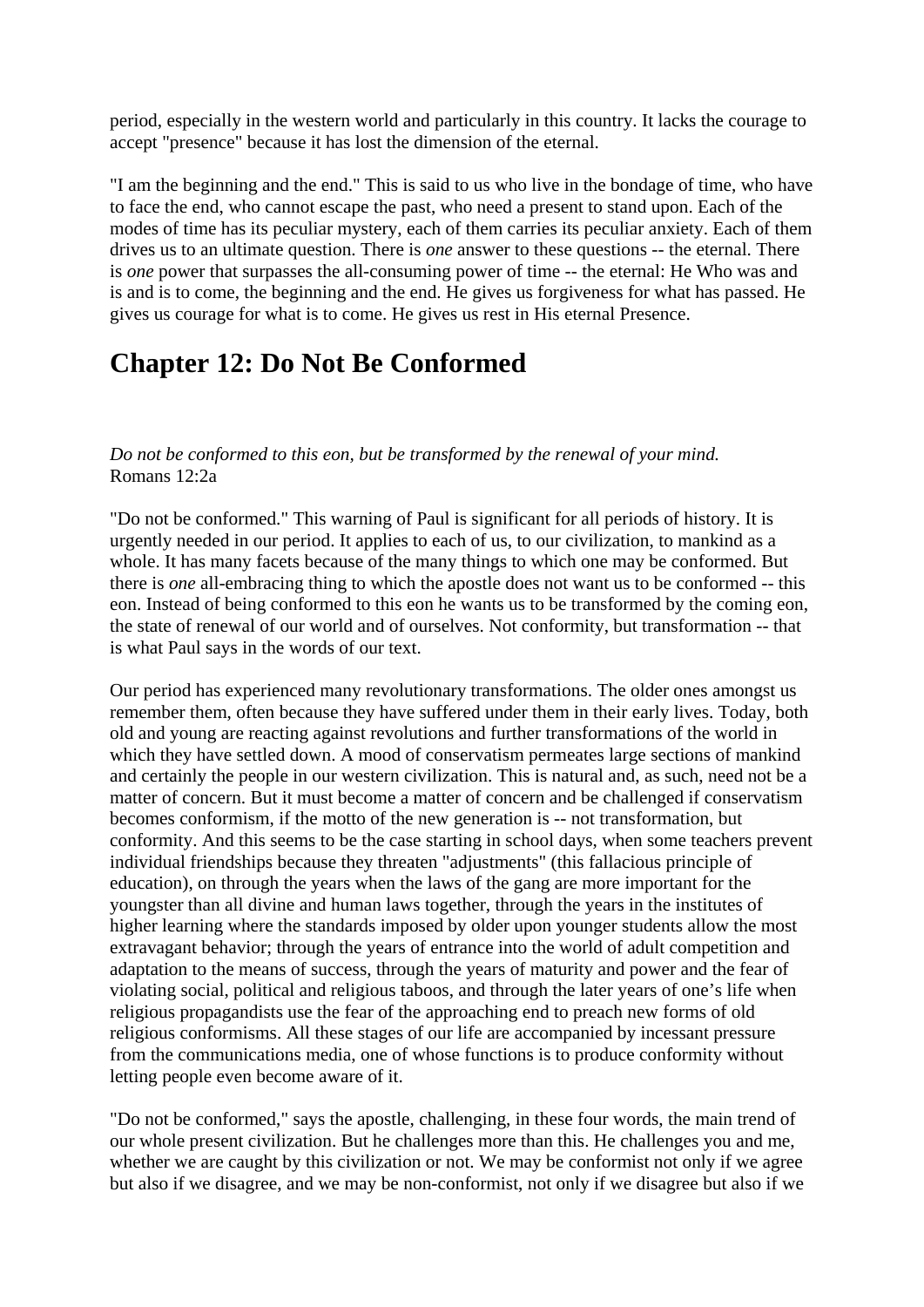period, especially in the western world and particularly in this country. It lacks the courage to accept "presence" because it has lost the dimension of the eternal.

"I am the beginning and the end." This is said to us who live in the bondage of time, who have to face the end, who cannot escape the past, who need a present to stand upon. Each of the modes of time has its peculiar mystery, each of them carries its peculiar anxiety. Each of them drives us to an ultimate question. There is *one* answer to these questions -- the eternal. There is *one* power that surpasses the all-consuming power of time -- the eternal: He Who was and is and is to come, the beginning and the end. He gives us forgiveness for what has passed. He gives us courage for what is to come. He gives us rest in His eternal Presence.

## Chapter 12: Do Not Be Conformed

*Do not be conformed to this eon, but be transformed by the renewal of your mind.*
Romans 12:2a

"Do not be conformed." This warning of Paul is significant for all periods of history. It is urgently needed in our period. It applies to each of us, to our civilization, to mankind as a whole. It has many facets because of the many things to which one may be conformed. But there is *one* all-embracing thing to which the apostle does not want us to be conformed -- this eon. Instead of being conformed to this eon he wants us to be transformed by the coming eon, the state of renewal of our world and of ourselves. Not conformity, but transformation -- that is what Paul says in the words of our text.

Our period has experienced many revolutionary transformations. The older ones amongst us remember them, often because they have suffered under them in their early lives. Today, both old and young are reacting against revolutions and further transformations of the world in which they have settled down. A mood of conservatism permeates large sections of mankind and certainly the people in our western civilization. This is natural and, as such, need not be a matter of concern. But it must become a matter of concern and be challenged if conservatism becomes conformism, if the motto of the new generation is -- not transformation, but conformity. And this seems to be the case starting in school days, when some teachers prevent individual friendships because they threaten "adjustments" (this fallacious principle of education), on through the years when the laws of the gang are more important for the youngster than all divine and human laws together, through the years in the institutes of higher learning where the standards imposed by older upon younger students allow the most extravagant behavior; through the years of entrance into the world of adult competition and adaptation to the means of success, through the years of maturity and power and the fear of violating social, political and religious taboos, and through the later years of one's life when religious propagandists use the fear of the approaching end to preach new forms of old religious conformisms. All these stages of our life are accompanied by incessant pressure from the communications media, one of whose functions is to produce conformity without letting people even become aware of it.

"Do not be conformed," says the apostle, challenging, in these four words, the main trend of our whole present civilization. But he challenges more than this. He challenges you and me, whether we are caught by this civilization or not. We may be conformist not only if we agree but also if we disagree, and we may be non-conformist, not only if we disagree but also if we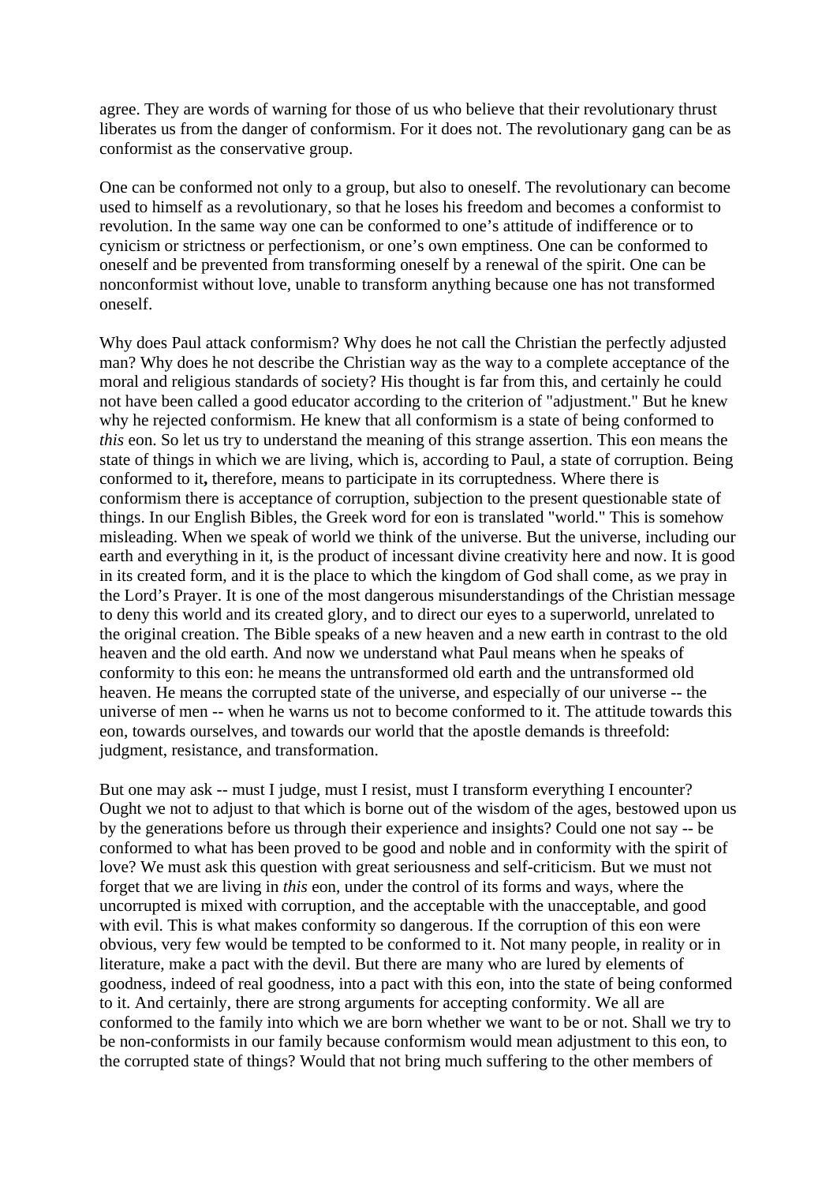agree. They are words of warning for those of us who believe that their revolutionary thrust liberates us from the danger of conformism. For it does not. The revolutionary gang can be as conformist as the conservative group.

One can be conformed not only to a group, but also to oneself. The revolutionary can become used to himself as a revolutionary, so that he loses his freedom and becomes a conformist to revolution. In the same way one can be conformed to one's attitude of indifference or to cynicism or strictness or perfectionism, or one's own emptiness. One can be conformed to oneself and be prevented from transforming oneself by a renewal of the spirit. One can be nonconformist without love, unable to transform anything because one has not transformed oneself.

Why does Paul attack conformism? Why does he not call the Christian the perfectly adjusted man? Why does he not describe the Christian way as the way to a complete acceptance of the moral and religious standards of society? His thought is far from this, and certainly he could not have been called a good educator according to the criterion of "adjustment." But he knew why he rejected conformism. He knew that all conformism is a state of being conformed to *this* eon. So let us try to understand the meaning of this strange assertion. This eon means the state of things in which we are living, which is, according to Paul, a state of corruption. Being conformed to it**,** therefore, means to participate in its corruptedness. Where there is conformism there is acceptance of corruption, subjection to the present questionable state of things. In our English Bibles, the Greek word for eon is translated "world." This is somehow misleading. When we speak of world we think of the universe. But the universe, including our earth and everything in it, is the product of incessant divine creativity here and now. It is good in its created form, and it is the place to which the kingdom of God shall come, as we pray in the Lord's Prayer. It is one of the most dangerous misunderstandings of the Christian message to deny this world and its created glory, and to direct our eyes to a superworld, unrelated to the original creation. The Bible speaks of a new heaven and a new earth in contrast to the old heaven and the old earth. And now we understand what Paul means when he speaks of conformity to this eon: he means the untransformed old earth and the untransformed old heaven. He means the corrupted state of the universe, and especially of our universe -- the universe of men -- when he warns us not to become conformed to it. The attitude towards this eon, towards ourselves, and towards our world that the apostle demands is threefold: judgment, resistance, and transformation.

But one may ask -- must I judge, must I resist, must I transform everything I encounter? Ought we not to adjust to that which is borne out of the wisdom of the ages, bestowed upon us by the generations before us through their experience and insights? Could one not say -- be conformed to what has been proved to be good and noble and in conformity with the spirit of love? We must ask this question with great seriousness and self-criticism. But we must not forget that we are living in *this* eon, under the control of its forms and ways, where the uncorrupted is mixed with corruption, and the acceptable with the unacceptable, and good with evil. This is what makes conformity so dangerous. If the corruption of this eon were obvious, very few would be tempted to be conformed to it. Not many people, in reality or in literature, make a pact with the devil. But there are many who are lured by elements of goodness, indeed of real goodness, into a pact with this eon, into the state of being conformed to it. And certainly, there are strong arguments for accepting conformity. We all are conformed to the family into which we are born whether we want to be or not. Shall we try to be non-conformists in our family because conformism would mean adjustment to this eon, to the corrupted state of things? Would that not bring much suffering to the other members of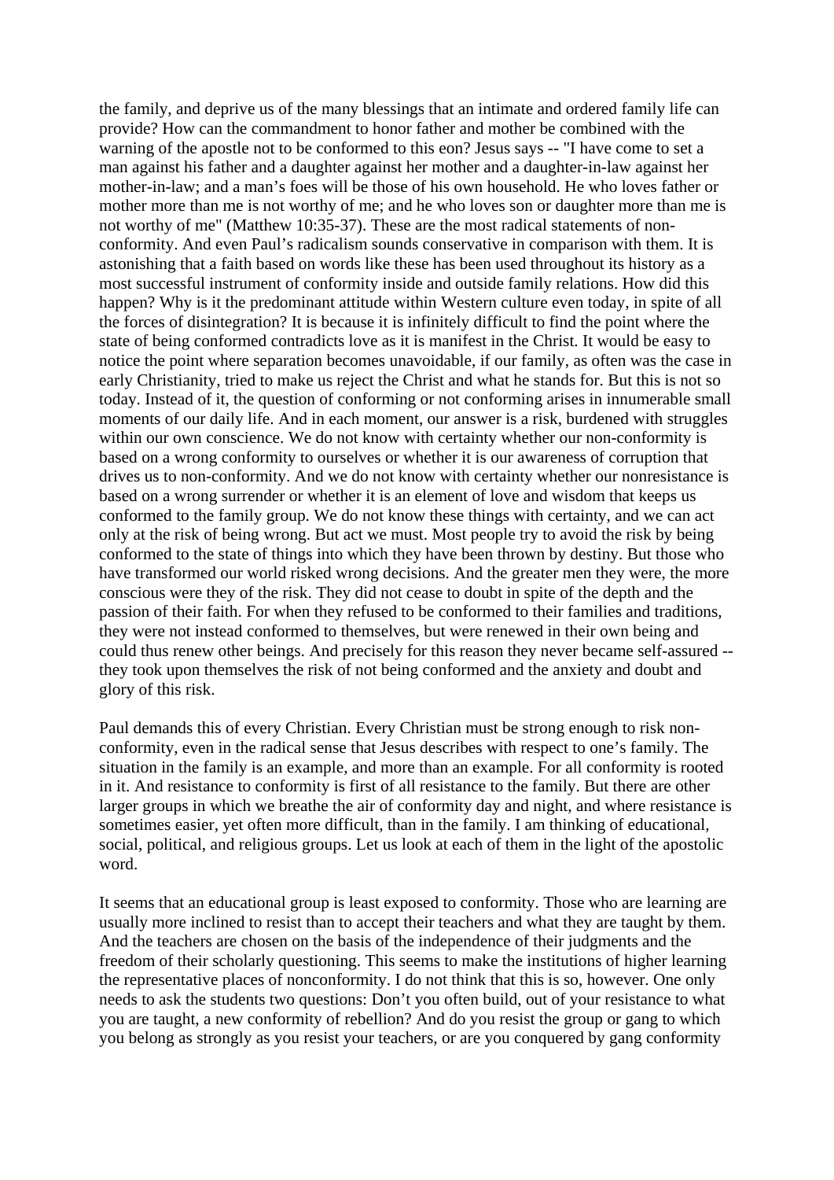the family, and deprive us of the many blessings that an intimate and ordered family life can provide? How can the commandment to honor father and mother be combined with the warning of the apostle not to be conformed to this eon? Jesus says -- "I have come to set a man against his father and a daughter against her mother and a daughter-in-law against her mother-in-law; and a man's foes will be those of his own household. He who loves father or mother more than me is not worthy of me; and he who loves son or daughter more than me is not worthy of me" (Matthew 10:35-37). These are the most radical statements of non-conformity. And even Paul's radicalism sounds conservative in comparison with them. It is astonishing that a faith based on words like these has been used throughout its history as a most successful instrument of conformity inside and outside family relations. How did this happen? Why is it the predominant attitude within Western culture even today, in spite of all the forces of disintegration? It is because it is infinitely difficult to find the point where the state of being conformed contradicts love as it is manifest in the Christ. It would be easy to notice the point where separation becomes unavoidable, if our family, as often was the case in early Christianity, tried to make us reject the Christ and what he stands for. But this is not so today. Instead of it, the question of conforming or not conforming arises in innumerable small moments of our daily life. And in each moment, our answer is a risk, burdened with struggles within our own conscience. We do not know with certainty whether our non-conformity is based on a wrong conformity to ourselves or whether it is our awareness of corruption that drives us to non-conformity. And we do not know with certainty whether our nonresistance is based on a wrong surrender or whether it is an element of love and wisdom that keeps us conformed to the family group. We do not know these things with certainty, and we can act only at the risk of being wrong. But act we must. Most people try to avoid the risk by being conformed to the state of things into which they have been thrown by destiny. But those who have transformed our world risked wrong decisions. And the greater men they were, the more conscious were they of the risk. They did not cease to doubt in spite of the depth and the passion of their faith. For when they refused to be conformed to their families and traditions, they were not instead conformed to themselves, but were renewed in their own being and could thus renew other beings. And precisely for this reason they never became self-assured -- they took upon themselves the risk of not being conformed and the anxiety and doubt and glory of this risk.

Paul demands this of every Christian. Every Christian must be strong enough to risk non-conformity, even in the radical sense that Jesus describes with respect to one's family. The situation in the family is an example, and more than an example. For all conformity is rooted in it. And resistance to conformity is first of all resistance to the family. But there are other larger groups in which we breathe the air of conformity day and night, and where resistance is sometimes easier, yet often more difficult, than in the family. I am thinking of educational, social, political, and religious groups. Let us look at each of them in the light of the apostolic word.

It seems that an educational group is least exposed to conformity. Those who are learning are usually more inclined to resist than to accept their teachers and what they are taught by them. And the teachers are chosen on the basis of the independence of their judgments and the freedom of their scholarly questioning. This seems to make the institutions of higher learning the representative places of nonconformity. I do not think that this is so, however. One only needs to ask the students two questions: Don't you often build, out of your resistance to what you are taught, a new conformity of rebellion? And do you resist the group or gang to which you belong as strongly as you resist your teachers, or are you conquered by gang conformity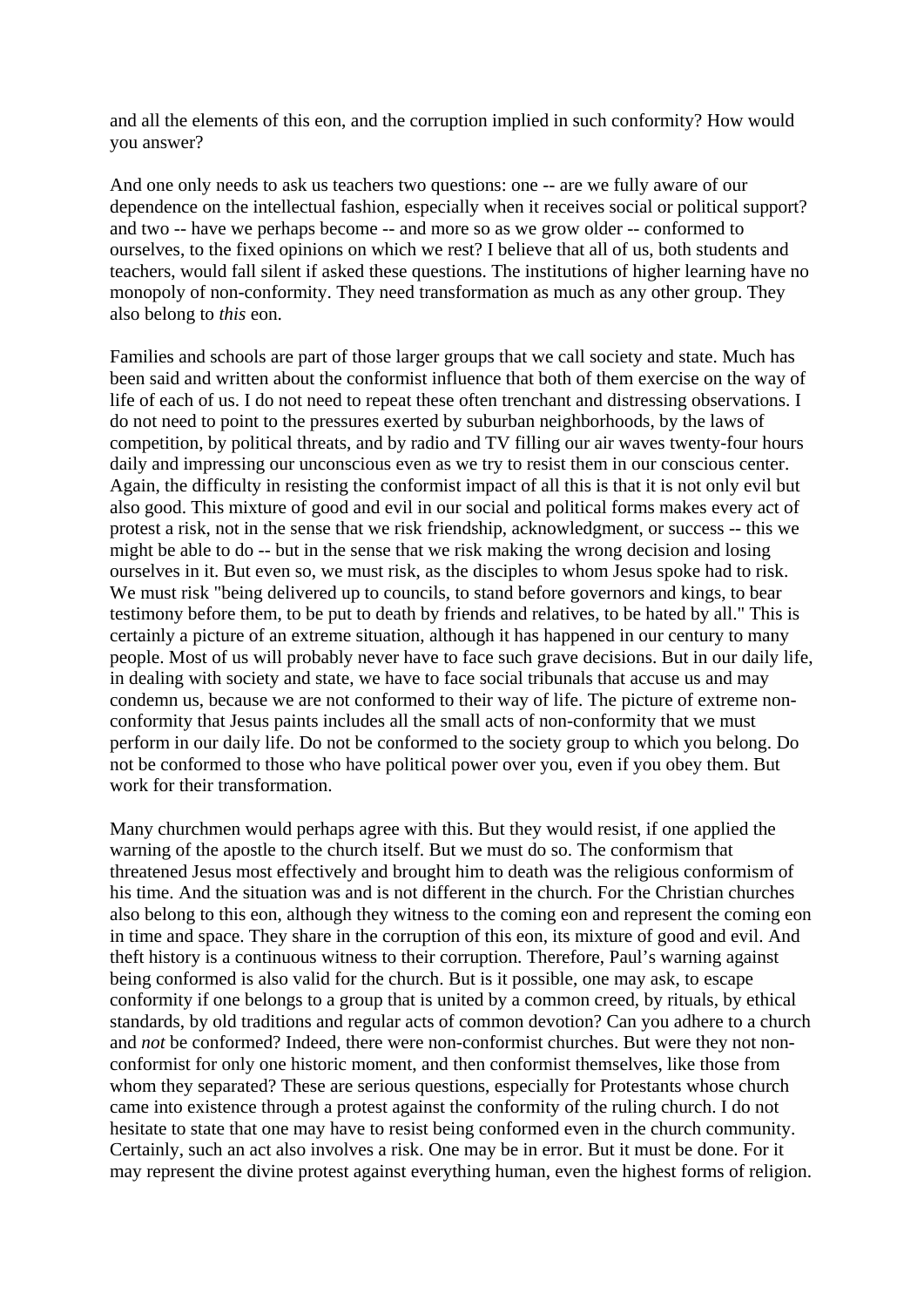and all the elements of this eon, and the corruption implied in such conformity? How would you answer?

And one only needs to ask us teachers two questions: one -- are we fully aware of our dependence on the intellectual fashion, especially when it receives social or political support? and two -- have we perhaps become -- and more so as we grow older -- conformed to ourselves, to the fixed opinions on which we rest? I believe that all of us, both students and teachers, would fall silent if asked these questions. The institutions of higher learning have no monopoly of non-conformity. They need transformation as much as any other group. They also belong to *this* eon.

Families and schools are part of those larger groups that we call society and state. Much has been said and written about the conformist influence that both of them exercise on the way of life of each of us. I do not need to repeat these often trenchant and distressing observations. I do not need to point to the pressures exerted by suburban neighborhoods, by the laws of competition, by political threats, and by radio and TV filling our air waves twenty-four hours daily and impressing our unconscious even as we try to resist them in our conscious center. Again, the difficulty in resisting the conformist impact of all this is that it is not only evil but also good. This mixture of good and evil in our social and political forms makes every act of protest a risk, not in the sense that we risk friendship, acknowledgment, or success -- this we might be able to do -- but in the sense that we risk making the wrong decision and losing ourselves in it. But even so, we must risk, as the disciples to whom Jesus spoke had to risk. We must risk "being delivered up to councils, to stand before governors and kings, to bear testimony before them, to be put to death by friends and relatives, to be hated by all." This is certainly a picture of an extreme situation, although it has happened in our century to many people. Most of us will probably never have to face such grave decisions. But in our daily life, in dealing with society and state, we have to face social tribunals that accuse us and may condemn us, because we are not conformed to their way of life. The picture of extreme non-conformity that Jesus paints includes all the small acts of non-conformity that we must perform in our daily life. Do not be conformed to the society group to which you belong. Do not be conformed to those who have political power over you, even if you obey them. But work for their transformation.

Many churchmen would perhaps agree with this. But they would resist, if one applied the warning of the apostle to the church itself. But we must do so. The conformism that threatened Jesus most effectively and brought him to death was the religious conformism of his time. And the situation was and is not different in the church. For the Christian churches also belong to this eon, although they witness to the coming eon and represent the coming eon in time and space. They share in the corruption of this eon, its mixture of good and evil. And theft history is a continuous witness to their corruption. Therefore, Paul's warning against being conformed is also valid for the church. But is it possible, one may ask, to escape conformity if one belongs to a group that is united by a common creed, by rituals, by ethical standards, by old traditions and regular acts of common devotion? Can you adhere to a church and *not* be conformed? Indeed, there were non-conformist churches. But were they not non-conformist for only one historic moment, and then conformist themselves, like those from whom they separated? These are serious questions, especially for Protestants whose church came into existence through a protest against the conformity of the ruling church. I do not hesitate to state that one may have to resist being conformed even in the church community. Certainly, such an act also involves a risk. One may be in error. But it must be done. For it may represent the divine protest against everything human, even the highest forms of religion.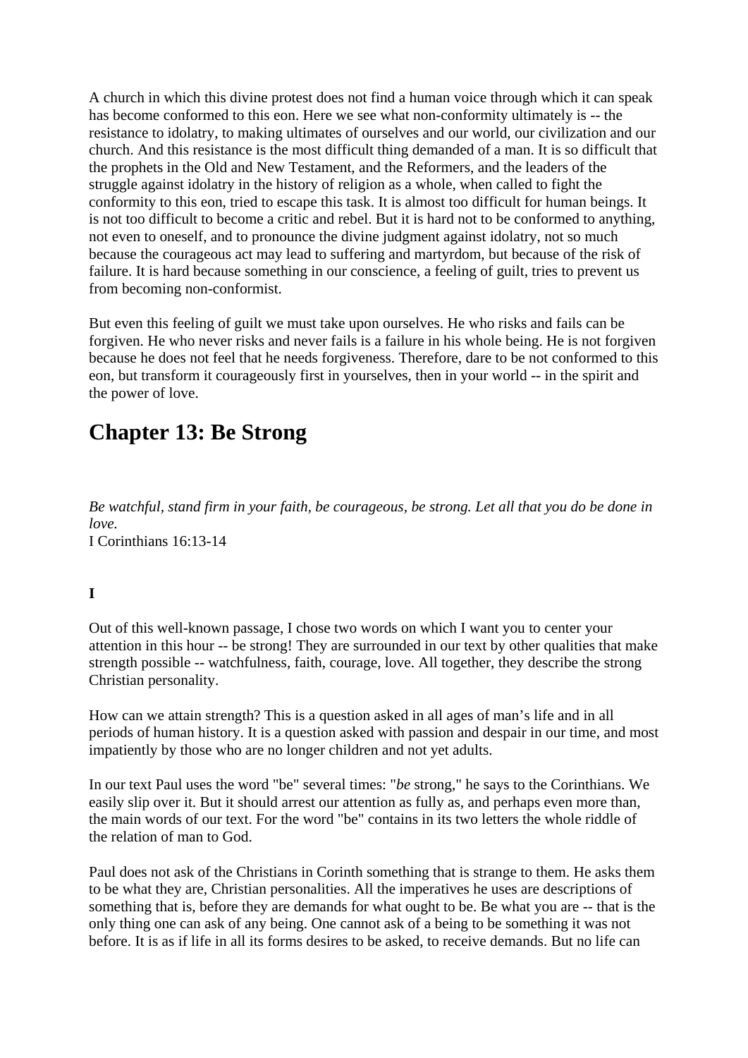A church in which this divine protest does not find a human voice through which it can speak has become conformed to this eon. Here we see what non-conformity ultimately is -- the resistance to idolatry, to making ultimates of ourselves and our world, our civilization and our church. And this resistance is the most difficult thing demanded of a man. It is so difficult that the prophets in the Old and New Testament, and the Reformers, and the leaders of the struggle against idolatry in the history of religion as a whole, when called to fight the conformity to this eon, tried to escape this task. It is almost too difficult for human beings. It is not too difficult to become a critic and rebel. But it is hard not to be conformed to anything, not even to oneself, and to pronounce the divine judgment against idolatry, not so much because the courageous act may lead to suffering and martyrdom, but because of the risk of failure. It is hard because something in our conscience, a feeling of guilt, tries to prevent us from becoming non-conformist.

But even this feeling of guilt we must take upon ourselves. He who risks and fails can be forgiven. He who never risks and never fails is a failure in his whole being. He is not forgiven because he does not feel that he needs forgiveness. Therefore, dare to be not conformed to this eon, but transform it courageously first in yourselves, then in your world -- in the spirit and the power of love.

## Chapter 13: Be Strong

*Be watchful, stand firm in your faith, be courageous, be strong. Let all that you do be done in love.*
I Corinthians 16:13-14

**I**

Out of this well-known passage, I chose two words on which I want you to center your attention in this hour -- be strong! They are surrounded in our text by other qualities that make strength possible -- watchfulness, faith, courage, love. All together, they describe the strong Christian personality.

How can we attain strength? This is a question asked in all ages of man's life and in all periods of human history. It is a question asked with passion and despair in our time, and most impatiently by those who are no longer children and not yet adults.

In our text Paul uses the word "be" several times: "*be* strong," he says to the Corinthians. We easily slip over it. But it should arrest our attention as fully as, and perhaps even more than, the main words of our text. For the word "be" contains in its two letters the whole riddle of the relation of man to God.

Paul does not ask of the Christians in Corinth something that is strange to them. He asks them to be what they are, Christian personalities. All the imperatives he uses are descriptions of something that is, before they are demands for what ought to be. Be what you are -- that is the only thing one can ask of any being. One cannot ask of a being to be something it was not before. It is as if life in all its forms desires to be asked, to receive demands. But no life can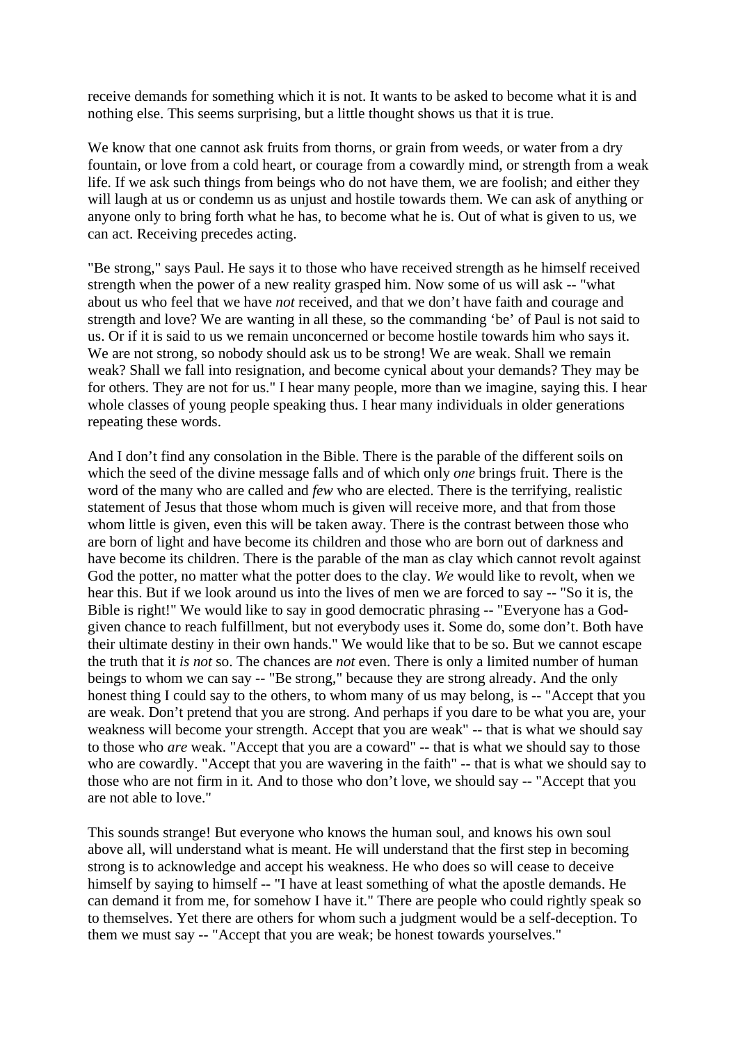receive demands for something which it is not. It wants to be asked to become what it is and nothing else. This seems surprising, but a little thought shows us that it is true.

We know that one cannot ask fruits from thorns, or grain from weeds, or water from a dry fountain, or love from a cold heart, or courage from a cowardly mind, or strength from a weak life. If we ask such things from beings who do not have them, we are foolish; and either they will laugh at us or condemn us as unjust and hostile towards them. We can ask of anything or anyone only to bring forth what he has, to become what he is. Out of what is given to us, we can act. Receiving precedes acting.

"Be strong," says Paul. He says it to those who have received strength as he himself received strength when the power of a new reality grasped him. Now some of us will ask -- "what about us who feel that we have *not* received, and that we don't have faith and courage and strength and love? We are wanting in all these, so the commanding 'be' of Paul is not said to us. Or if it is said to us we remain unconcerned or become hostile towards him who says it. We are not strong, so nobody should ask us to be strong! We are weak. Shall we remain weak? Shall we fall into resignation, and become cynical about your demands? They may be for others. They are not for us." I hear many people, more than we imagine, saying this. I hear whole classes of young people speaking thus. I hear many individuals in older generations repeating these words.

And I don't find any consolation in the Bible. There is the parable of the different soils on which the seed of the divine message falls and of which only *one* brings fruit. There is the word of the many who are called and *few* who are elected. There is the terrifying, realistic statement of Jesus that those whom much is given will receive more, and that from those whom little is given, even this will be taken away. There is the contrast between those who are born of light and have become its children and those who are born out of darkness and have become its children. There is the parable of the man as clay which cannot revolt against God the potter, no matter what the potter does to the clay. *We* would like to revolt, when we hear this. But if we look around us into the lives of men we are forced to say -- "So it is, the Bible is right!" We would like to say in good democratic phrasing -- "Everyone has a God-given chance to reach fulfillment, but not everybody uses it. Some do, some don't. Both have their ultimate destiny in their own hands." We would like that to be so. But we cannot escape the truth that it *is not* so. The chances are *not* even. There is only a limited number of human beings to whom we can say -- "Be strong," because they are strong already. And the only honest thing I could say to the others, to whom many of us may belong, is -- "Accept that you are weak. Don't pretend that you are strong. And perhaps if you dare to be what you are, your weakness will become your strength. Accept that you are weak" -- that is what we should say to those who *are* weak. "Accept that you are a coward" -- that is what we should say to those who are cowardly. "Accept that you are wavering in the faith" -- that is what we should say to those who are not firm in it. And to those who don't love, we should say -- "Accept that you are not able to love."

This sounds strange! But everyone who knows the human soul, and knows his own soul above all, will understand what is meant. He will understand that the first step in becoming strong is to acknowledge and accept his weakness. He who does so will cease to deceive himself by saying to himself -- "I have at least something of what the apostle demands. He can demand it from me, for somehow I have it." There are people who could rightly speak so to themselves. Yet there are others for whom such a judgment would be a self-deception. To them we must say -- "Accept that you are weak; be honest towards yourselves."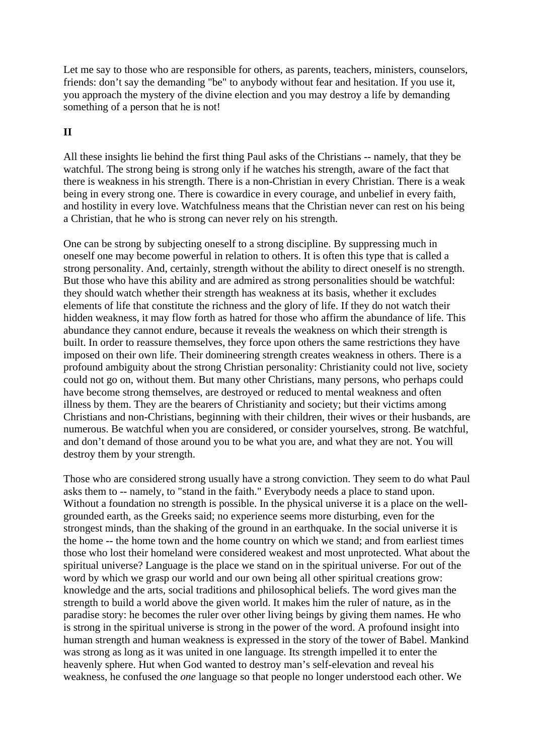Let me say to those who are responsible for others, as parents, teachers, ministers, counselors, friends: don’t say the demanding "be" to anybody without fear and hesitation. If you use it, you approach the mystery of the divine election and you may destroy a life by demanding something of a person that he is not!

**II**

All these insights lie behind the first thing Paul asks of the Christians -- namely, that they be watchful. The strong being is strong only if he watches his strength, aware of the fact that there is weakness in his strength. There is a non-Christian in every Christian. There is a weak being in every strong one. There is cowardice in every courage, and unbelief in every faith, and hostility in every love. Watchfulness means that the Christian never can rest on his being a Christian, that he who is strong can never rely on his strength.

One can be strong by subjecting oneself to a strong discipline. By suppressing much in oneself one may become powerful in relation to others. It is often this type that is called a strong personality. And, certainly, strength without the ability to direct oneself is no strength. But those who have this ability and are admired as strong personalities should be watchful: they should watch whether their strength has weakness at its basis, whether it excludes elements of life that constitute the richness and the glory of life. If they do not watch their hidden weakness, it may flow forth as hatred for those who affirm the abundance of life. This abundance they cannot endure, because it reveals the weakness on which their strength is built. In order to reassure themselves, they force upon others the same restrictions they have imposed on their own life. Their domineering strength creates weakness in others. There is a profound ambiguity about the strong Christian personality: Christianity could not live, society could not go on, without them. But many other Christians, many persons, who perhaps could have become strong themselves, are destroyed or reduced to mental weakness and often illness by them. They are the bearers of Christianity and society; but their victims among Christians and non-Christians, beginning with their children, their wives or their husbands, are numerous. Be watchful when you are considered, or consider yourselves, strong. Be watchful, and don’t demand of those around you to be what you are, and what they are not. You will destroy them by your strength.

Those who are considered strong usually have a strong conviction. They seem to do what Paul asks them to -- namely, to "stand in the faith." Everybody needs a place to stand upon. Without a foundation no strength is possible. In the physical universe it is a place on the well-grounded earth, as the Greeks said; no experience seems more disturbing, even for the strongest minds, than the shaking of the ground in an earthquake. In the social universe it is the home -- the home town and the home country on which we stand; and from earliest times those who lost their homeland were considered weakest and most unprotected. What about the spiritual universe? Language is the place we stand on in the spiritual universe. For out of the word by which we grasp our world and our own being all other spiritual creations grow: knowledge and the arts, social traditions and philosophical beliefs. The word gives man the strength to build a world above the given world. It makes him the ruler of nature, as in the paradise story: he becomes the ruler over other living beings by giving them names. He who is strong in the spiritual universe is strong in the power of the word. A profound insight into human strength and human weakness is expressed in the story of the tower of Babel. Mankind was strong as long as it was united in one language. Its strength impelled it to enter the heavenly sphere. Hut when God wanted to destroy man’s self-elevation and reveal his weakness, he confused the *one* language so that people no longer understood each other. We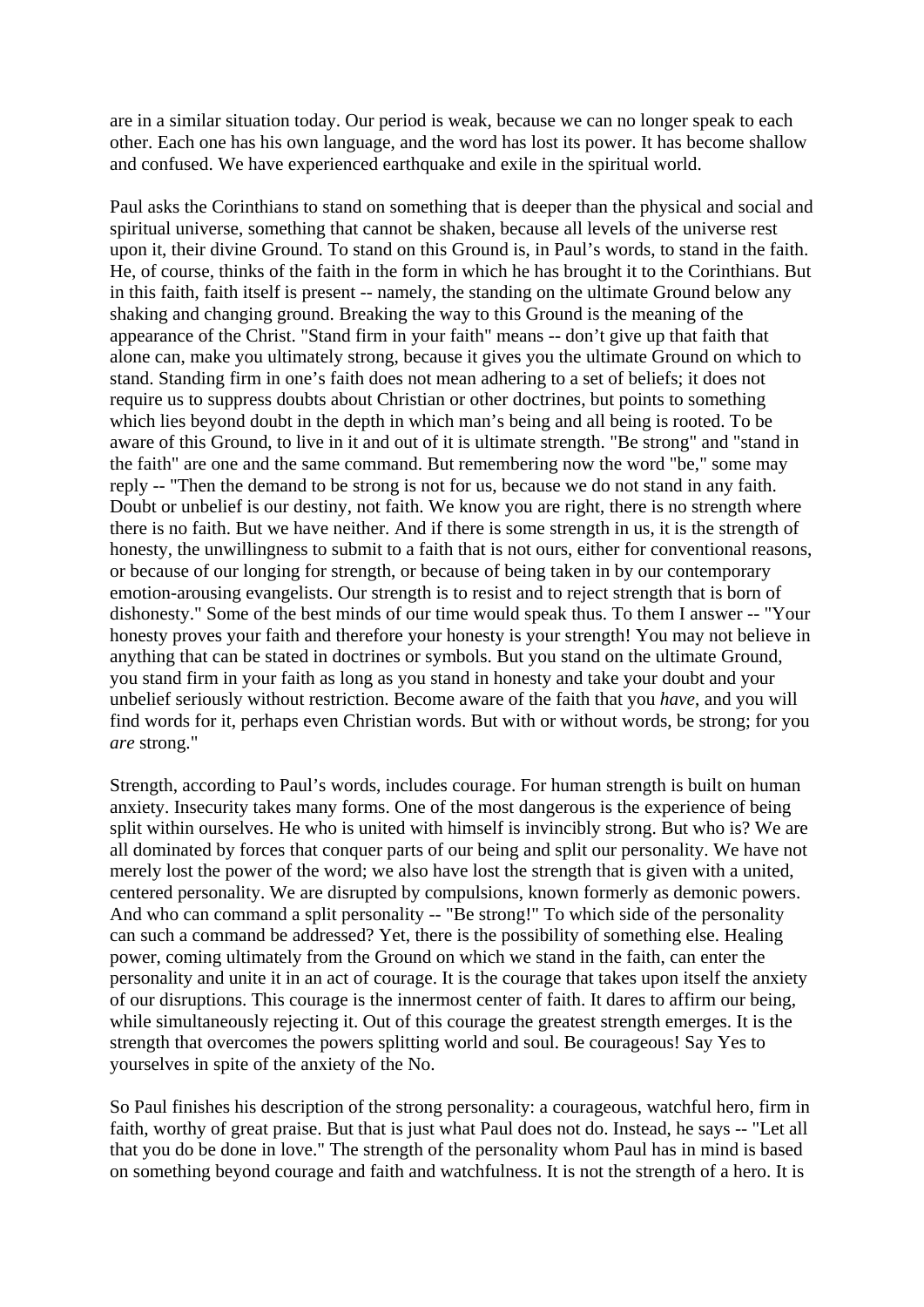are in a similar situation today. Our period is weak, because we can no longer speak to each other. Each one has his own language, and the word has lost its power. It has become shallow and confused. We have experienced earthquake and exile in the spiritual world.

Paul asks the Corinthians to stand on something that is deeper than the physical and social and spiritual universe, something that cannot be shaken, because all levels of the universe rest upon it, their divine Ground. To stand on this Ground is, in Paul's words, to stand in the faith. He, of course, thinks of the faith in the form in which he has brought it to the Corinthians. But in this faith, faith itself is present -- namely, the standing on the ultimate Ground below any shaking and changing ground. Breaking the way to this Ground is the meaning of the appearance of the Christ. "Stand firm in your faith" means -- don't give up that faith that alone can, make you ultimately strong, because it gives you the ultimate Ground on which to stand. Standing firm in one's faith does not mean adhering to a set of beliefs; it does not require us to suppress doubts about Christian or other doctrines, but points to something which lies beyond doubt in the depth in which man's being and all being is rooted. To be aware of this Ground, to live in it and out of it is ultimate strength. "Be strong" and "stand in the faith" are one and the same command. But remembering now the word "be," some may reply -- "Then the demand to be strong is not for us, because we do not stand in any faith. Doubt or unbelief is our destiny, not faith. We know you are right, there is no strength where there is no faith. But we have neither. And if there is some strength in us, it is the strength of honesty, the unwillingness to submit to a faith that is not ours, either for conventional reasons, or because of our longing for strength, or because of being taken in by our contemporary emotion-arousing evangelists. Our strength is to resist and to reject strength that is born of dishonesty." Some of the best minds of our time would speak thus. To them I answer -- "Your honesty proves your faith and therefore your honesty is your strength! You may not believe in anything that can be stated in doctrines or symbols. But you stand on the ultimate Ground, you stand firm in your faith as long as you stand in honesty and take your doubt and your unbelief seriously without restriction. Become aware of the faith that you *have*, and you will find words for it, perhaps even Christian words. But with or without words, be strong; for you *are* strong."

Strength, according to Paul's words, includes courage. For human strength is built on human anxiety. Insecurity takes many forms. One of the most dangerous is the experience of being split within ourselves. He who is united with himself is invincibly strong. But who is? We are all dominated by forces that conquer parts of our being and split our personality. We have not merely lost the power of the word; we also have lost the strength that is given with a united, centered personality. We are disrupted by compulsions, known formerly as demonic powers. And who can command a split personality -- "Be strong!" To which side of the personality can such a command be addressed? Yet, there is the possibility of something else. Healing power, coming ultimately from the Ground on which we stand in the faith, can enter the personality and unite it in an act of courage. It is the courage that takes upon itself the anxiety of our disruptions. This courage is the innermost center of faith. It dares to affirm our being, while simultaneously rejecting it. Out of this courage the greatest strength emerges. It is the strength that overcomes the powers splitting world and soul. Be courageous! Say Yes to yourselves in spite of the anxiety of the No.

So Paul finishes his description of the strong personality: a courageous, watchful hero, firm in faith, worthy of great praise. But that is just what Paul does not do. Instead, he says -- "Let all that you do be done in love." The strength of the personality whom Paul has in mind is based on something beyond courage and faith and watchfulness. It is not the strength of a hero. It is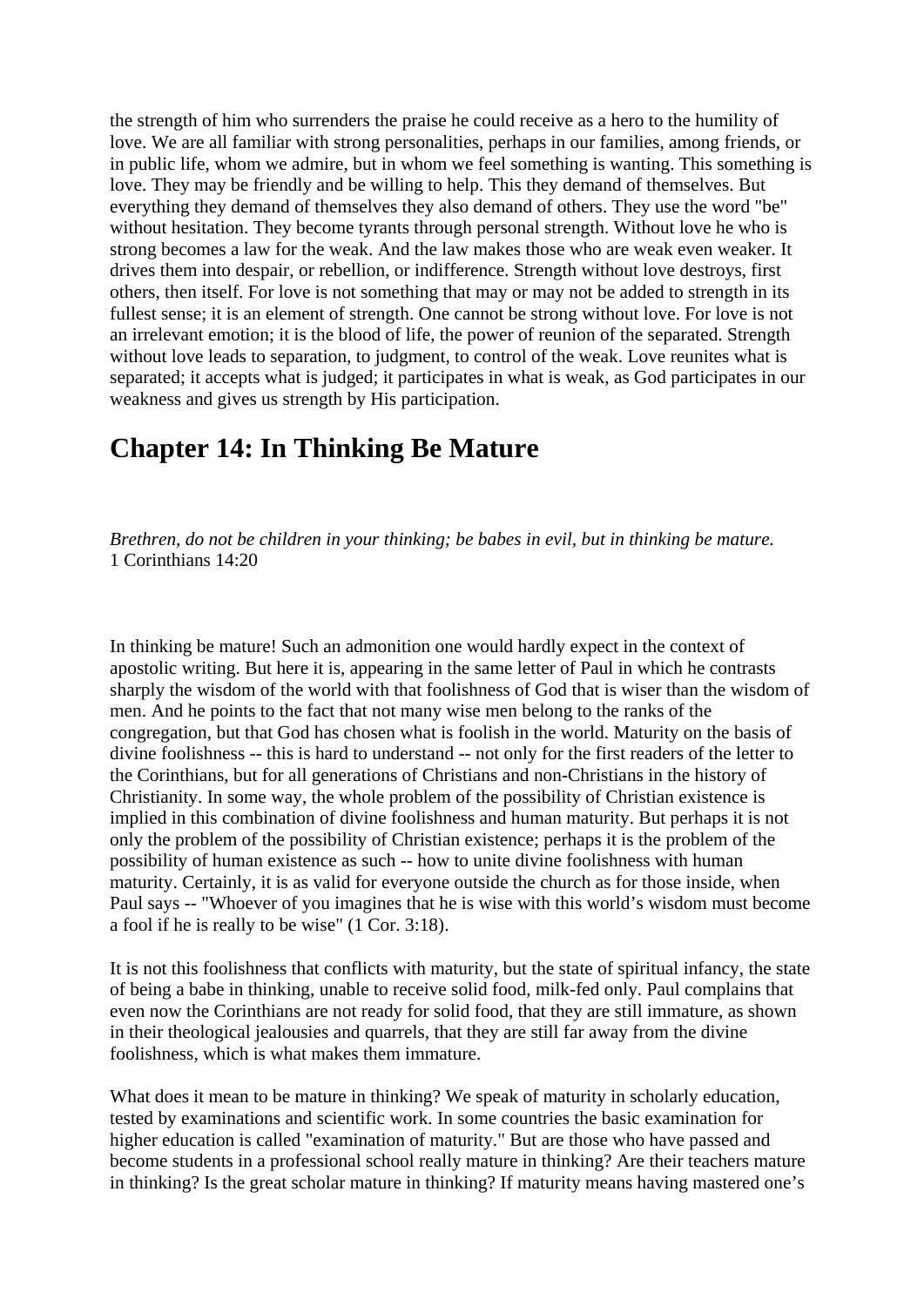the strength of him who surrenders the praise he could receive as a hero to the humility of love. We are all familiar with strong personalities, perhaps in our families, among friends, or in public life, whom we admire, but in whom we feel something is wanting. This something is love. They may be friendly and be willing to help. This they demand of themselves. But everything they demand of themselves they also demand of others. They use the word "be" without hesitation. They become tyrants through personal strength. Without love he who is strong becomes a law for the weak. And the law makes those who are weak even weaker. It drives them into despair, or rebellion, or indifference. Strength without love destroys, first others, then itself. For love is not something that may or may not be added to strength in its fullest sense; it is an element of strength. One cannot be strong without love. For love is not an irrelevant emotion; it is the blood of life, the power of reunion of the separated. Strength without love leads to separation, to judgment, to control of the weak. Love reunites what is separated; it accepts what is judged; it participates in what is weak, as God participates in our weakness and gives us strength by His participation.

# Chapter 14: In Thinking Be Mature

*Brethren, do not be children in your thinking; be babes in evil, but in thinking be mature.*
1 Corinthians 14:20

In thinking be mature! Such an admonition one would hardly expect in the context of apostolic writing. But here it is, appearing in the same letter of Paul in which he contrasts sharply the wisdom of the world with that foolishness of God that is wiser than the wisdom of men. And he points to the fact that not many wise men belong to the ranks of the congregation, but that God has chosen what is foolish in the world. Maturity on the basis of divine foolishness -- this is hard to understand -- not only for the first readers of the letter to the Corinthians, but for all generations of Christians and non-Christians in the history of Christianity. In some way, the whole problem of the possibility of Christian existence is implied in this combination of divine foolishness and human maturity. But perhaps it is not only the problem of the possibility of Christian existence; perhaps it is the problem of the possibility of human existence as such -- how to unite divine foolishness with human maturity. Certainly, it is as valid for everyone outside the church as for those inside, when Paul says -- "Whoever of you imagines that he is wise with this world's wisdom must become a fool if he is really to be wise" (1 Cor. 3:18).

It is not this foolishness that conflicts with maturity, but the state of spiritual infancy, the state of being a babe in thinking, unable to receive solid food, milk-fed only. Paul complains that even now the Corinthians are not ready for solid food, that they are still immature, as shown in their theological jealousies and quarrels, that they are still far away from the divine foolishness, which is what makes them immature.

What does it mean to be mature in thinking? We speak of maturity in scholarly education, tested by examinations and scientific work. In some countries the basic examination for higher education is called "examination of maturity." But are those who have passed and become students in a professional school really mature in thinking? Are their teachers mature in thinking? Is the great scholar mature in thinking? If maturity means having mastered one's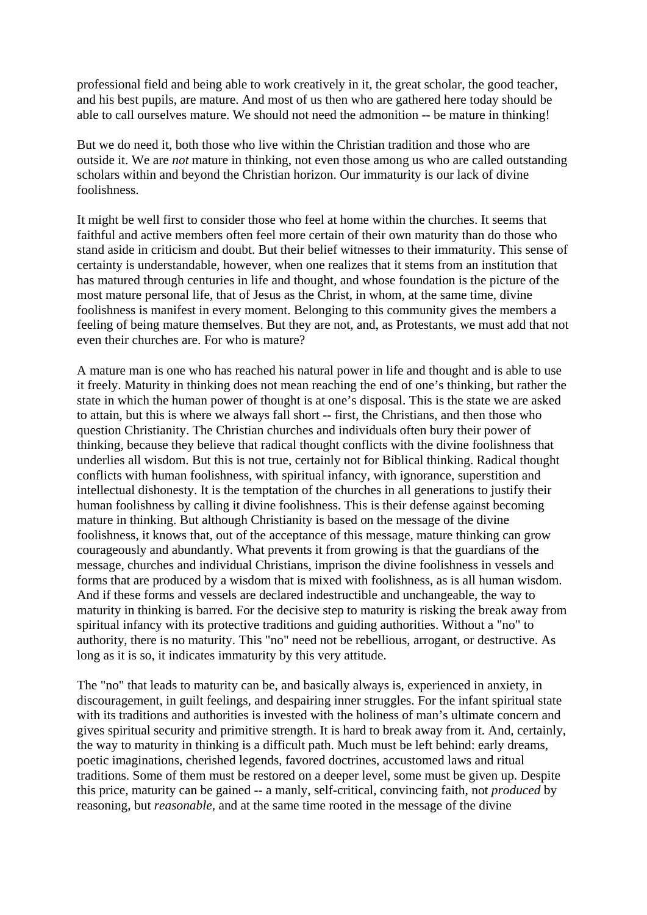professional field and being able to work creatively in it, the great scholar, the good teacher, and his best pupils, are mature. And most of us then who are gathered here today should be able to call ourselves mature. We should not need the admonition -- be mature in thinking!

But we do need it, both those who live within the Christian tradition and those who are outside it. We are *not* mature in thinking, not even those among us who are called outstanding scholars within and beyond the Christian horizon. Our immaturity is our lack of divine foolishness.

It might be well first to consider those who feel at home within the churches. It seems that faithful and active members often feel more certain of their own maturity than do those who stand aside in criticism and doubt. But their belief witnesses to their immaturity. This sense of certainty is understandable, however, when one realizes that it stems from an institution that has matured through centuries in life and thought, and whose foundation is the picture of the most mature personal life, that of Jesus as the Christ, in whom, at the same time, divine foolishness is manifest in every moment. Belonging to this community gives the members a feeling of being mature themselves. But they are not, and, as Protestants, we must add that not even their churches are. For who is mature?

A mature man is one who has reached his natural power in life and thought and is able to use it freely. Maturity in thinking does not mean reaching the end of one's thinking, but rather the state in which the human power of thought is at one's disposal. This is the state we are asked to attain, but this is where we always fall short -- first, the Christians, and then those who question Christianity. The Christian churches and individuals often bury their power of thinking, because they believe that radical thought conflicts with the divine foolishness that underlies all wisdom. But this is not true, certainly not for Biblical thinking. Radical thought conflicts with human foolishness, with spiritual infancy, with ignorance, superstition and intellectual dishonesty. It is the temptation of the churches in all generations to justify their human foolishness by calling it divine foolishness. This is their defense against becoming mature in thinking. But although Christianity is based on the message of the divine foolishness, it knows that, out of the acceptance of this message, mature thinking can grow courageously and abundantly. What prevents it from growing is that the guardians of the message, churches and individual Christians, imprison the divine foolishness in vessels and forms that are produced by a wisdom that is mixed with foolishness, as is all human wisdom. And if these forms and vessels are declared indestructible and unchangeable, the way to maturity in thinking is barred. For the decisive step to maturity is risking the break away from spiritual infancy with its protective traditions and guiding authorities. Without a "no" to authority, there is no maturity. This "no" need not be rebellious, arrogant, or destructive. As long as it is so, it indicates immaturity by this very attitude.

The "no" that leads to maturity can be, and basically always is, experienced in anxiety, in discouragement, in guilt feelings, and despairing inner struggles. For the infant spiritual state with its traditions and authorities is invested with the holiness of man's ultimate concern and gives spiritual security and primitive strength. It is hard to break away from it. And, certainly, the way to maturity in thinking is a difficult path. Much must be left behind: early dreams, poetic imaginations, cherished legends, favored doctrines, accustomed laws and ritual traditions. Some of them must be restored on a deeper level, some must be given up. Despite this price, maturity can be gained -- a manly, self-critical, convincing faith, not *produced* by reasoning, but *reasonable*, and at the same time rooted in the message of the divine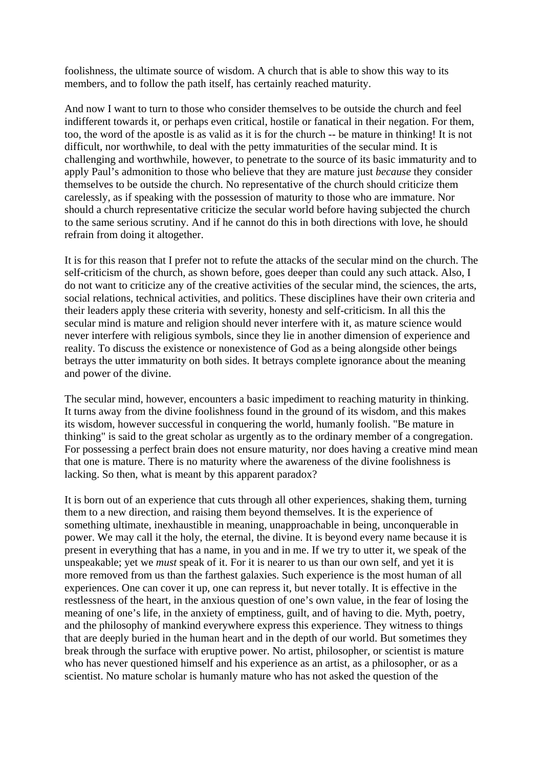foolishness, the ultimate source of wisdom. A church that is able to show this way to its members, and to follow the path itself, has certainly reached maturity.

And now I want to turn to those who consider themselves to be outside the church and feel indifferent towards it, or perhaps even critical, hostile or fanatical in their negation. For them, too, the word of the apostle is as valid as it is for the church -- be mature in thinking! It is not difficult, nor worthwhile, to deal with the petty immaturities of the secular mind. It is challenging and worthwhile, however, to penetrate to the source of its basic immaturity and to apply Paul's admonition to those who believe that they are mature just *because* they consider themselves to be outside the church. No representative of the church should criticize them carelessly, as if speaking with the possession of maturity to those who are immature. Nor should a church representative criticize the secular world before having subjected the church to the same serious scrutiny. And if he cannot do this in both directions with love, he should refrain from doing it altogether.

It is for this reason that I prefer not to refute the attacks of the secular mind on the church. The self-criticism of the church, as shown before, goes deeper than could any such attack. Also, I do not want to criticize any of the creative activities of the secular mind, the sciences, the arts, social relations, technical activities, and politics. These disciplines have their own criteria and their leaders apply these criteria with severity, honesty and self-criticism. In all this the secular mind is mature and religion should never interfere with it, as mature science would never interfere with religious symbols, since they lie in another dimension of experience and reality. To discuss the existence or nonexistence of God as a being alongside other beings betrays the utter immaturity on both sides. It betrays complete ignorance about the meaning and power of the divine.

The secular mind, however, encounters a basic impediment to reaching maturity in thinking. It turns away from the divine foolishness found in the ground of its wisdom, and this makes its wisdom, however successful in conquering the world, humanly foolish. "Be mature in thinking" is said to the great scholar as urgently as to the ordinary member of a congregation. For possessing a perfect brain does not ensure maturity, nor does having a creative mind mean that one is mature. There is no maturity where the awareness of the divine foolishness is lacking. So then, what is meant by this apparent paradox?

It is born out of an experience that cuts through all other experiences, shaking them, turning them to a new direction, and raising them beyond themselves. It is the experience of something ultimate, inexhaustible in meaning, unapproachable in being, unconquerable in power. We may call it the holy, the eternal, the divine. It is beyond every name because it is present in everything that has a name, in you and in me. If we try to utter it, we speak of the unspeakable; yet we *must* speak of it. For it is nearer to us than our own self, and yet it is more removed from us than the farthest galaxies. Such experience is the most human of all experiences. One can cover it up, one can repress it, but never totally. It is effective in the restlessness of the heart, in the anxious question of one's own value, in the fear of losing the meaning of one's life, in the anxiety of emptiness, guilt, and of having to die. Myth, poetry, and the philosophy of mankind everywhere express this experience. They witness to things that are deeply buried in the human heart and in the depth of our world. But sometimes they break through the surface with eruptive power. No artist, philosopher, or scientist is mature who has never questioned himself and his experience as an artist, as a philosopher, or as a scientist. No mature scholar is humanly mature who has not asked the question of the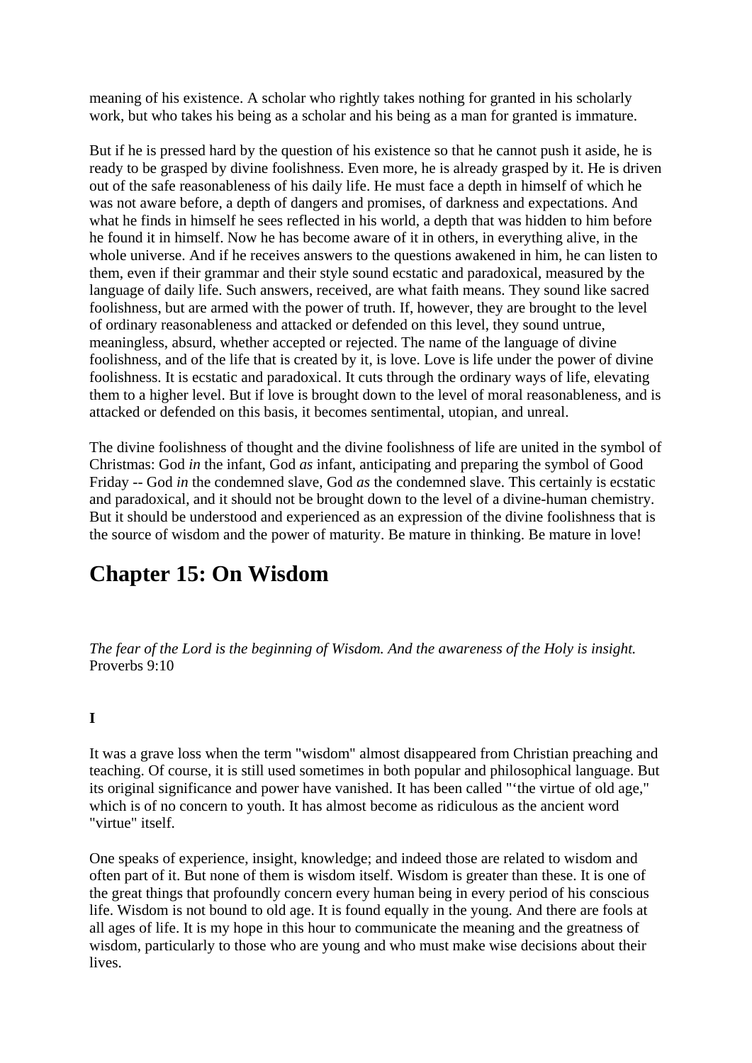meaning of his existence. A scholar who rightly takes nothing for granted in his scholarly work, but who takes his being as a scholar and his being as a man for granted is immature.

But if he is pressed hard by the question of his existence so that he cannot push it aside, he is ready to be grasped by divine foolishness. Even more, he is already grasped by it. He is driven out of the safe reasonableness of his daily life. He must face a depth in himself of which he was not aware before, a depth of dangers and promises, of darkness and expectations. And what he finds in himself he sees reflected in his world, a depth that was hidden to him before he found it in himself. Now he has become aware of it in others, in everything alive, in the whole universe. And if he receives answers to the questions awakened in him, he can listen to them, even if their grammar and their style sound ecstatic and paradoxical, measured by the language of daily life. Such answers, received, are what faith means. They sound like sacred foolishness, but are armed with the power of truth. If, however, they are brought to the level of ordinary reasonableness and attacked or defended on this level, they sound untrue, meaningless, absurd, whether accepted or rejected. The name of the language of divine foolishness, and of the life that is created by it, is love. Love is life under the power of divine foolishness. It is ecstatic and paradoxical. It cuts through the ordinary ways of life, elevating them to a higher level. But if love is brought down to the level of moral reasonableness, and is attacked or defended on this basis, it becomes sentimental, utopian, and unreal.

The divine foolishness of thought and the divine foolishness of life are united in the symbol of Christmas: God *in* the infant, God *as* infant, anticipating and preparing the symbol of Good Friday -- God *in* the condemned slave, God *as* the condemned slave. This certainly is ecstatic and paradoxical, and it should not be brought down to the level of a divine-human chemistry. But it should be understood and experienced as an expression of the divine foolishness that is the source of wisdom and the power of maturity. Be mature in thinking. Be mature in love!

# Chapter 15: On Wisdom

*The fear of the Lord is the beginning of Wisdom. And the awareness of the Holy is insight.* Proverbs 9:10

**I**

It was a grave loss when the term "wisdom" almost disappeared from Christian preaching and teaching. Of course, it is still used sometimes in both popular and philosophical language. But its original significance and power have vanished. It has been called "'the virtue of old age," which is of no concern to youth. It has almost become as ridiculous as the ancient word "virtue" itself.

One speaks of experience, insight, knowledge; and indeed those are related to wisdom and often part of it. But none of them is wisdom itself. Wisdom is greater than these. It is one of the great things that profoundly concern every human being in every period of his conscious life. Wisdom is not bound to old age. It is found equally in the young. And there are fools at all ages of life. It is my hope in this hour to communicate the meaning and the greatness of wisdom, particularly to those who are young and who must make wise decisions about their lives.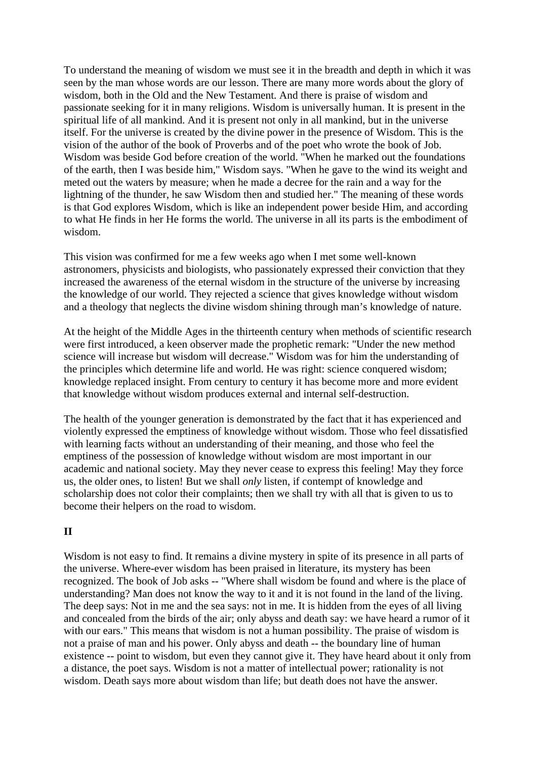To understand the meaning of wisdom we must see it in the breadth and depth in which it was seen by the man whose words are our lesson. There are many more words about the glory of wisdom, both in the Old and the New Testament. And there is praise of wisdom and passionate seeking for it in many religions. Wisdom is universally human. It is present in the spiritual life of all mankind. And it is present not only in all mankind, but in the universe itself. For the universe is created by the divine power in the presence of Wisdom. This is the vision of the author of the book of Proverbs and of the poet who wrote the book of Job. Wisdom was beside God before creation of the world. "When he marked out the foundations of the earth, then I was beside him," Wisdom says. "When he gave to the wind its weight and meted out the waters by measure; when he made a decree for the rain and a way for the lightning of the thunder, he saw Wisdom then and studied her." The meaning of these words is that God explores Wisdom, which is like an independent power beside Him, and according to what He finds in her He forms the world. The universe in all its parts is the embodiment of wisdom.

This vision was confirmed for me a few weeks ago when I met some well-known astronomers, physicists and biologists, who passionately expressed their conviction that they increased the awareness of the eternal wisdom in the structure of the universe by increasing the knowledge of our world. They rejected a science that gives knowledge without wisdom and a theology that neglects the divine wisdom shining through man's knowledge of nature.

At the height of the Middle Ages in the thirteenth century when methods of scientific research were first introduced, a keen observer made the prophetic remark: "Under the new method science will increase but wisdom will decrease." Wisdom was for him the understanding of the principles which determine life and world. He was right: science conquered wisdom; knowledge replaced insight. From century to century it has become more and more evident that knowledge without wisdom produces external and internal self-destruction.

The health of the younger generation is demonstrated by the fact that it has experienced and violently expressed the emptiness of knowledge without wisdom. Those who feel dissatisfied with learning facts without an understanding of their meaning, and those who feel the emptiness of the possession of knowledge without wisdom are most important in our academic and national society. May they never cease to express this feeling! May they force us, the older ones, to listen! But we shall *only* listen, if contempt of knowledge and scholarship does not color their complaints; then we shall try with all that is given to us to become their helpers on the road to wisdom.

**II**

Wisdom is not easy to find. It remains a divine mystery in spite of its presence in all parts of the universe. Where-ever wisdom has been praised in literature, its mystery has been recognized. The book of Job asks -- "Where shall wisdom be found and where is the place of understanding? Man does not know the way to it and it is not found in the land of the living. The deep says: Not in me and the sea says: not in me. It is hidden from the eyes of all living and concealed from the birds of the air; only abyss and death say: we have heard a rumor of it with our ears." This means that wisdom is not a human possibility. The praise of wisdom is not a praise of man and his power. Only abyss and death -- the boundary line of human existence -- point to wisdom, but even they cannot give it. They have heard about it only from a distance, the poet says. Wisdom is not a matter of intellectual power; rationality is not wisdom. Death says more about wisdom than life; but death does not have the answer.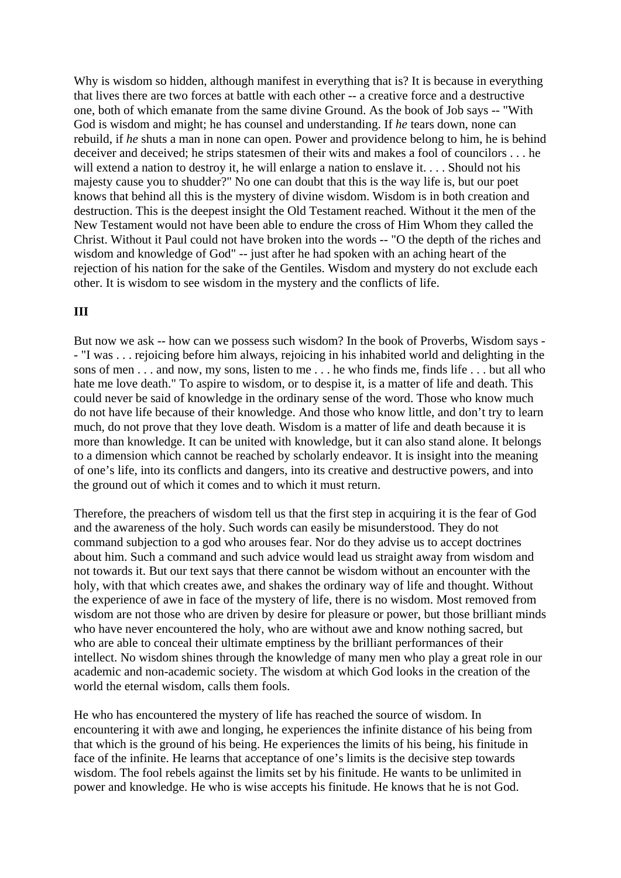Why is wisdom so hidden, although manifest in everything that is? It is because in everything that lives there are two forces at battle with each other -- a creative force and a destructive one, both of which emanate from the same divine Ground. As the book of Job says -- "With God is wisdom and might; he has counsel and understanding. If *he* tears down, none can rebuild, if *he* shuts a man in none can open. Power and providence belong to him, he is behind deceiver and deceived; he strips statesmen of their wits and makes a fool of councilors . . . he will extend a nation to destroy it, he will enlarge a nation to enslave it. . . . Should not his majesty cause you to shudder?" No one can doubt that this is the way life is, but our poet knows that behind all this is the mystery of divine wisdom. Wisdom is in both creation and destruction. This is the deepest insight the Old Testament reached. Without it the men of the New Testament would not have been able to endure the cross of Him Whom they called the Christ. Without it Paul could not have broken into the words -- "O the depth of the riches and wisdom and knowledge of God" -- just after he had spoken with an aching heart of the rejection of his nation for the sake of the Gentiles. Wisdom and mystery do not exclude each other. It is wisdom to see wisdom in the mystery and the conflicts of life.

**III**

But now we ask -- how can we possess such wisdom? In the book of Proverbs, Wisdom says -- "I was . . . rejoicing before him always, rejoicing in his inhabited world and delighting in the sons of men . . . and now, my sons, listen to me . . . he who finds me, finds life . . . but all who hate me love death." To aspire to wisdom, or to despise it, is a matter of life and death. This could never be said of knowledge in the ordinary sense of the word. Those who know much do not have life because of their knowledge. And those who know little, and don't try to learn much, do not prove that they love death. Wisdom is a matter of life and death because it is more than knowledge. It can be united with knowledge, but it can also stand alone. It belongs to a dimension which cannot be reached by scholarly endeavor. It is insight into the meaning of one's life, into its conflicts and dangers, into its creative and destructive powers, and into the ground out of which it comes and to which it must return.

Therefore, the preachers of wisdom tell us that the first step in acquiring it is the fear of God and the awareness of the holy. Such words can easily be misunderstood. They do not command subjection to a god who arouses fear. Nor do they advise us to accept doctrines about him. Such a command and such advice would lead us straight away from wisdom and not towards it. But our text says that there cannot be wisdom without an encounter with the holy, with that which creates awe, and shakes the ordinary way of life and thought. Without the experience of awe in face of the mystery of life, there is no wisdom. Most removed from wisdom are not those who are driven by desire for pleasure or power, but those brilliant minds who have never encountered the holy, who are without awe and know nothing sacred, but who are able to conceal their ultimate emptiness by the brilliant performances of their intellect. No wisdom shines through the knowledge of many men who play a great role in our academic and non-academic society. The wisdom at which God looks in the creation of the world the eternal wisdom, calls them fools.

He who has encountered the mystery of life has reached the source of wisdom. In encountering it with awe and longing, he experiences the infinite distance of his being from that which is the ground of his being. He experiences the limits of his being, his finitude in face of the infinite. He learns that acceptance of one's limits is the decisive step towards wisdom. The fool rebels against the limits set by his finitude. He wants to be unlimited in power and knowledge. He who is wise accepts his finitude. He knows that he is not God.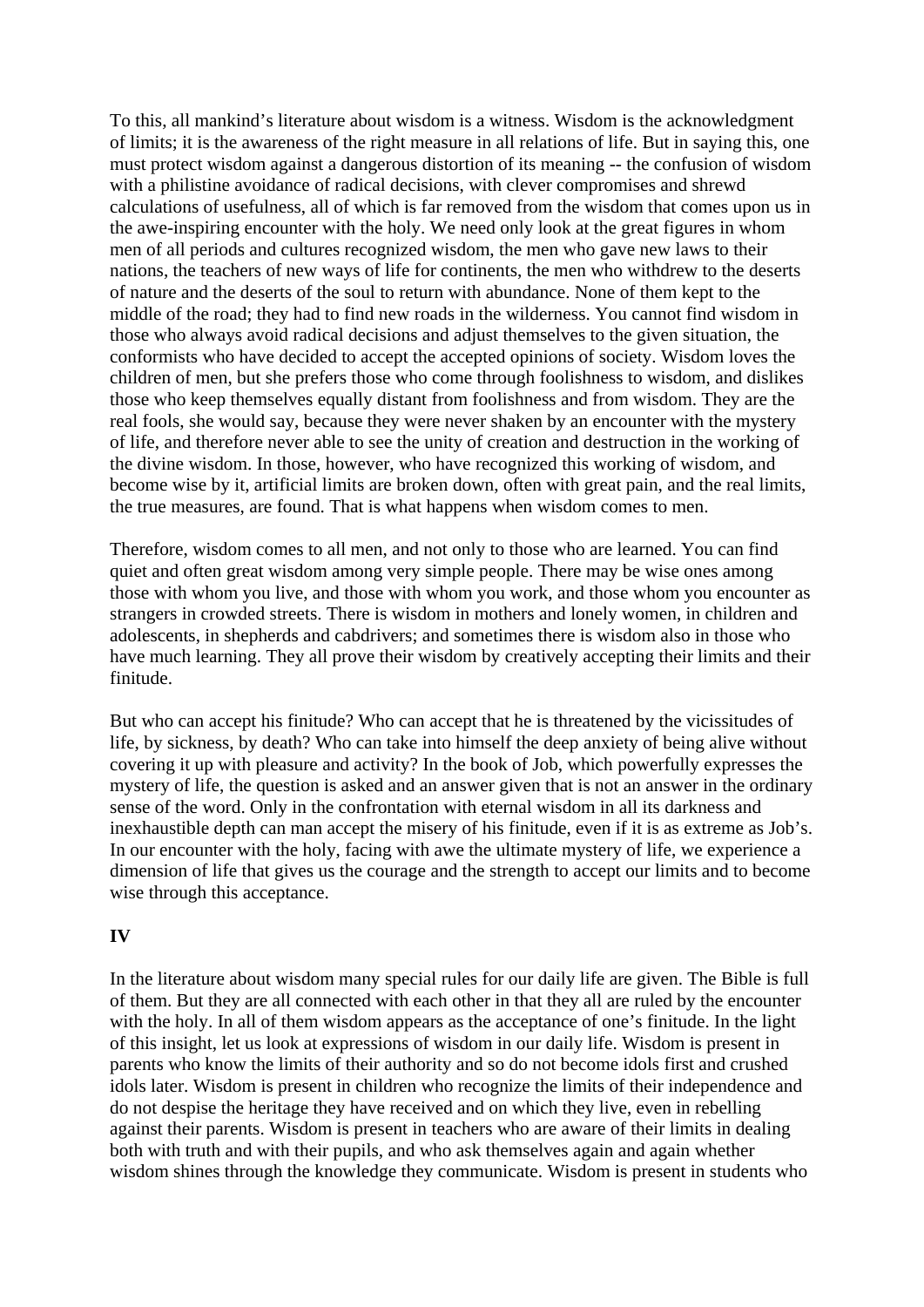To this, all mankind's literature about wisdom is a witness. Wisdom is the acknowledgment of limits; it is the awareness of the right measure in all relations of life. But in saying this, one must protect wisdom against a dangerous distortion of its meaning -- the confusion of wisdom with a philistine avoidance of radical decisions, with clever compromises and shrewd calculations of usefulness, all of which is far removed from the wisdom that comes upon us in the awe-inspiring encounter with the holy. We need only look at the great figures in whom men of all periods and cultures recognized wisdom, the men who gave new laws to their nations, the teachers of new ways of life for continents, the men who withdrew to the deserts of nature and the deserts of the soul to return with abundance. None of them kept to the middle of the road; they had to find new roads in the wilderness. You cannot find wisdom in those who always avoid radical decisions and adjust themselves to the given situation, the conformists who have decided to accept the accepted opinions of society. Wisdom loves the children of men, but she prefers those who come through foolishness to wisdom, and dislikes those who keep themselves equally distant from foolishness and from wisdom. They are the real fools, she would say, because they were never shaken by an encounter with the mystery of life, and therefore never able to see the unity of creation and destruction in the working of the divine wisdom. In those, however, who have recognized this working of wisdom, and become wise by it, artificial limits are broken down, often with great pain, and the real limits, the true measures, are found. That is what happens when wisdom comes to men.

Therefore, wisdom comes to all men, and not only to those who are learned. You can find quiet and often great wisdom among very simple people. There may be wise ones among those with whom you live, and those with whom you work, and those whom you encounter as strangers in crowded streets. There is wisdom in mothers and lonely women, in children and adolescents, in shepherds and cabdrivers; and sometimes there is wisdom also in those who have much learning. They all prove their wisdom by creatively accepting their limits and their finitude.

But who can accept his finitude? Who can accept that he is threatened by the vicissitudes of life, by sickness, by death? Who can take into himself the deep anxiety of being alive without covering it up with pleasure and activity? In the book of Job, which powerfully expresses the mystery of life, the question is asked and an answer given that is not an answer in the ordinary sense of the word. Only in the confrontation with eternal wisdom in all its darkness and inexhaustible depth can man accept the misery of his finitude, even if it is as extreme as Job's. In our encounter with the holy, facing with awe the ultimate mystery of life, we experience a dimension of life that gives us the courage and the strength to accept our limits and to become wise through this acceptance.

**IV**

In the literature about wisdom many special rules for our daily life are given. The Bible is full of them. But they are all connected with each other in that they all are ruled by the encounter with the holy. In all of them wisdom appears as the acceptance of one's finitude. In the light of this insight, let us look at expressions of wisdom in our daily life. Wisdom is present in parents who know the limits of their authority and so do not become idols first and crushed idols later. Wisdom is present in children who recognize the limits of their independence and do not despise the heritage they have received and on which they live, even in rebelling against their parents. Wisdom is present in teachers who are aware of their limits in dealing both with truth and with their pupils, and who ask themselves again and again whether wisdom shines through the knowledge they communicate. Wisdom is present in students who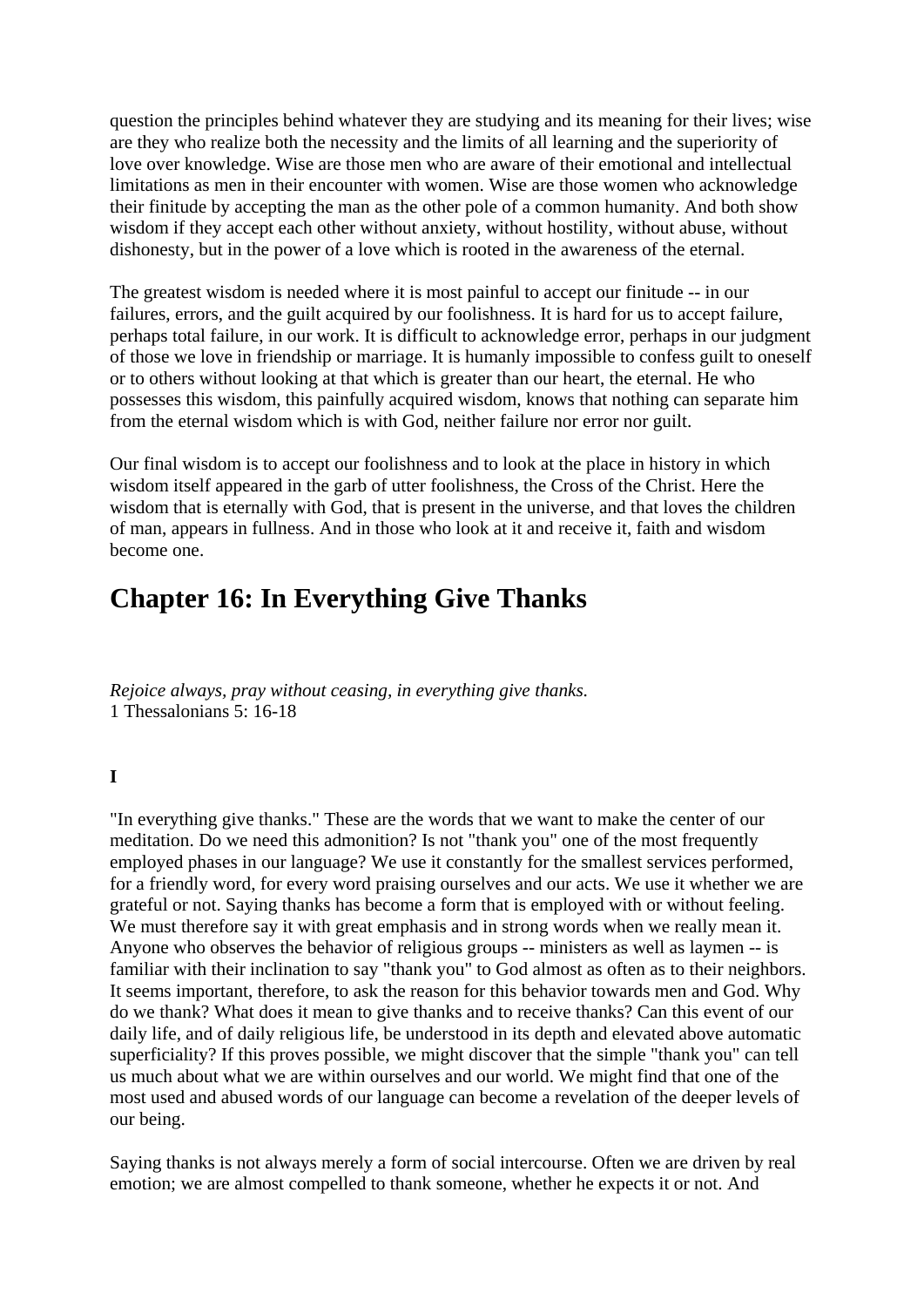question the principles behind whatever they are studying and its meaning for their lives; wise are they who realize both the necessity and the limits of all learning and the superiority of love over knowledge. Wise are those men who are aware of their emotional and intellectual limitations as men in their encounter with women. Wise are those women who acknowledge their finitude by accepting the man as the other pole of a common humanity. And both show wisdom if they accept each other without anxiety, without hostility, without abuse, without dishonesty, but in the power of a love which is rooted in the awareness of the eternal.

The greatest wisdom is needed where it is most painful to accept our finitude -- in our failures, errors, and the guilt acquired by our foolishness. It is hard for us to accept failure, perhaps total failure, in our work. It is difficult to acknowledge error, perhaps in our judgment of those we love in friendship or marriage. It is humanly impossible to confess guilt to oneself or to others without looking at that which is greater than our heart, the eternal. He who possesses this wisdom, this painfully acquired wisdom, knows that nothing can separate him from the eternal wisdom which is with God, neither failure nor error nor guilt.

Our final wisdom is to accept our foolishness and to look at the place in history in which wisdom itself appeared in the garb of utter foolishness, the Cross of the Christ. Here the wisdom that is eternally with God, that is present in the universe, and that loves the children of man, appears in fullness. And in those who look at it and receive it, faith and wisdom become one.

## Chapter 16: In Everything Give Thanks

*Rejoice always, pray without ceasing, in everything give thanks.*
1 Thessalonians 5: 16-18

**I**

"In everything give thanks." These are the words that we want to make the center of our meditation. Do we need this admonition? Is not "thank you" one of the most frequently employed phases in our language? We use it constantly for the smallest services performed, for a friendly word, for every word praising ourselves and our acts. We use it whether we are grateful or not. Saying thanks has become a form that is employed with or without feeling. We must therefore say it with great emphasis and in strong words when we really mean it. Anyone who observes the behavior of religious groups -- ministers as well as laymen -- is familiar with their inclination to say "thank you" to God almost as often as to their neighbors. It seems important, therefore, to ask the reason for this behavior towards men and God. Why do we thank? What does it mean to give thanks and to receive thanks? Can this event of our daily life, and of daily religious life, be understood in its depth and elevated above automatic superficiality? If this proves possible, we might discover that the simple "thank you" can tell us much about what we are within ourselves and our world. We might find that one of the most used and abused words of our language can become a revelation of the deeper levels of our being.

Saying thanks is not always merely a form of social intercourse. Often we are driven by real emotion; we are almost compelled to thank someone, whether he expects it or not. And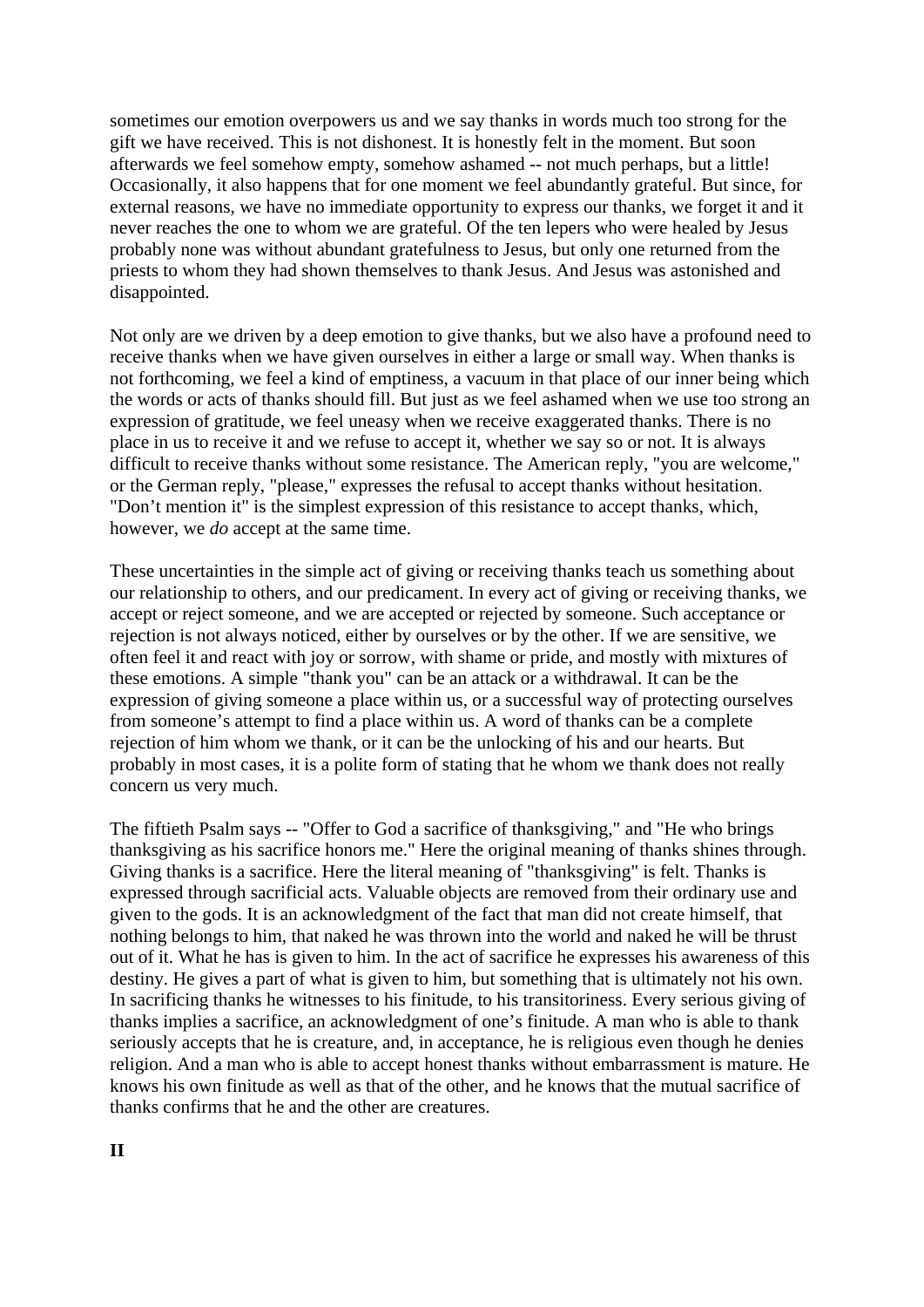sometimes our emotion overpowers us and we say thanks in words much too strong for the gift we have received. This is not dishonest. It is honestly felt in the moment. But soon afterwards we feel somehow empty, somehow ashamed -- not much perhaps, but a little! Occasionally, it also happens that for one moment we feel abundantly grateful. But since, for external reasons, we have no immediate opportunity to express our thanks, we forget it and it never reaches the one to whom we are grateful. Of the ten lepers who were healed by Jesus probably none was without abundant gratefulness to Jesus, but only one returned from the priests to whom they had shown themselves to thank Jesus. And Jesus was astonished and disappointed.

Not only are we driven by a deep emotion to give thanks, but we also have a profound need to receive thanks when we have given ourselves in either a large or small way. When thanks is not forthcoming, we feel a kind of emptiness, a vacuum in that place of our inner being which the words or acts of thanks should fill. But just as we feel ashamed when we use too strong an expression of gratitude, we feel uneasy when we receive exaggerated thanks. There is no place in us to receive it and we refuse to accept it, whether we say so or not. It is always difficult to receive thanks without some resistance. The American reply, "you are welcome," or the German reply, "please," expresses the refusal to accept thanks without hesitation. "Don't mention it" is the simplest expression of this resistance to accept thanks, which, however, we *do* accept at the same time.

These uncertainties in the simple act of giving or receiving thanks teach us something about our relationship to others, and our predicament. In every act of giving or receiving thanks, we accept or reject someone, and we are accepted or rejected by someone. Such acceptance or rejection is not always noticed, either by ourselves or by the other. If we are sensitive, we often feel it and react with joy or sorrow, with shame or pride, and mostly with mixtures of these emotions. A simple "thank you" can be an attack or a withdrawal. It can be the expression of giving someone a place within us, or a successful way of protecting ourselves from someone's attempt to find a place within us. A word of thanks can be a complete rejection of him whom we thank, or it can be the unlocking of his and our hearts. But probably in most cases, it is a polite form of stating that he whom we thank does not really concern us very much.

The fiftieth Psalm says -- "Offer to God a sacrifice of thanksgiving," and "He who brings thanksgiving as his sacrifice honors me." Here the original meaning of thanks shines through. Giving thanks is a sacrifice. Here the literal meaning of "thanksgiving" is felt. Thanks is expressed through sacrificial acts. Valuable objects are removed from their ordinary use and given to the gods. It is an acknowledgment of the fact that man did not create himself, that nothing belongs to him, that naked he was thrown into the world and naked he will be thrust out of it. What he has is given to him. In the act of sacrifice he expresses his awareness of this destiny. He gives a part of what is given to him, but something that is ultimately not his own. In sacrificing thanks he witnesses to his finitude, to his transitoriness. Every serious giving of thanks implies a sacrifice, an acknowledgment of one's finitude. A man who is able to thank seriously accepts that he is creature, and, in acceptance, he is religious even though he denies religion. And a man who is able to accept honest thanks without embarrassment is mature. He knows his own finitude as well as that of the other, and he knows that the mutual sacrifice of thanks confirms that he and the other are creatures.

**II**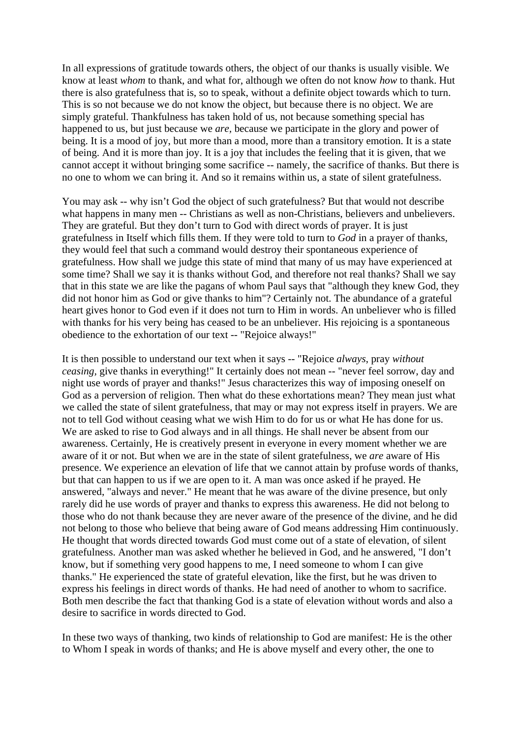In all expressions of gratitude towards others, the object of our thanks is usually visible. We know at least *whom* to thank, and what for, although we often do not know *how* to thank. Hut there is also gratefulness that is, so to speak, without a definite object towards which to turn. This is so not because we do not know the object, but because there is no object. We are simply grateful. Thankfulness has taken hold of us, not because something special has happened to us, but just because we *are*, because we participate in the glory and power of being. It is a mood of joy, but more than a mood, more than a transitory emotion. It is a state of being. And it is more than joy. It is a joy that includes the feeling that it is given, that we cannot accept it without bringing some sacrifice -- namely, the sacrifice of thanks. But there is no one to whom we can bring it. And so it remains within us, a state of silent gratefulness.

You may ask -- why isn't God the object of such gratefulness? But that would not describe what happens in many men -- Christians as well as non-Christians, believers and unbelievers. They are grateful. But they don't turn to God with direct words of prayer. It is just gratefulness in Itself which fills them. If they were told to turn to *God* in a prayer of thanks, they would feel that such a command would destroy their spontaneous experience of gratefulness. How shall we judge this state of mind that many of us may have experienced at some time? Shall we say it is thanks without God, and therefore not real thanks? Shall we say that in this state we are like the pagans of whom Paul says that "although they knew God, they did not honor him as God or give thanks to him"? Certainly not. The abundance of a grateful heart gives honor to God even if it does not turn to Him in words. An unbeliever who is filled with thanks for his very being has ceased to be an unbeliever. His rejoicing is a spontaneous obedience to the exhortation of our text -- "Rejoice always!"

It is then possible to understand our text when it says -- "Rejoice *always*, pray *without ceasing*, give thanks in everything!" It certainly does not mean -- "never feel sorrow, day and night use words of prayer and thanks!" Jesus characterizes this way of imposing oneself on God as a perversion of religion. Then what do these exhortations mean? They mean just what we called the state of silent gratefulness, that may or may not express itself in prayers. We are not to tell God without ceasing what we wish Him to do for us or what He has done for us. We are asked to rise to God always and in all things. He shall never be absent from our awareness. Certainly, He is creatively present in everyone in every moment whether we are aware of it or not. But when we are in the state of silent gratefulness, we *are* aware of His presence. We experience an elevation of life that we cannot attain by profuse words of thanks, but that can happen to us if we are open to it. A man was once asked if he prayed. He answered, "always and never." He meant that he was aware of the divine presence, but only rarely did he use words of prayer and thanks to express this awareness. He did not belong to those who do not thank because they are never aware of the presence of the divine, and he did not belong to those who believe that being aware of God means addressing Him continuously. He thought that words directed towards God must come out of a state of elevation, of silent gratefulness. Another man was asked whether he believed in God, and he answered, "I don't know, but if something very good happens to me, I need someone to whom I can give thanks." He experienced the state of grateful elevation, like the first, but he was driven to express his feelings in direct words of thanks. He had need of another to whom to sacrifice. Both men describe the fact that thanking God is a state of elevation without words and also a desire to sacrifice in words directed to God.

In these two ways of thanking, two kinds of relationship to God are manifest: He is the other to Whom I speak in words of thanks; and He is above myself and every other, the one to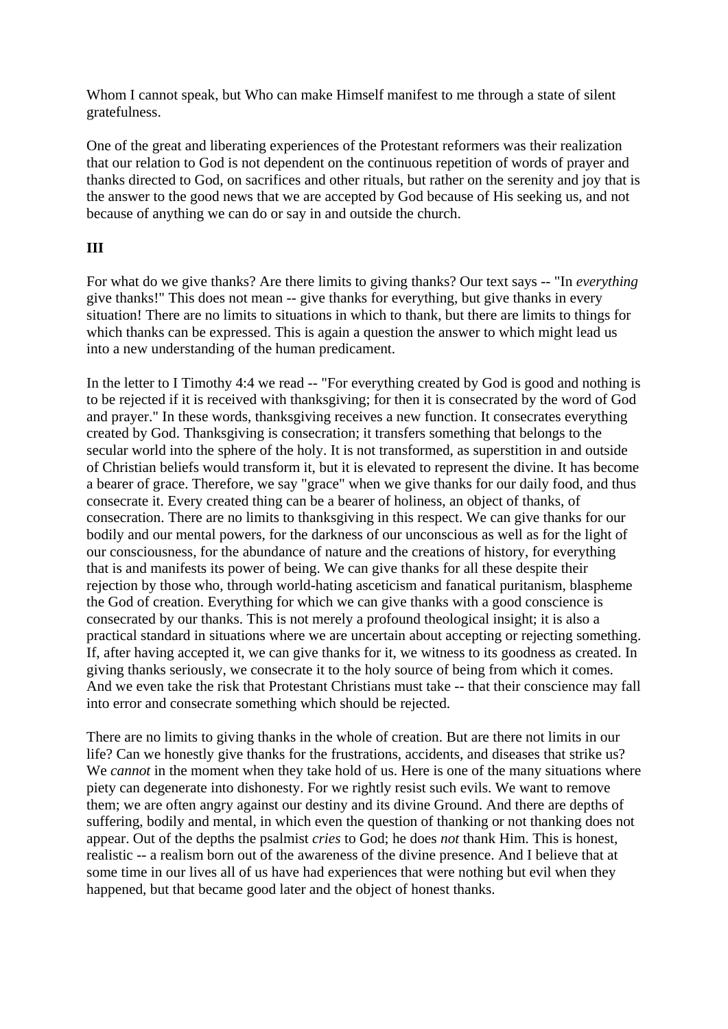Whom I cannot speak, but Who can make Himself manifest to me through a state of silent gratefulness.

One of the great and liberating experiences of the Protestant reformers was their realization that our relation to God is not dependent on the continuous repetition of words of prayer and thanks directed to God, on sacrifices and other rituals, but rather on the serenity and joy that is the answer to the good news that we are accepted by God because of His seeking us, and not because of anything we can do or say in and outside the church.

**III**

For what do we give thanks? Are there limits to giving thanks? Our text says -- "In *everything* give thanks!" This does not mean -- give thanks for everything, but give thanks in every situation! There are no limits to situations in which to thank, but there are limits to things for which thanks can be expressed. This is again a question the answer to which might lead us into a new understanding of the human predicament.

In the letter to I Timothy 4:4 we read -- "For everything created by God is good and nothing is to be rejected if it is received with thanksgiving; for then it is consecrated by the word of God and prayer." In these words, thanksgiving receives a new function. It consecrates everything created by God. Thanksgiving is consecration; it transfers something that belongs to the secular world into the sphere of the holy. It is not transformed, as superstition in and outside of Christian beliefs would transform it, but it is elevated to represent the divine. It has become a bearer of grace. Therefore, we say "grace" when we give thanks for our daily food, and thus consecrate it. Every created thing can be a bearer of holiness, an object of thanks, of consecration. There are no limits to thanksgiving in this respect. We can give thanks for our bodily and our mental powers, for the darkness of our unconscious as well as for the light of our consciousness, for the abundance of nature and the creations of history, for everything that is and manifests its power of being. We can give thanks for all these despite their rejection by those who, through world-hating asceticism and fanatical puritanism, blaspheme the God of creation. Everything for which we can give thanks with a good conscience is consecrated by our thanks. This is not merely a profound theological insight; it is also a practical standard in situations where we are uncertain about accepting or rejecting something. If, after having accepted it, we can give thanks for it, we witness to its goodness as created. In giving thanks seriously, we consecrate it to the holy source of being from which it comes. And we even take the risk that Protestant Christians must take -- that their conscience may fall into error and consecrate something which should be rejected.

There are no limits to giving thanks in the whole of creation. But are there not limits in our life? Can we honestly give thanks for the frustrations, accidents, and diseases that strike us? We *cannot* in the moment when they take hold of us. Here is one of the many situations where piety can degenerate into dishonesty. For we rightly resist such evils. We want to remove them; we are often angry against our destiny and its divine Ground. And there are depths of suffering, bodily and mental, in which even the question of thanking or not thanking does not appear. Out of the depths the psalmist *cries* to God; he does *not* thank Him. This is honest, realistic -- a realism born out of the awareness of the divine presence. And I believe that at some time in our lives all of us have had experiences that were nothing but evil when they happened, but that became good later and the object of honest thanks.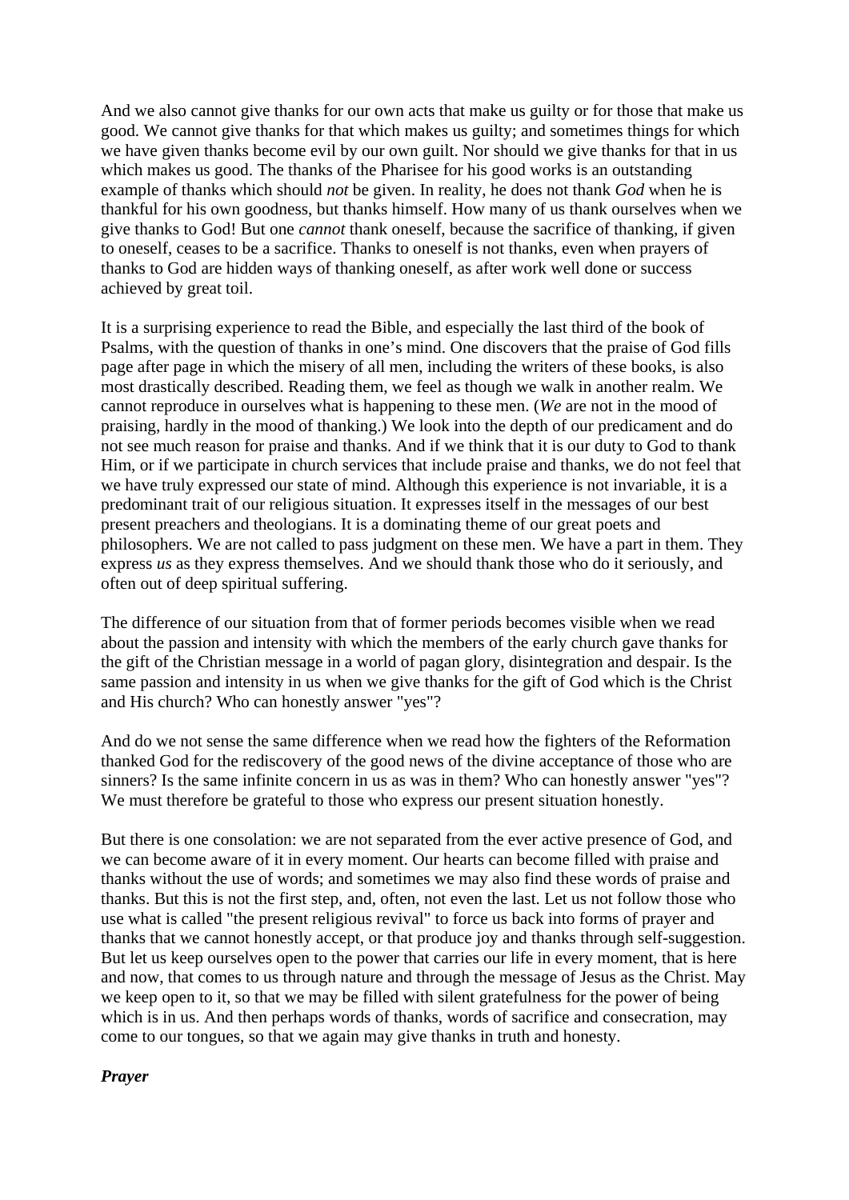And we also cannot give thanks for our own acts that make us guilty or for those that make us good. We cannot give thanks for that which makes us guilty; and sometimes things for which we have given thanks become evil by our own guilt. Nor should we give thanks for that in us which makes us good. The thanks of the Pharisee for his good works is an outstanding example of thanks which should *not* be given. In reality, he does not thank *God* when he is thankful for his own goodness, but thanks himself. How many of us thank ourselves when we give thanks to God! But one *cannot* thank oneself, because the sacrifice of thanking, if given to oneself, ceases to be a sacrifice. Thanks to oneself is not thanks, even when prayers of thanks to God are hidden ways of thanking oneself, as after work well done or success achieved by great toil.

It is a surprising experience to read the Bible, and especially the last third of the book of Psalms, with the question of thanks in one's mind. One discovers that the praise of God fills page after page in which the misery of all men, including the writers of these books, is also most drastically described. Reading them, we feel as though we walk in another realm. We cannot reproduce in ourselves what is happening to these men. (*We* are not in the mood of praising, hardly in the mood of thanking.) We look into the depth of our predicament and do not see much reason for praise and thanks. And if we think that it is our duty to God to thank Him, or if we participate in church services that include praise and thanks, we do not feel that we have truly expressed our state of mind. Although this experience is not invariable, it is a predominant trait of our religious situation. It expresses itself in the messages of our best present preachers and theologians. It is a dominating theme of our great poets and philosophers. We are not called to pass judgment on these men. We have a part in them. They express *us* as they express themselves. And we should thank those who do it seriously, and often out of deep spiritual suffering.

The difference of our situation from that of former periods becomes visible when we read about the passion and intensity with which the members of the early church gave thanks for the gift of the Christian message in a world of pagan glory, disintegration and despair. Is the same passion and intensity in us when we give thanks for the gift of God which is the Christ and His church? Who can honestly answer "yes"?

And do we not sense the same difference when we read how the fighters of the Reformation thanked God for the rediscovery of the good news of the divine acceptance of those who are sinners? Is the same infinite concern in us as was in them? Who can honestly answer "yes"? We must therefore be grateful to those who express our present situation honestly.

But there is one consolation: we are not separated from the ever active presence of God, and we can become aware of it in every moment. Our hearts can become filled with praise and thanks without the use of words; and sometimes we may also find these words of praise and thanks. But this is not the first step, and, often, not even the last. Let us not follow those who use what is called "the present religious revival" to force us back into forms of prayer and thanks that we cannot honestly accept, or that produce joy and thanks through self-suggestion. But let us keep ourselves open to the power that carries our life in every moment, that is here and now, that comes to us through nature and through the message of Jesus as the Christ. May we keep open to it, so that we may be filled with silent gratefulness for the power of being which is in us. And then perhaps words of thanks, words of sacrifice and consecration, may come to our tongues, so that we again may give thanks in truth and honesty.

***Prayer***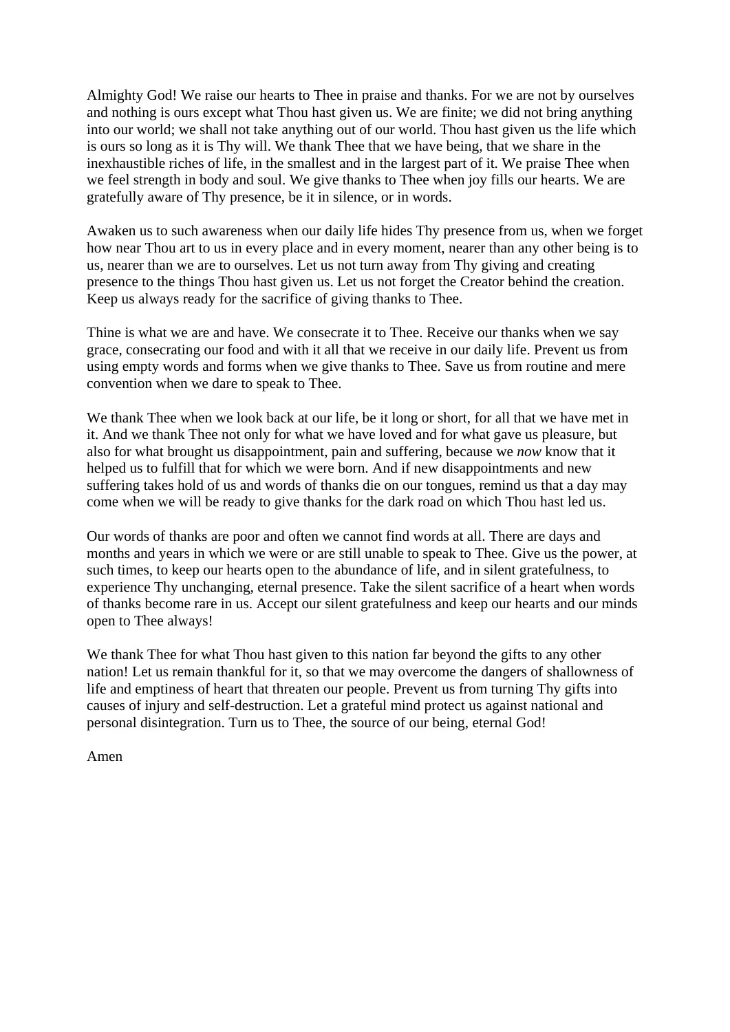Almighty God! We raise our hearts to Thee in praise and thanks. For we are not by ourselves and nothing is ours except what Thou hast given us. We are finite; we did not bring anything into our world; we shall not take anything out of our world. Thou hast given us the life which is ours so long as it is Thy will. We thank Thee that we have being, that we share in the inexhaustible riches of life, in the smallest and in the largest part of it. We praise Thee when we feel strength in body and soul. We give thanks to Thee when joy fills our hearts. We are gratefully aware of Thy presence, be it in silence, or in words.

Awaken us to such awareness when our daily life hides Thy presence from us, when we forget how near Thou art to us in every place and in every moment, nearer than any other being is to us, nearer than we are to ourselves. Let us not turn away from Thy giving and creating presence to the things Thou hast given us. Let us not forget the Creator behind the creation. Keep us always ready for the sacrifice of giving thanks to Thee.

Thine is what we are and have. We consecrate it to Thee. Receive our thanks when we say grace, consecrating our food and with it all that we receive in our daily life. Prevent us from using empty words and forms when we give thanks to Thee. Save us from routine and mere convention when we dare to speak to Thee.

We thank Thee when we look back at our life, be it long or short, for all that we have met in it. And we thank Thee not only for what we have loved and for what gave us pleasure, but also for what brought us disappointment, pain and suffering, because we *now* know that it helped us to fulfill that for which we were born. And if new disappointments and new suffering takes hold of us and words of thanks die on our tongues, remind us that a day may come when we will be ready to give thanks for the dark road on which Thou hast led us.

Our words of thanks are poor and often we cannot find words at all. There are days and months and years in which we were or are still unable to speak to Thee. Give us the power, at such times, to keep our hearts open to the abundance of life, and in silent gratefulness, to experience Thy unchanging, eternal presence. Take the silent sacrifice of a heart when words of thanks become rare in us. Accept our silent gratefulness and keep our hearts and our minds open to Thee always!

We thank Thee for what Thou hast given to this nation far beyond the gifts to any other nation! Let us remain thankful for it, so that we may overcome the dangers of shallowness of life and emptiness of heart that threaten our people. Prevent us from turning Thy gifts into causes of injury and self-destruction. Let a grateful mind protect us against national and personal disintegration. Turn us to Thee, the source of our being, eternal God!

Amen